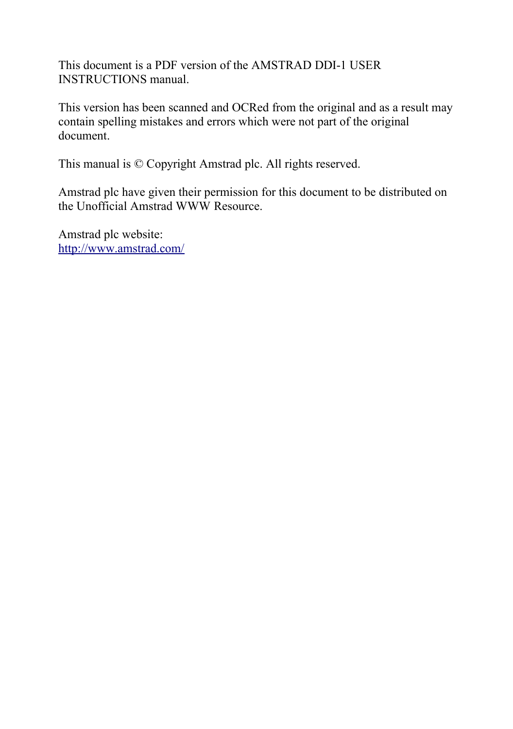This document is a PDF version of the AMSTRAD DDI-1 USER INSTRUCTIONS manual.

This version has been scanned and OCRed from the original and as a result may contain spelling mistakes and errors which were not part of the original document.

This manual is © Copyright Amstrad plc. All rights reserved.

Amstrad plc have given their permission for this document to be distributed on the Unofficial Amstrad WWW Resource.

Amstrad plc website:
[http://www.amstrad.com/](http://www.amstrad.com/)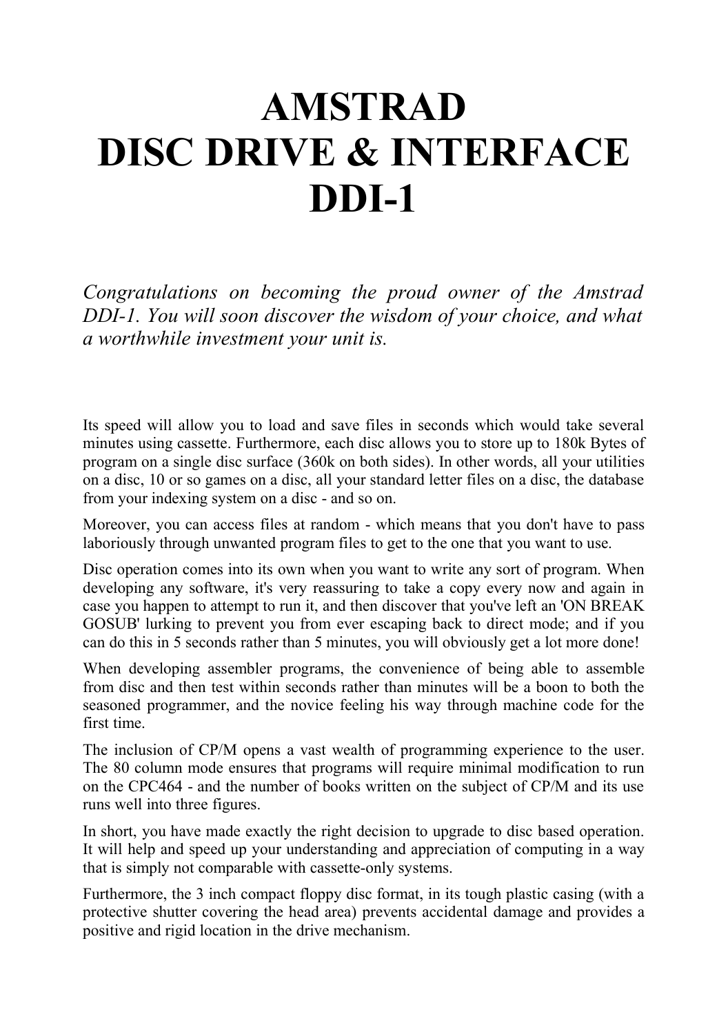# AMSTRAD DISC DRIVE & INTERFACE DDI-1

*Congratulations on becoming the proud owner of the Amstrad DDI-1. You will soon discover the wisdom of your choice, and what a worthwhile investment your unit is.*

Its speed will allow you to load and save files in seconds which would take several minutes using cassette. Furthermore, each disc allows you to store up to 180k Bytes of program on a single disc surface (360k on both sides). In other words, all your utilities on a disc, 10 or so games on a disc, all your standard letter files on a disc, the database from your indexing system on a disc - and so on.

Moreover, you can access files at random - which means that you don't have to pass laboriously through unwanted program files to get to the one that you want to use.

Disc operation comes into its own when you want to write any sort of program. When developing any software, it's very reassuring to take a copy every now and again in case you happen to attempt to run it, and then discover that you've left an 'ON BREAK GOSUB' lurking to prevent you from ever escaping back to direct mode; and if you can do this in 5 seconds rather than 5 minutes, you will obviously get a lot more done!

When developing assembler programs, the convenience of being able to assemble from disc and then test within seconds rather than minutes will be a boon to both the seasoned programmer, and the novice feeling his way through machine code for the first time.

The inclusion of CP/M opens a vast wealth of programming experience to the user. The 80 column mode ensures that programs will require minimal modification to run on the CPC464 - and the number of books written on the subject of CP/M and its use runs well into three figures.

In short, you have made exactly the right decision to upgrade to disc based operation. It will help and speed up your understanding and appreciation of computing in a way that is simply not comparable with cassette-only systems.

Furthermore, the 3 inch compact floppy disc format, in its tough plastic casing (with a protective shutter covering the head area) prevents accidental damage and provides a positive and rigid location in the drive mechanism.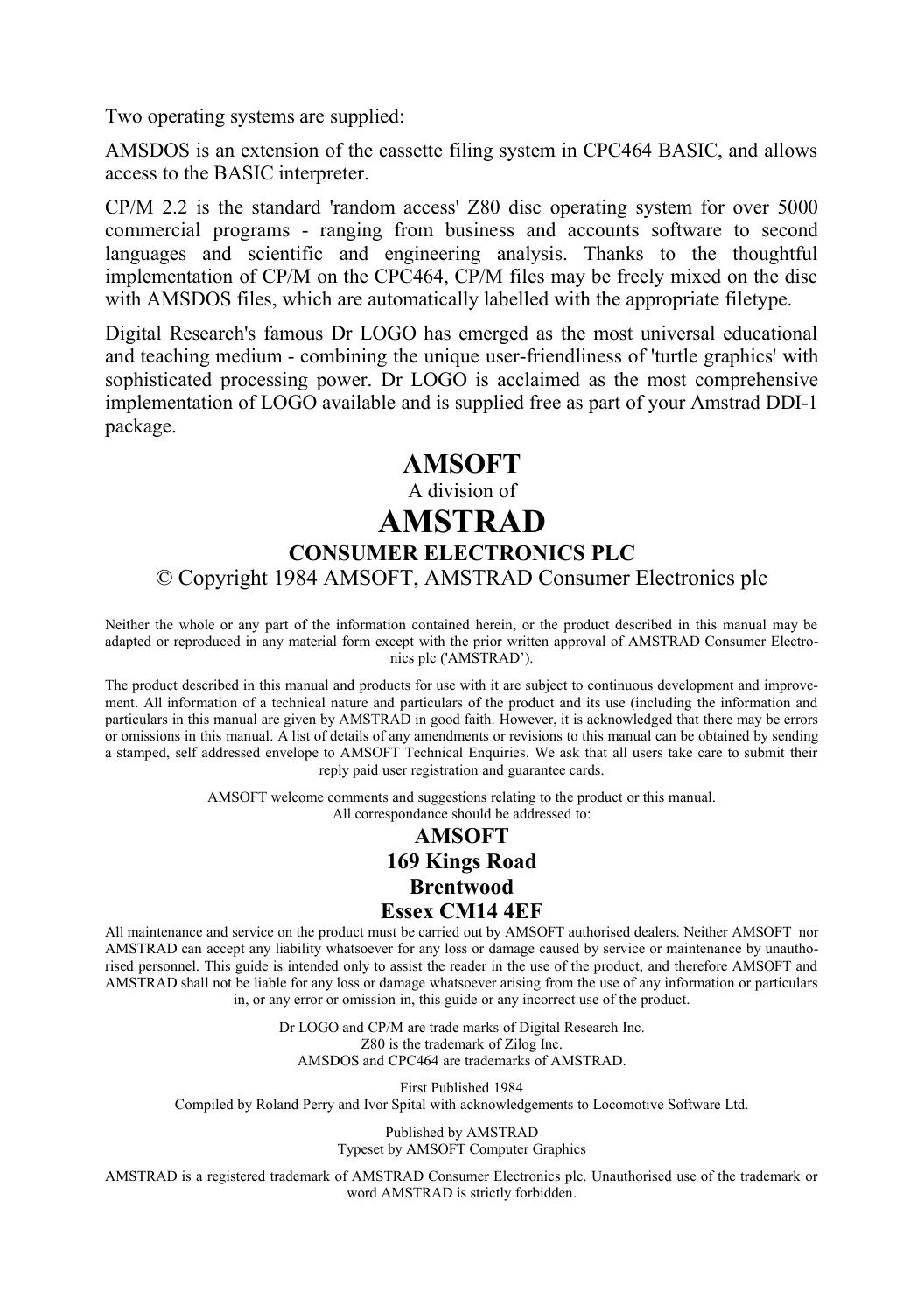Two operating systems are supplied:

AMSDOS is an extension of the cassette filing system in CPC464 BASIC, and allows access to the BASIC interpreter.

CP/M 2.2 is the standard 'random access' Z80 disc operating system for over 5000 commercial programs - ranging from business and accounts software to second languages and scientific and engineering analysis. Thanks to the thoughtful implementation of CP/M on the CPC464, CP/M files may be freely mixed on the disc with AMSDOS files, which are automatically labelled with the appropriate filetype.

Digital Research's famous Dr LOGO has emerged as the most universal educational and teaching medium - combining the unique user-friendliness of 'turtle graphics' with sophisticated processing power. Dr LOGO is acclaimed as the most comprehensive implementation of LOGO available and is supplied free as part of your Amstrad DDI-1 package.

**AMSOFT**

A division of

# AMSTRAD

**CONSUMER ELECTRONICS PLC**

© Copyright 1984 AMSOFT, AMSTRAD Consumer Electronics plc

Neither the whole or any part of the information contained herein, or the product described in this manual may be adapted or reproduced in any material form except with the prior written approval of AMSTRAD Consumer Electronics plc ('AMSTRAD').

The product described in this manual and products for use with it are subject to continuous development and improvement. All information of a technical nature and particulars of the product and its use (including the information and particulars in this manual are given by AMSTRAD in good faith. However, it is acknowledged that there may be errors or omissions in this manual. A list of details of any amendments or revisions to this manual can be obtained by sending a stamped, self addressed envelope to AMSOFT Technical Enquiries. We ask that all users take care to submit their reply paid user registration and guarantee cards.

AMSOFT welcome comments and suggestions relating to the product or this manual.
All correspondance should be addressed to:

**AMSOFT**
**169 Kings Road**
**Brentwood**
**Essex CM14 4EF**

All maintenance and service on the product must be carried out by AMSOFT authorised dealers. Neither AMSOFT nor AMSTRAD can accept any liability whatsoever for any loss or damage caused by service or maintenance by unauthorised personnel. This guide is intended only to assist the reader in the use of the product, and therefore AMSOFT and AMSTRAD shall not be liable for any loss or damage whatsoever arising from the use of any information or particulars in, or any error or omission in, this guide or any incorrect use of the product.

Dr LOGO and CP/M are trade marks of Digital Research Inc.
Z80 is the trademark of Zilog Inc.
AMSDOS and CPC464 are trademarks of AMSTRAD.

First Published 1984
Compiled by Roland Perry and Ivor Spital with acknowledgements to Locomotive Software Ltd.

Published by AMSTRAD
Typeset by AMSOFT Computer Graphics

AMSTRAD is a registered trademark of AMSTRAD Consumer Electronics plc. Unauthorised use of the trademark or word AMSTRAD is strictly forbidden.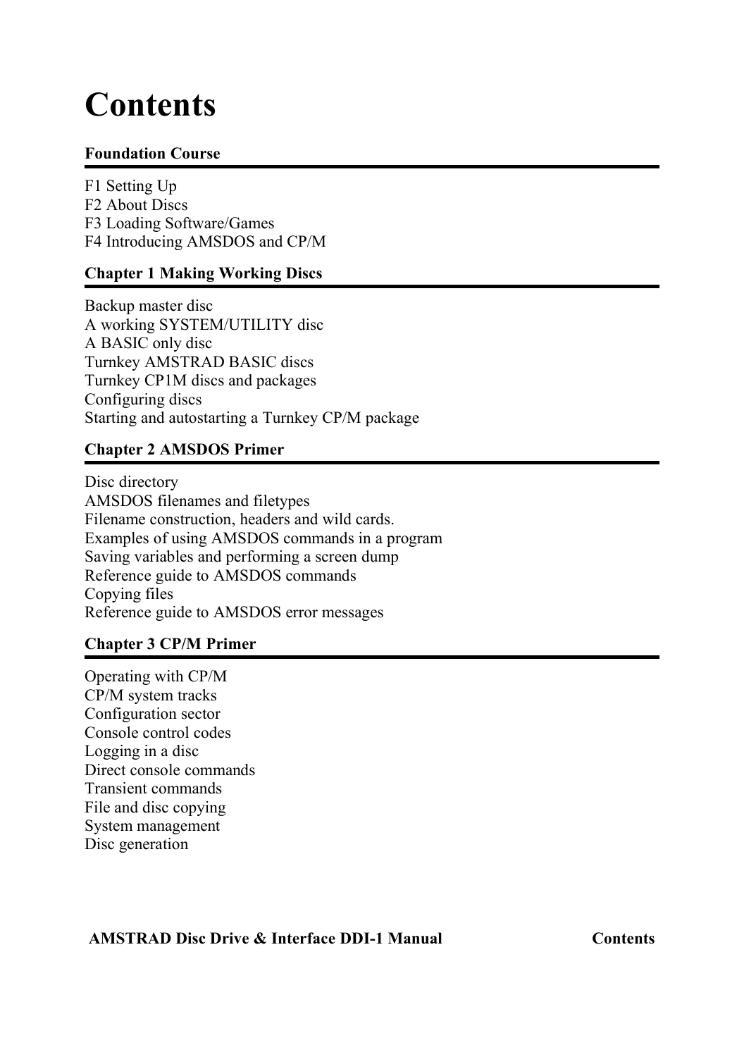# Contents

**Foundation Course**

F1 Setting Up
F2 About Discs
F3 Loading Software/Games
F4 Introducing AMSDOS and CP/M

**Chapter 1 Making Working Discs**

Backup master disc
A working SYSTEM/UTILITY disc
A BASIC only disc
Turnkey AMSTRAD BASIC discs
Turnkey CP1M discs and packages
Configuring discs
Starting and autostarting a Turnkey CP/M package

**Chapter 2 AMSDOS Primer**

Disc directory
AMSDOS filenames and filetypes
Filename construction, headers and wild cards.
Examples of using AMSDOS commands in a program
Saving variables and performing a screen dump
Reference guide to AMSDOS commands
Copying files
Reference guide to AMSDOS error messages

**Chapter 3 CP/M Primer**

Operating with CP/M
CP/M system tracks
Configuration sector
Console control codes
Logging in a disc
Direct console commands
Transient commands
File and disc copying
System management
Disc generation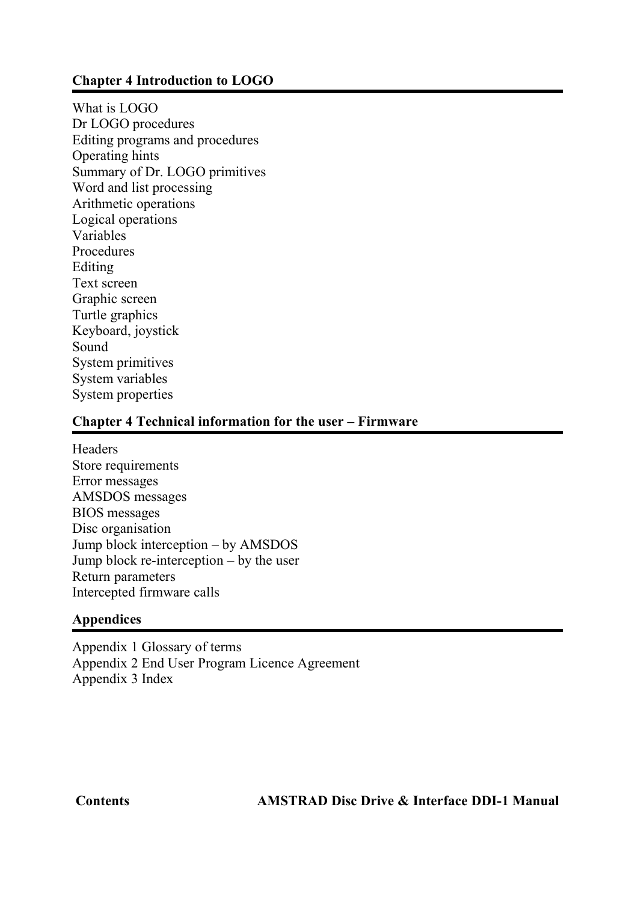## Chapter 4 Introduction to LOGO

What is LOGO
Dr LOGO procedures
Editing programs and procedures
Operating hints
Summary of Dr. LOGO primitives
Word and list processing
Arithmetic operations
Logical operations
Variables
Procedures
Editing
Text screen
Graphic screen
Turtle graphics
Keyboard, joystick
Sound
System primitives
System variables
System properties

## Chapter 4 Technical information for the user – Firmware

Headers
Store requirements
Error messages
AMSDOS messages
BIOS messages
Disc organisation
Jump block interception – by AMSDOS
Jump block re-interception – by the user
Return parameters
Intercepted firmware calls

## Appendices

Appendix 1 Glossary of terms
Appendix 2 End User Program Licence Agreement
Appendix 3 Index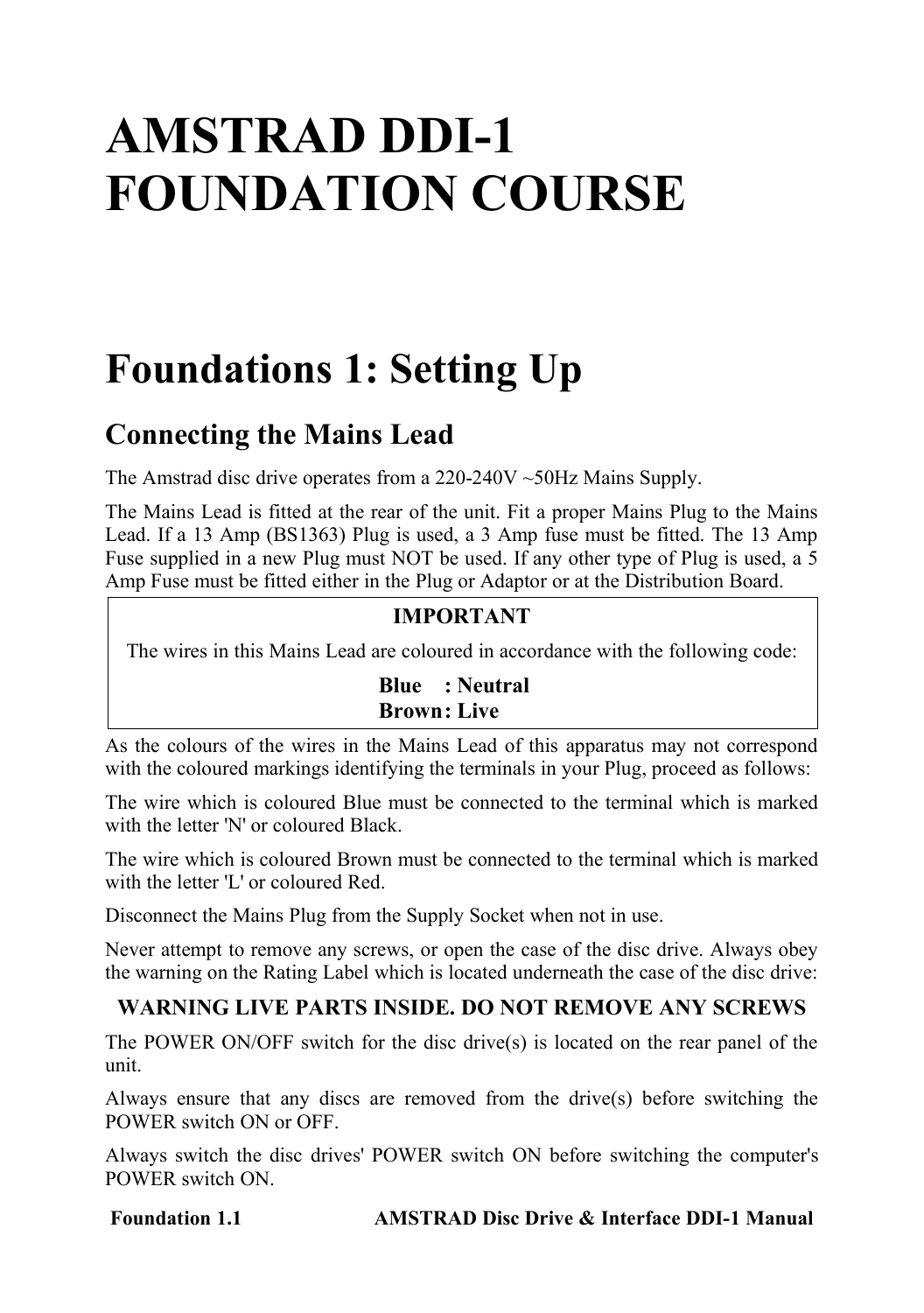# AMSTRAD DDI-1 FOUNDATION COURSE

# Foundations 1: Setting Up

## Connecting the Mains Lead

The Amstrad disc drive operates from a 220-240V ~50Hz Mains Supply.

The Mains Lead is fitted at the rear of the unit. Fit a proper Mains Plug to the Mains Lead. If a 13 Amp (BS1363) Plug is used, a 3 Amp fuse must be fitted. The 13 Amp Fuse supplied in a new Plug must NOT be used. If any other type of Plug is used, a 5 Amp Fuse must be fitted either in the Plug or Adaptor or at the Distribution Board.

**IMPORTANT**

The wires in this Mains Lead are coloured in accordance with the following code:

**Blue : Neutral**
**Brown: Live**

As the colours of the wires in the Mains Lead of this apparatus may not correspond with the coloured markings identifying the terminals in your Plug, proceed as follows:

The wire which is coloured Blue must be connected to the terminal which is marked with the letter 'N' or coloured Black.

The wire which is coloured Brown must be connected to the terminal which is marked with the letter 'L' or coloured Red.

Disconnect the Mains Plug from the Supply Socket when not in use.

Never attempt to remove any screws, or open the case of the disc drive. Always obey the warning on the Rating Label which is located underneath the case of the disc drive:

**WARNING LIVE PARTS INSIDE. DO NOT REMOVE ANY SCREWS**

The POWER ON/OFF switch for the disc drive(s) is located on the rear panel of the unit.

Always ensure that any discs are removed from the drive(s) before switching the POWER switch ON or OFF.

Always switch the disc drives' POWER switch ON before switching the computer's POWER switch ON.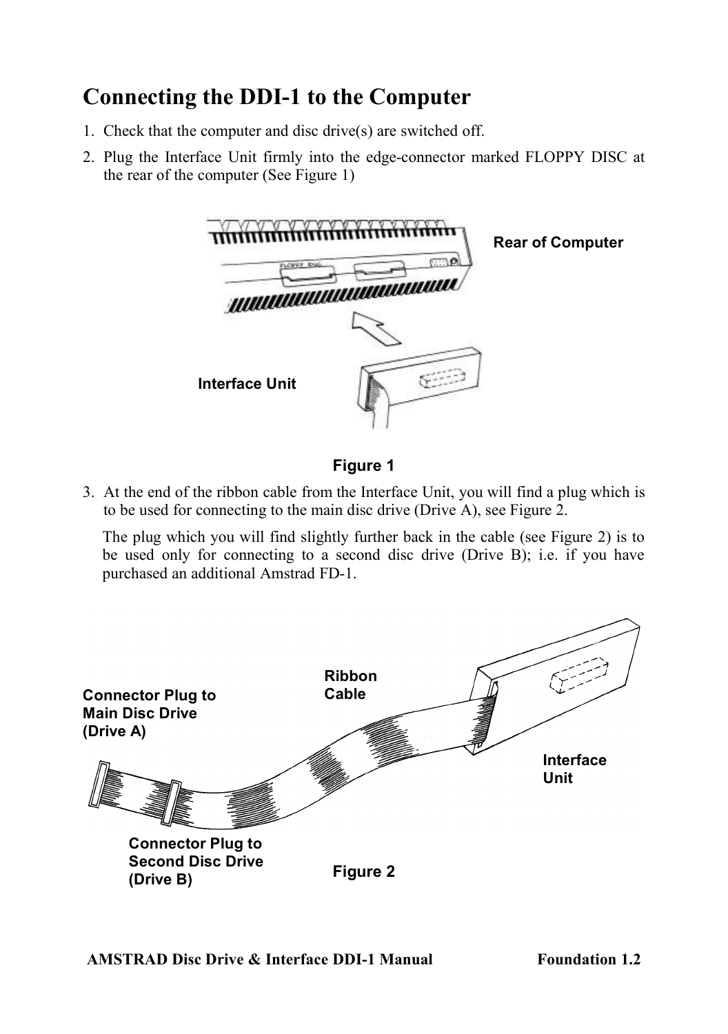# Connecting the DDI-1 to the Computer

1. Check that the computer and disc drive(s) are switched off.
2. Plug the Interface Unit firmly into the edge-connector marked FLOPPY DISC at the rear of the computer (See Figure 1)

Rear of Computer

Interface Unit

Figure 1

3. At the end of the ribbon cable from the Interface Unit, you will find a plug which is to be used for connecting to the main disc drive (Drive A), see Figure 2.

   The plug which you will find slightly further back in the cable (see Figure 2) is to be used only for connecting to a second disc drive (Drive B); i.e. if you have purchased an additional Amstrad FD-1.

Connector Plug to Main Disc Drive (Drive A)

Ribbon Cable

Interface Unit

Connector Plug to Second Disc Drive (Drive B)

Figure 2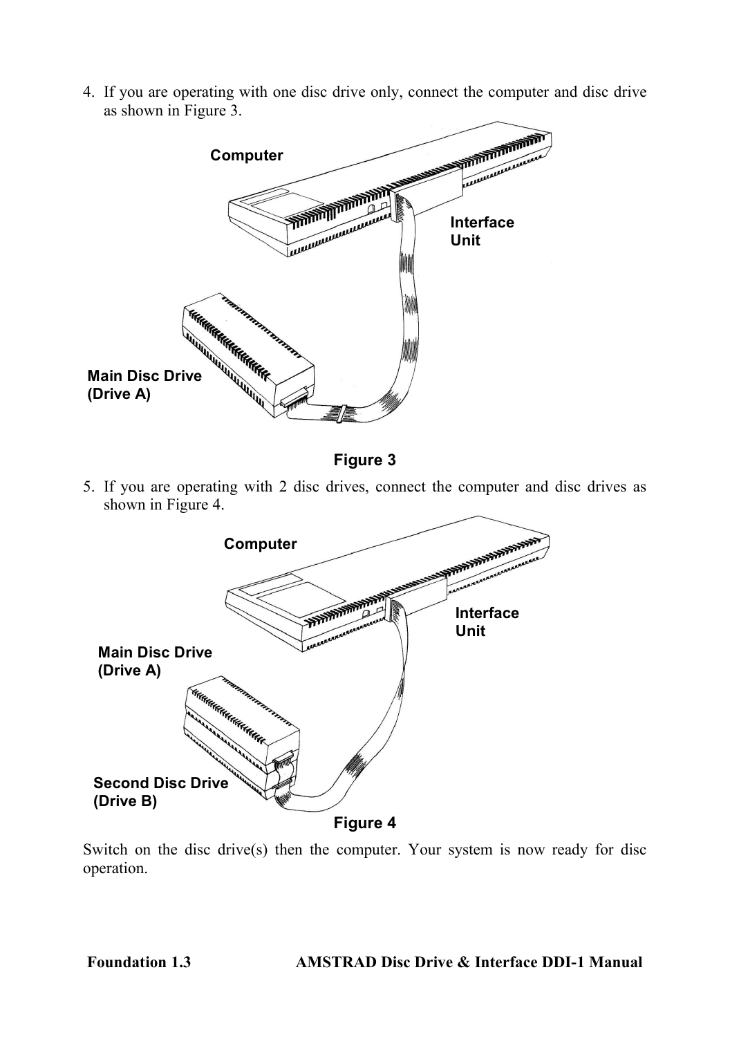4. If you are operating with one disc drive only, connect the computer and disc drive as shown in Figure 3.

Computer

Interface Unit

Main Disc Drive (Drive A)

**Figure 3**

5. If you are operating with 2 disc drives, connect the computer and disc drives as shown in Figure 4.

Computer

Interface Unit

Main Disc Drive (Drive A)

Second Disc Drive (Drive B)

**Figure 4**

Switch on the disc drive(s) then the computer. Your system is now ready for disc operation.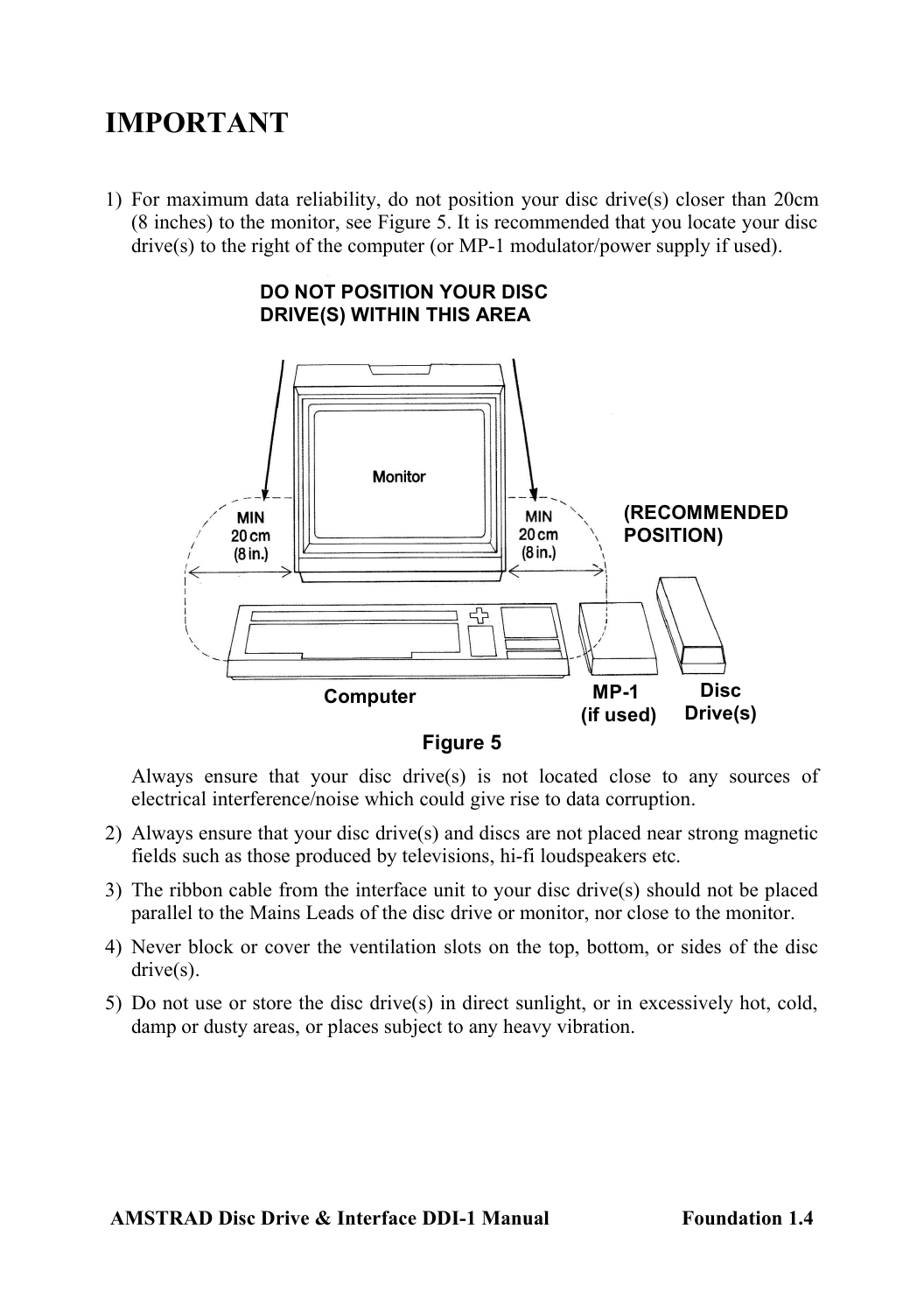# IMPORTANT

1) For maximum data reliability, do not position your disc drive(s) closer than 20cm (8 inches) to the monitor, see Figure 5. It is recommended that you locate your disc drive(s) to the right of the computer (or MP-1 modulator/power supply if used).

DO NOT POSITION YOUR DISC DRIVE(S) WITHIN THIS AREA

Monitor

MIN 20 cm (8 in.)

MIN 20 cm (8 in.)

(RECOMMENDED POSITION)

Computer

MP-1 (if used)

Disc Drive(s)

Figure 5

   Always ensure that your disc drive(s) is not located close to any sources of electrical interference/noise which could give rise to data corruption.

2) Always ensure that your disc drive(s) and discs are not placed near strong magnetic fields such as those produced by televisions, hi-fi loudspeakers etc.

3) The ribbon cable from the interface unit to your disc drive(s) should not be placed parallel to the Mains Leads of the disc drive or monitor, nor close to the monitor.

4) Never block or cover the ventilation slots on the top, bottom, or sides of the disc drive(s).

5) Do not use or store the disc drive(s) in direct sunlight, or in excessively hot, cold, damp or dusty areas, or places subject to any heavy vibration.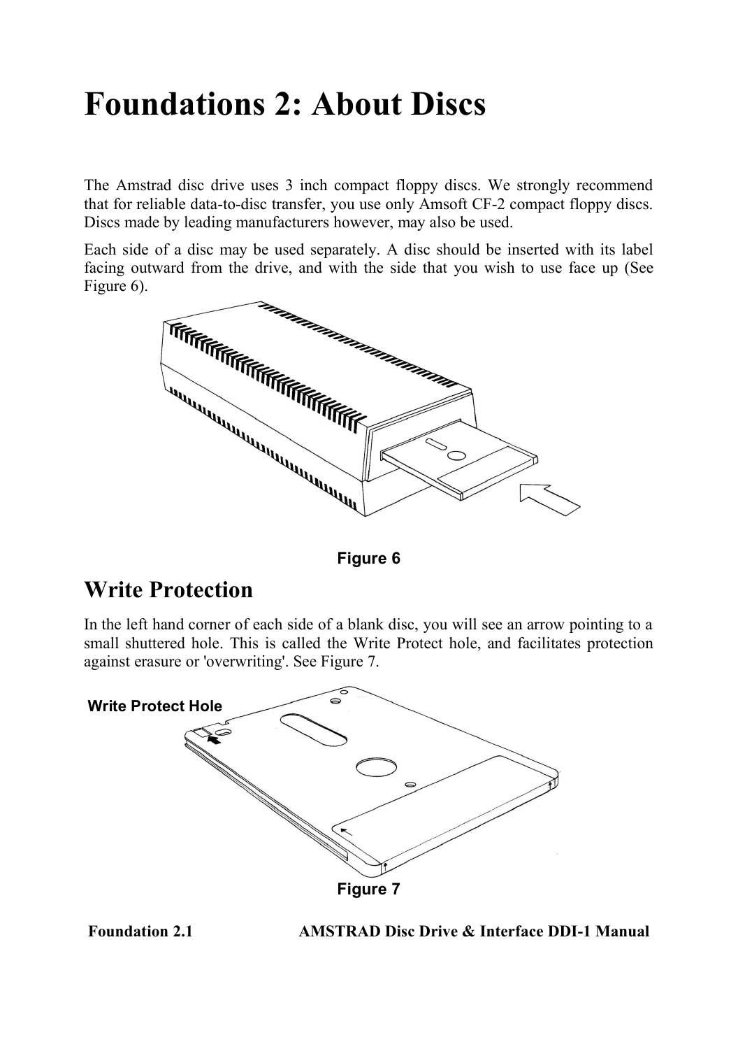# Foundations 2: About Discs

The Amstrad disc drive uses 3 inch compact floppy discs. We strongly recommend that for reliable data-to-disc transfer, you use only Amsoft CF-2 compact floppy discs. Discs made by leading manufacturers however, may also be used.

Each side of a disc may be used separately. A disc should be inserted with its label facing outward from the drive, and with the side that you wish to use face up (See Figure 6).

Figure 6

## Write Protection

In the left hand corner of each side of a blank disc, you will see an arrow pointing to a small shuttered hole. This is called the Write Protect hole, and facilitates protection against erasure or 'overwriting'. See Figure 7.

Write Protect Hole

Figure 7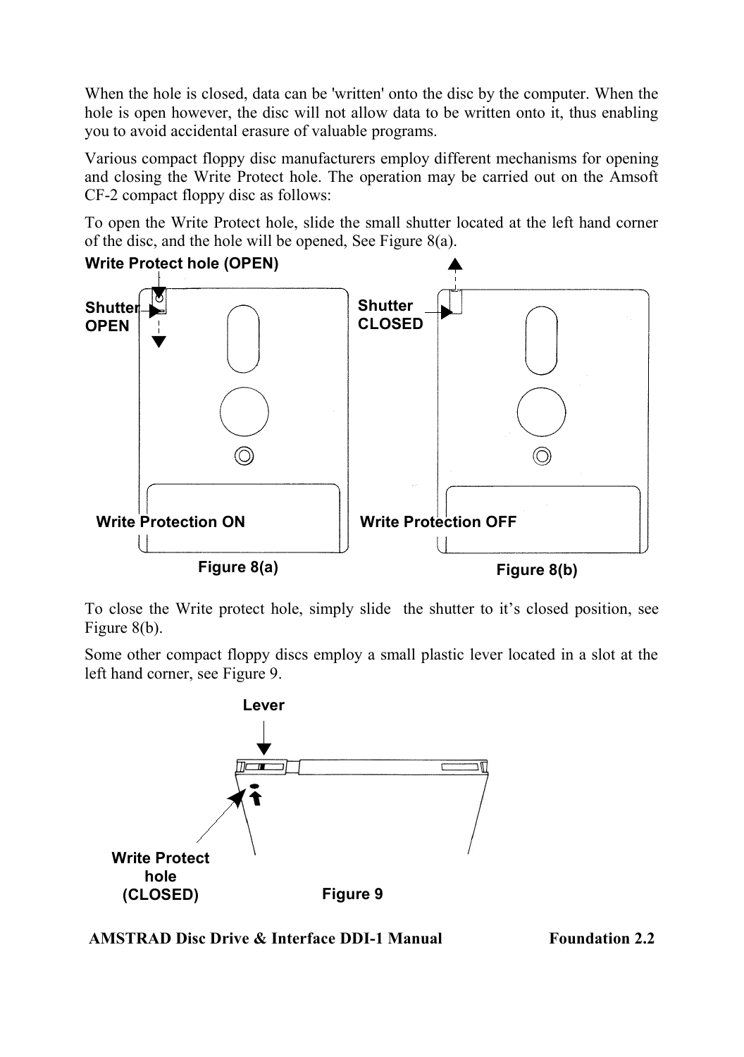When the hole is closed, data can be 'written' onto the disc by the computer. When the hole is open however, the disc will not allow data to be written onto it, thus enabling you to avoid accidental erasure of valuable programs.

Various compact floppy disc manufacturers employ different mechanisms for opening and closing the Write Protect hole. The operation may be carried out on the Amsoft CF-2 compact floppy disc as follows:

To open the Write Protect hole, slide the small shutter located at the left hand corner of the disc, and the hole will be opened, See Figure 8(a).

Write Protect hole (OPEN)

Shutter OPEN

Shutter CLOSED

Write Protection ON

Write Protection OFF

Figure 8(a)

Figure 8(b)

To close the Write protect hole, simply slide the shutter to it's closed position, see Figure 8(b).

Some other compact floppy discs employ a small plastic lever located in a slot at the left hand corner, see Figure 9.

Lever

Write Protect hole (CLOSED)

Figure 9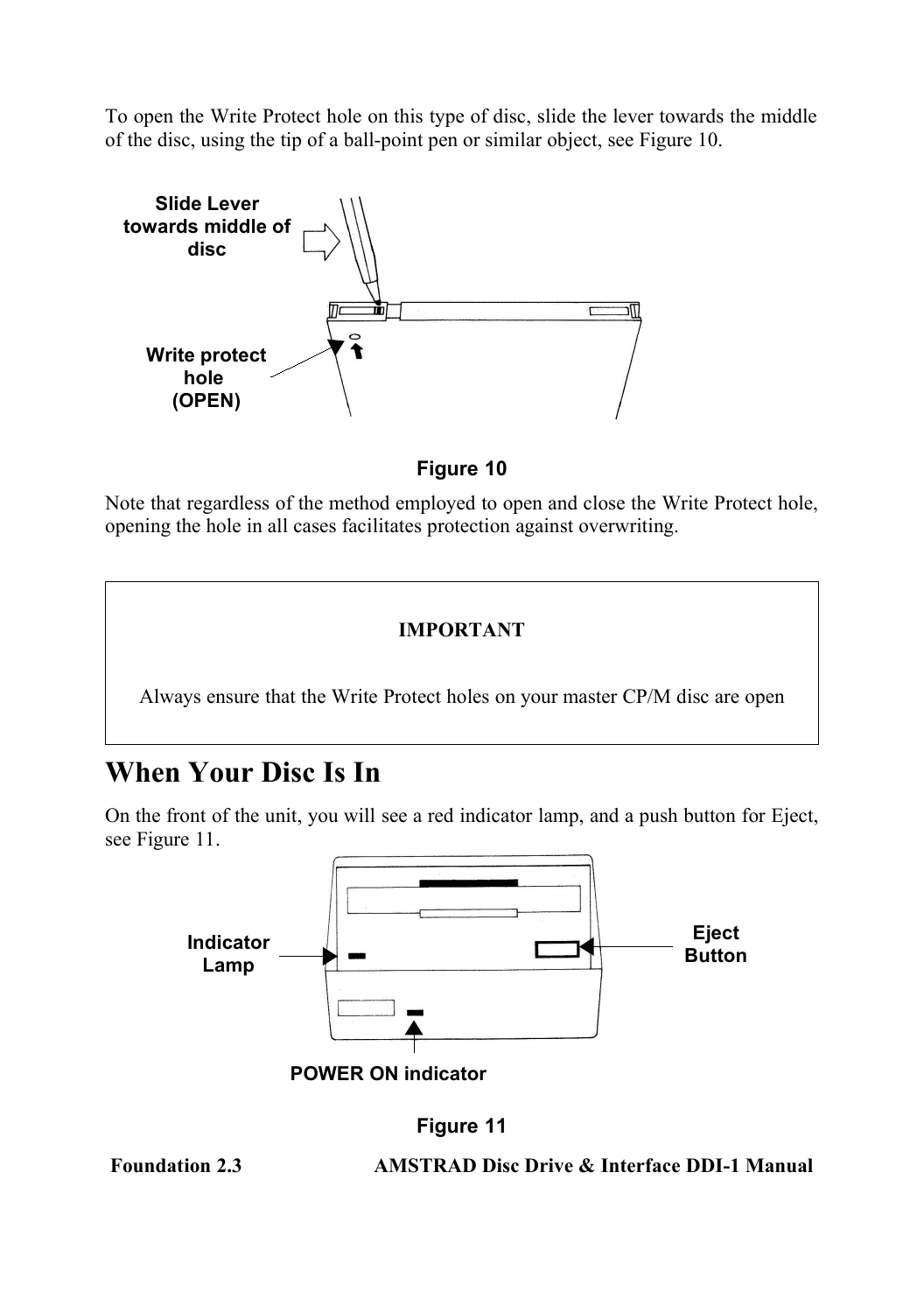To open the Write Protect hole on this type of disc, slide the lever towards the middle of the disc, using the tip of a ball-point pen or similar object, see Figure 10.

Slide Lever towards middle of disc

Write protect hole (OPEN)

**Figure 10**

Note that regardless of the method employed to open and close the Write Protect hole, opening the hole in all cases facilitates protection against overwriting.

> **IMPORTANT**
>
> Always ensure that the Write Protect holes on your master CP/M disc are open

# When Your Disc Is In

On the front of the unit, you will see a red indicator lamp, and a push button for Eject, see Figure 11.

Indicator Lamp

Eject Button

POWER ON indicator

**Figure 11**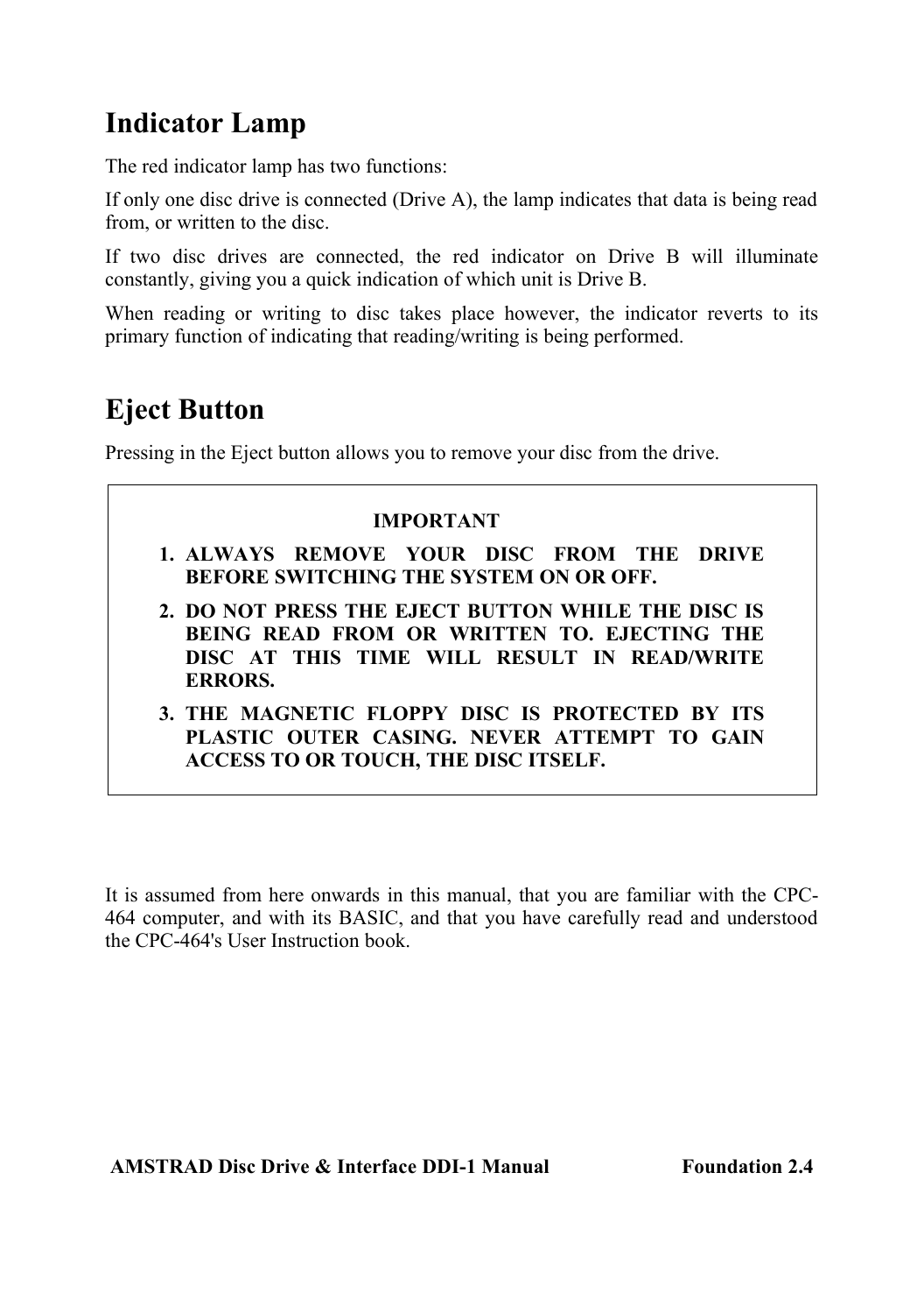## Indicator Lamp

The red indicator lamp has two functions:

If only one disc drive is connected (Drive A), the lamp indicates that data is being read from, or written to the disc.

If two disc drives are connected, the red indicator on Drive B will illuminate constantly, giving you a quick indication of which unit is Drive B.

When reading or writing to disc takes place however, the indicator reverts to its primary function of indicating that reading/writing is being performed.

## Eject Button

Pressing in the Eject button allows you to remove your disc from the drive.

**IMPORTANT**

1. **ALWAYS REMOVE YOUR DISC FROM THE DRIVE BEFORE SWITCHING THE SYSTEM ON OR OFF.**
2. **DO NOT PRESS THE EJECT BUTTON WHILE THE DISC IS BEING READ FROM OR WRITTEN TO. EJECTING THE DISC AT THIS TIME WILL RESULT IN READ/WRITE ERRORS.**
3. **THE MAGNETIC FLOPPY DISC IS PROTECTED BY ITS PLASTIC OUTER CASING. NEVER ATTEMPT TO GAIN ACCESS TO OR TOUCH, THE DISC ITSELF.**

It is assumed from here onwards in this manual, that you are familiar with the CPC-464 computer, and with its BASIC, and that you have carefully read and understood the CPC-464's User Instruction book.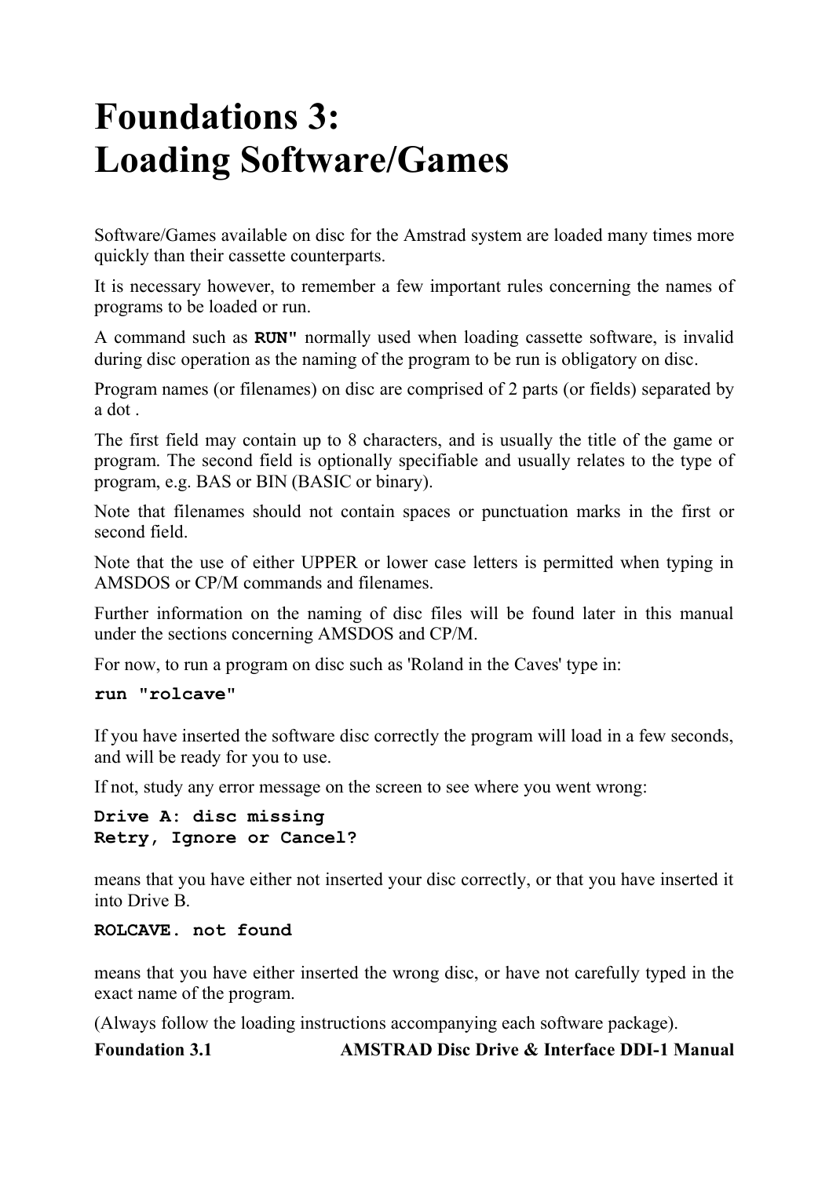# Foundations 3: Loading Software/Games

Software/Games available on disc for the Amstrad system are loaded many times more quickly than their cassette counterparts.

It is necessary however, to remember a few important rules concerning the names of programs to be loaded or run.

A command such as **RUN"** normally used when loading cassette software, is invalid during disc operation as the naming of the program to be run is obligatory on disc.

Program names (or filenames) on disc are comprised of 2 parts (or fields) separated by a dot .

The first field may contain up to 8 characters, and is usually the title of the game or program. The second field is optionally specifiable and usually relates to the type of program, e.g. BAS or BIN (BASIC or binary).

Note that filenames should not contain spaces or punctuation marks in the first or second field.

Note that the use of either UPPER or lower case letters is permitted when typing in AMSDOS or CP/M commands and filenames.

Further information on the naming of disc files will be found later in this manual under the sections concerning AMSDOS and CP/M.

For now, to run a program on disc such as 'Roland in the Caves' type in:

```
run "rolcave"
```

If you have inserted the software disc correctly the program will load in a few seconds, and will be ready for you to use.

If not, study any error message on the screen to see where you went wrong:

```
Drive A: disc missing
Retry, Ignore or Cancel?
```

means that you have either not inserted your disc correctly, or that you have inserted it into Drive B.

```
ROLCAVE. not found
```

means that you have either inserted the wrong disc, or have not carefully typed in the exact name of the program.

(Always follow the loading instructions accompanying each software package).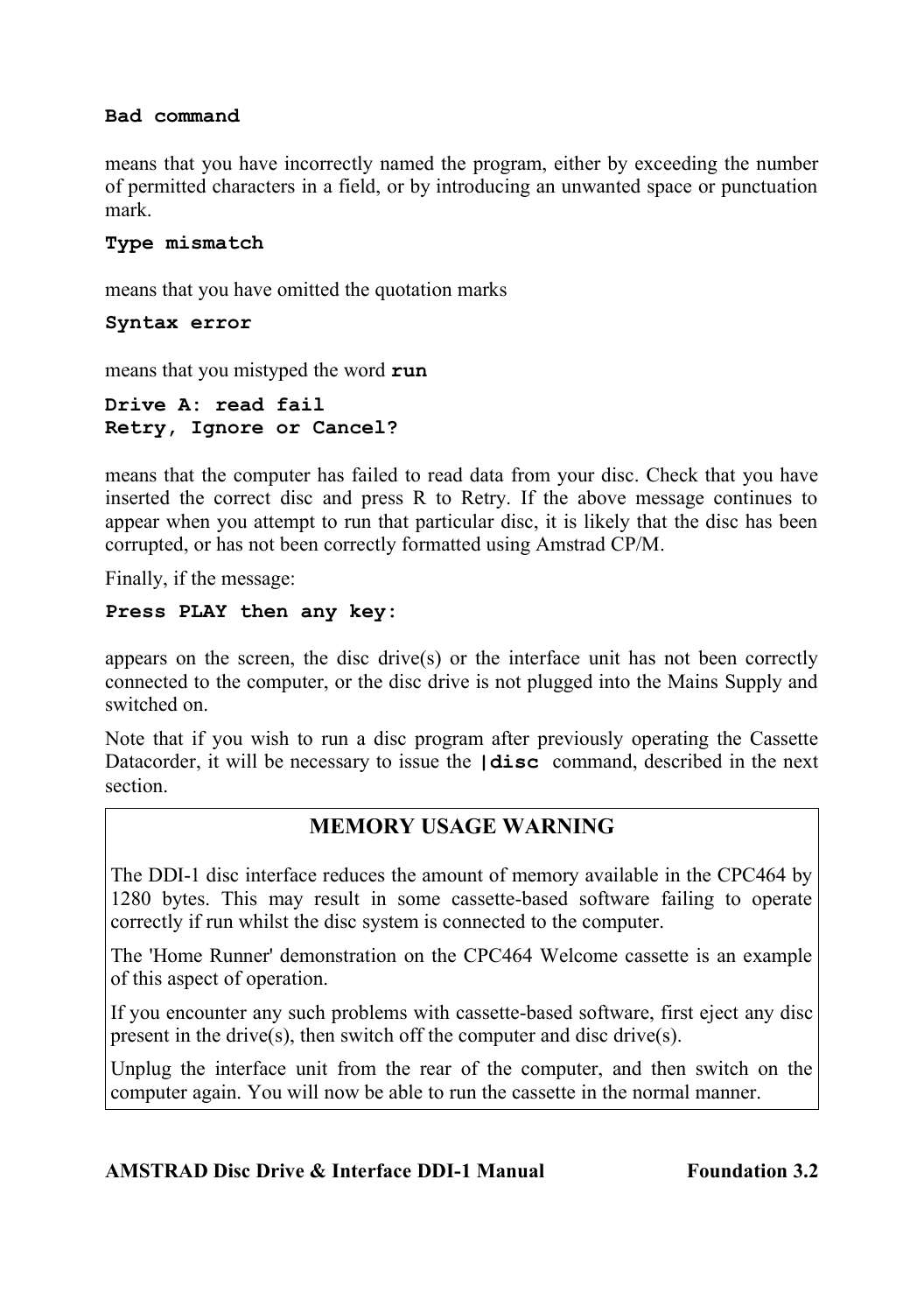**Bad command**

means that you have incorrectly named the program, either by exceeding the number of permitted characters in a field, or by introducing an unwanted space or punctuation mark.

**Type mismatch**

means that you have omitted the quotation marks

**Syntax error**

means that you mistyped the word **run**

**Drive A: read fail**
**Retry, Ignore or Cancel?**

means that the computer has failed to read data from your disc. Check that you have inserted the correct disc and press R to Retry. If the above message continues to appear when you attempt to run that particular disc, it is likely that the disc has been corrupted, or has not been correctly formatted using Amstrad CP/M.

Finally, if the message:

**Press PLAY then any key:**

appears on the screen, the disc drive(s) or the interface unit has not been correctly connected to the computer, or the disc drive is not plugged into the Mains Supply and switched on.

Note that if you wish to run a disc program after previously operating the Cassette Datacorder, it will be necessary to issue the **|disc** command, described in the next section.

## MEMORY USAGE WARNING

The DDI-1 disc interface reduces the amount of memory available in the CPC464 by 1280 bytes. This may result in some cassette-based software failing to operate correctly if run whilst the disc system is connected to the computer.

The 'Home Runner' demonstration on the CPC464 Welcome cassette is an example of this aspect of operation.

If you encounter any such problems with cassette-based software, first eject any disc present in the drive(s), then switch off the computer and disc drive(s).

Unplug the interface unit from the rear of the computer, and then switch on the computer again. You will now be able to run the cassette in the normal manner.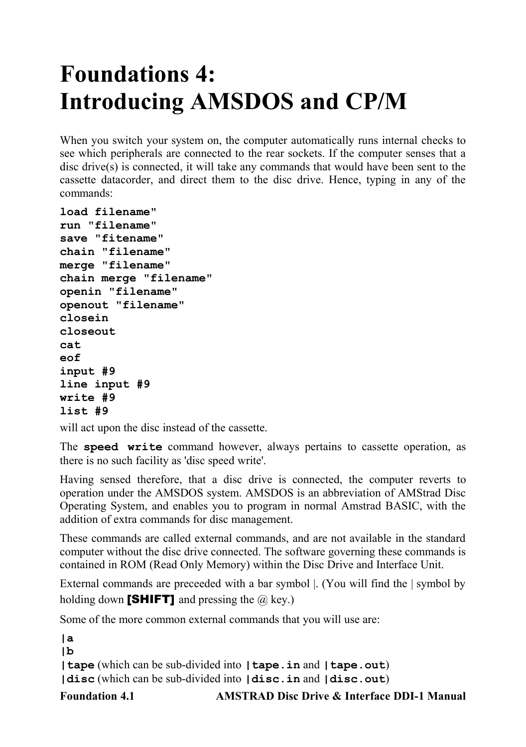# Foundations 4:
# Introducing AMSDOS and CP/M

When you switch your system on, the computer automatically runs internal checks to see which peripherals are connected to the rear sockets. If the computer senses that a disc drive(s) is connected, it will take any commands that would have been sent to the cassette datacorder, and direct them to the disc drive. Hence, typing in any of the commands:

```
load filename"
run "filename"
save "fitename"
chain "filename"
merge "filename"
chain merge "filename"
openin "filename"
openout "filename"
closein
closeout
cat
eof
input #9
line input #9
write #9
list #9
```

will act upon the disc instead of the cassette.

The **speed write** command however, always pertains to cassette operation, as there is no such facility as 'disc speed write'.

Having sensed therefore, that a disc drive is connected, the computer reverts to operation under the AMSDOS system. AMSDOS is an abbreviation of AMStrad Disc Operating System, and enables you to program in normal Amstrad BASIC, with the addition of extra commands for disc management.

These commands are called external commands, and are not available in the standard computer without the disc drive connected. The software governing these commands is contained in ROM (Read Only Memory) within the Disc Drive and Interface Unit.

External commands are preceeded with a bar symbol |. (You will find the | symbol by holding down **[SHIFT]** and pressing the @ key.)

Some of the more common external commands that you will use are:

**|a**
**|b**
**|tape** (which can be sub-divided into **|tape.in** and **|tape.out**)
**|disc** (which can be sub-divided into **|disc.in** and **|disc.out**)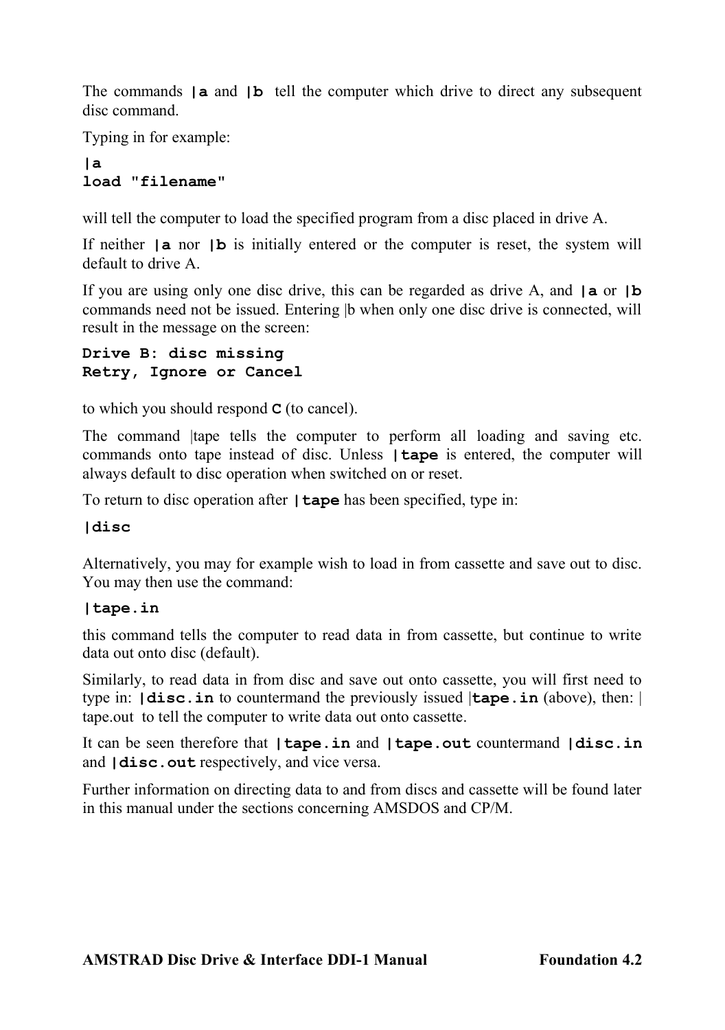The commands **|a** and **|b** tell the computer which drive to direct any subsequent disc command.

Typing in for example:

```
|a
load "filename"
```

will tell the computer to load the specified program from a disc placed in drive A.

If neither **|a** nor **|b** is initially entered or the computer is reset, the system will default to drive A.

If you are using only one disc drive, this can be regarded as drive A, and **|a** or **|b** commands need not be issued. Entering |b when only one disc drive is connected, will result in the message on the screen:

```
Drive B: disc missing
Retry, Ignore or Cancel
```

to which you should respond **C** (to cancel).

The command |tape tells the computer to perform all loading and saving etc. commands onto tape instead of disc. Unless **|tape** is entered, the computer will always default to disc operation when switched on or reset.

To return to disc operation after **|tape** has been specified, type in:

```
|disc
```

Alternatively, you may for example wish to load in from cassette and save out to disc. You may then use the command:

```
|tape.in
```

this command tells the computer to read data in from cassette, but continue to write data out onto disc (default).

Similarly, to read data in from disc and save out onto cassette, you will first need to type in: **|disc.in** to countermand the previously issued |**tape.in** (above), then: |tape.out to tell the computer to write data out onto cassette.

It can be seen therefore that **|tape.in** and **|tape.out** countermand **|disc.in** and **|disc.out** respectively, and vice versa.

Further information on directing data to and from discs and cassette will be found later in this manual under the sections concerning AMSDOS and CP/M.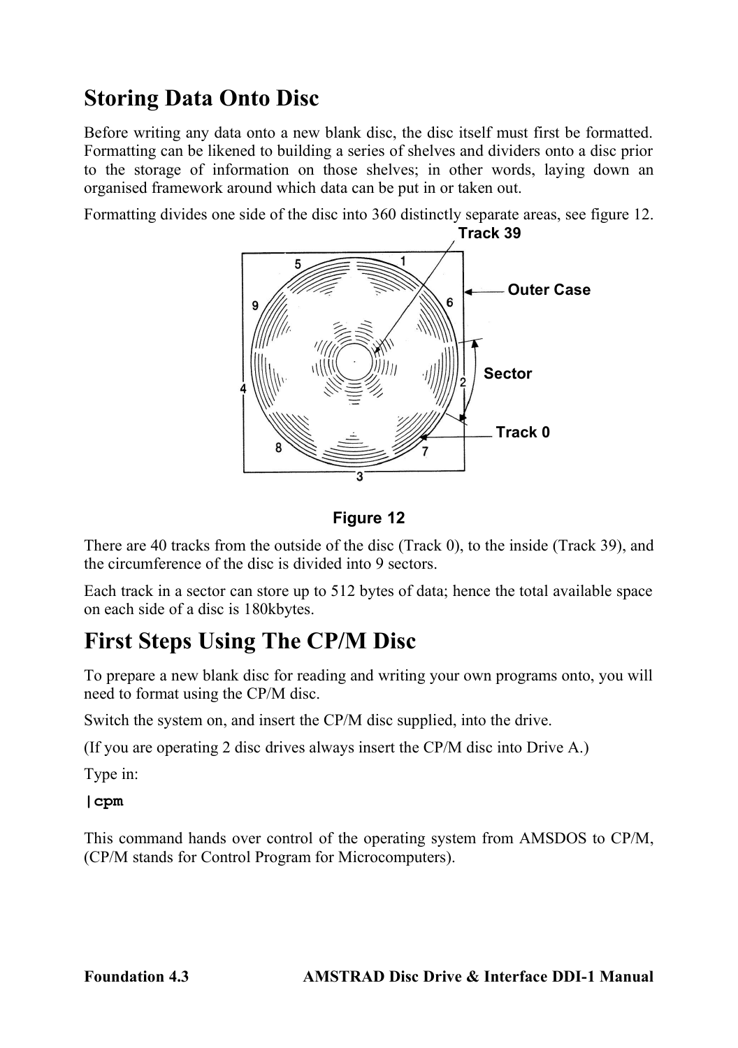# Storing Data Onto Disc

Before writing any data onto a new blank disc, the disc itself must first be formatted. Formatting can be likened to building a series of shelves and dividers onto a disc prior to the storage of information on those shelves; in other words, laying down an organised framework around which data can be put in or taken out.

Formatting divides one side of the disc into 360 distinctly separate areas, see figure 12.

**Figure 12**

There are 40 tracks from the outside of the disc (Track 0), to the inside (Track 39), and the circumference of the disc is divided into 9 sectors.

Each track in a sector can store up to 512 bytes of data; hence the total available space on each side of a disc is 180kbytes.

# First Steps Using The CP/M Disc

To prepare a new blank disc for reading and writing your own programs onto, you will need to format using the CP/M disc.

Switch the system on, and insert the CP/M disc supplied, into the drive.

(If you are operating 2 disc drives always insert the CP/M disc into Drive A.)

Type in:

```
|cpm
```

This command hands over control of the operating system from AMSDOS to CP/M, (CP/M stands for Control Program for Microcomputers).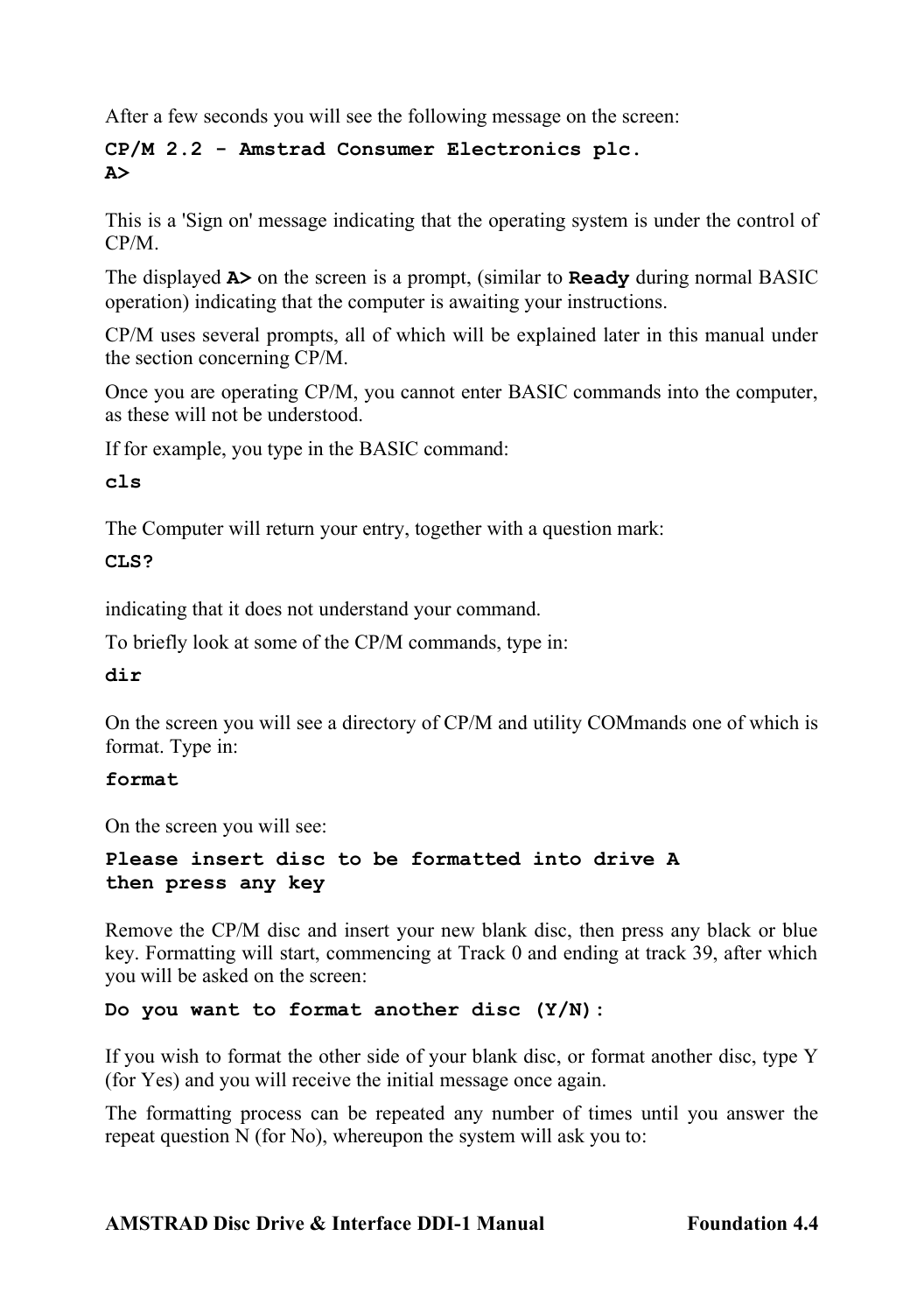After a few seconds you will see the following message on the screen:

```
CP/M 2.2 - Amstrad Consumer Electronics plc.
A>
```

This is a 'Sign on' message indicating that the operating system is under the control of CP/M.

The displayed **A>** on the screen is a prompt, (similar to **Ready** during normal BASIC operation) indicating that the computer is awaiting your instructions.

CP/M uses several prompts, all of which will be explained later in this manual under the section concerning CP/M.

Once you are operating CP/M, you cannot enter BASIC commands into the computer, as these will not be understood.

If for example, you type in the BASIC command:

```
cls
```

The Computer will return your entry, together with a question mark:

```
CLS?
```

indicating that it does not understand your command.

To briefly look at some of the CP/M commands, type in:

```
dir
```

On the screen you will see a directory of CP/M and utility COMmands one of which is format. Type in:

```
format
```

On the screen you will see:

```
Please insert disc to be formatted into drive A
then press any key
```

Remove the CP/M disc and insert your new blank disc, then press any black or blue key. Formatting will start, commencing at Track 0 and ending at track 39, after which you will be asked on the screen:

```
Do you want to format another disc (Y/N):
```

If you wish to format the other side of your blank disc, or format another disc, type Y (for Yes) and you will receive the initial message once again.

The formatting process can be repeated any number of times until you answer the repeat question N (for No), whereupon the system will ask you to: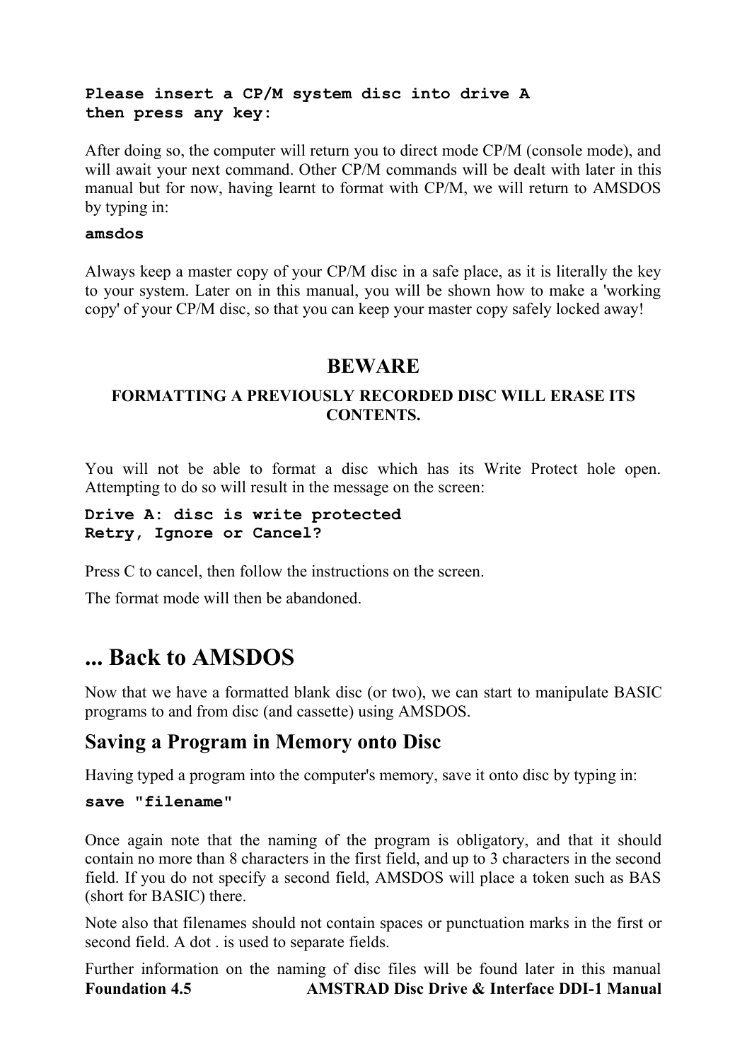```
Please insert a CP/M system disc into drive A
then press any key:
```

After doing so, the computer will return you to direct mode CP/M (console mode), and will await your next command. Other CP/M commands will be dealt with later in this manual but for now, having learnt to format with CP/M, we will return to AMSDOS by typing in:

```
amsdos
```

Always keep a master copy of your CP/M disc in a safe place, as it is literally the key to your system. Later on in this manual, you will be shown how to make a 'working copy' of your CP/M disc, so that you can keep your master copy safely locked away!

## BEWARE

**FORMATTING A PREVIOUSLY RECORDED DISC WILL ERASE ITS CONTENTS.**

You will not be able to format a disc which has its Write Protect hole open. Attempting to do so will result in the message on the screen:

```
Drive A: disc is write protected
Retry, Ignore or Cancel?
```

Press C to cancel, then follow the instructions on the screen.

The format mode will then be abandoned.

# ... Back to AMSDOS

Now that we have a formatted blank disc (or two), we can start to manipulate BASIC programs to and from disc (and cassette) using AMSDOS.

## Saving a Program in Memory onto Disc

Having typed a program into the computer's memory, save it onto disc by typing in:

```
save "filename"
```

Once again note that the naming of the program is obligatory, and that it should contain no more than 8 characters in the first field, and up to 3 characters in the second field. If you do not specify a second field, AMSDOS will place a token such as BAS (short for BASIC) there.

Note also that filenames should not contain spaces or punctuation marks in the first or second field. A dot . is used to separate fields.

Further information on the naming of disc files will be found later in this manual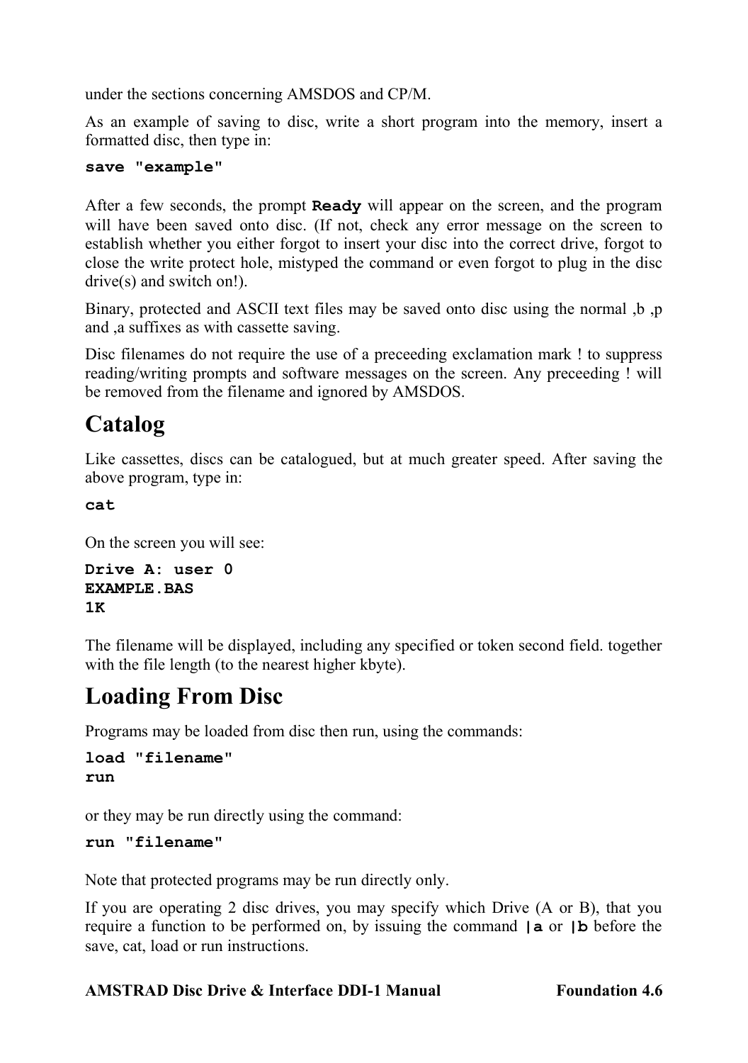under the sections concerning AMSDOS and CP/M.

As an example of saving to disc, write a short program into the memory, insert a formatted disc, then type in:

```
save "example"
```

After a few seconds, the prompt **Ready** will appear on the screen, and the program will have been saved onto disc. (If not, check any error message on the screen to establish whether you either forgot to insert your disc into the correct drive, forgot to close the write protect hole, mistyped the command or even forgot to plug in the disc drive(s) and switch on!).

Binary, protected and ASCII text files may be saved onto disc using the normal ,b ,p and ,a suffixes as with cassette saving.

Disc filenames do not require the use of a preceeding exclamation mark ! to suppress reading/writing prompts and software messages on the screen. Any preceeding ! will be removed from the filename and ignored by AMSDOS.

# Catalog

Like cassettes, discs can be catalogued, but at much greater speed. After saving the above program, type in:

```
cat
```

On the screen you will see:

```
Drive A: user 0
EXAMPLE.BAS
1K
```

The filename will be displayed, including any specified or token second field. together with the file length (to the nearest higher kbyte).

# Loading From Disc

Programs may be loaded from disc then run, using the commands:

```
load "filename"
run
```

or they may be run directly using the command:

```
run "filename"
```

Note that protected programs may be run directly only.

If you are operating 2 disc drives, you may specify which Drive (A or B), that you require a function to be performed on, by issuing the command **|a** or **|b** before the save, cat, load or run instructions.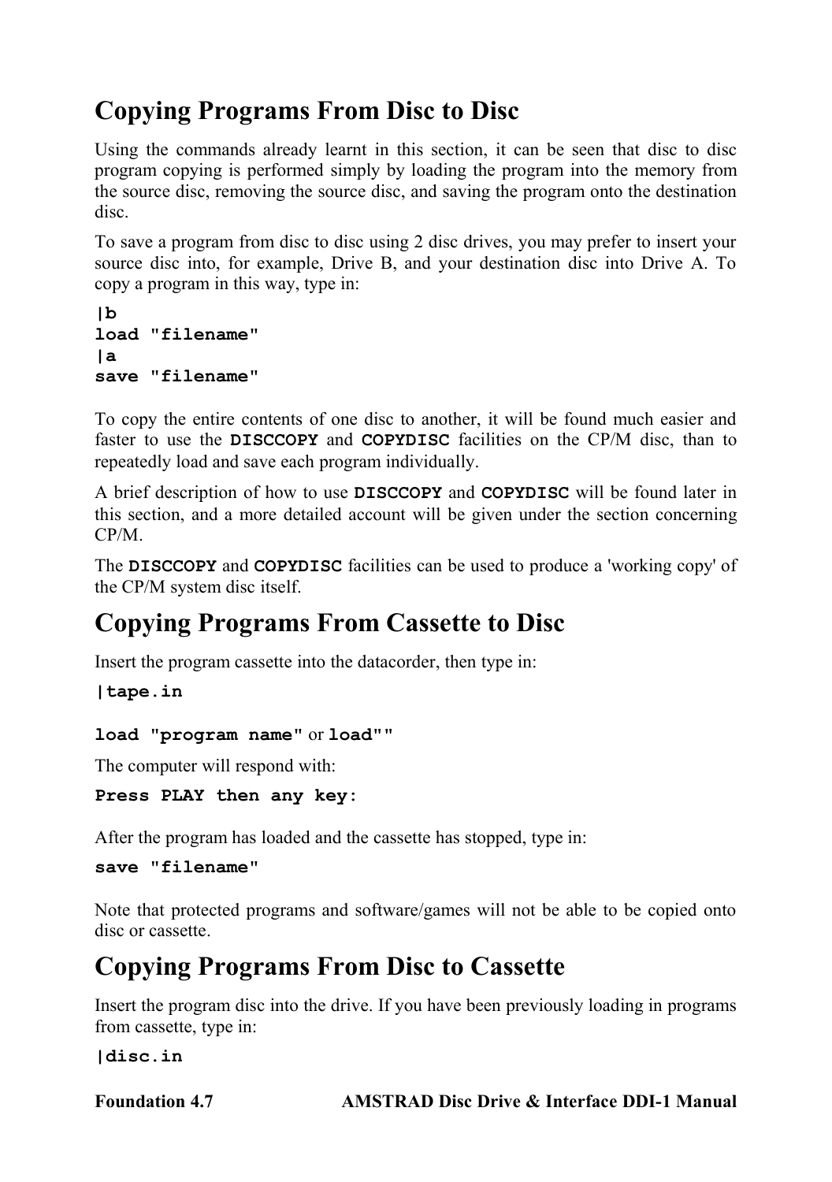## Copying Programs From Disc to Disc

Using the commands already learnt in this section, it can be seen that disc to disc program copying is performed simply by loading the program into the memory from the source disc, removing the source disc, and saving the program onto the destination disc.

To save a program from disc to disc using 2 disc drives, you may prefer to insert your source disc into, for example, Drive B, and your destination disc into Drive A. To copy a program in this way, type in:

```
|b
load "filename"
|a
save "filename"
```

To copy the entire contents of one disc to another, it will be found much easier and faster to use the **DISCCOPY** and **COPYDISC** facilities on the CP/M disc, than to repeatedly load and save each program individually.

A brief description of how to use **DISCCOPY** and **COPYDISC** will be found later in this section, and a more detailed account will be given under the section concerning CP/M.

The **DISCCOPY** and **COPYDISC** facilities can be used to produce a 'working copy' of the CP/M system disc itself.

## Copying Programs From Cassette to Disc

Insert the program cassette into the datacorder, then type in:

```
|tape.in
```

`load "program name"` or `load""`

The computer will respond with:

```
Press PLAY then any key:
```

After the program has loaded and the cassette has stopped, type in:

```
save "filename"
```

Note that protected programs and software/games will not be able to be copied onto disc or cassette.

## Copying Programs From Disc to Cassette

Insert the program disc into the drive. If you have been previously loading in programs from cassette, type in:

```
|disc.in
```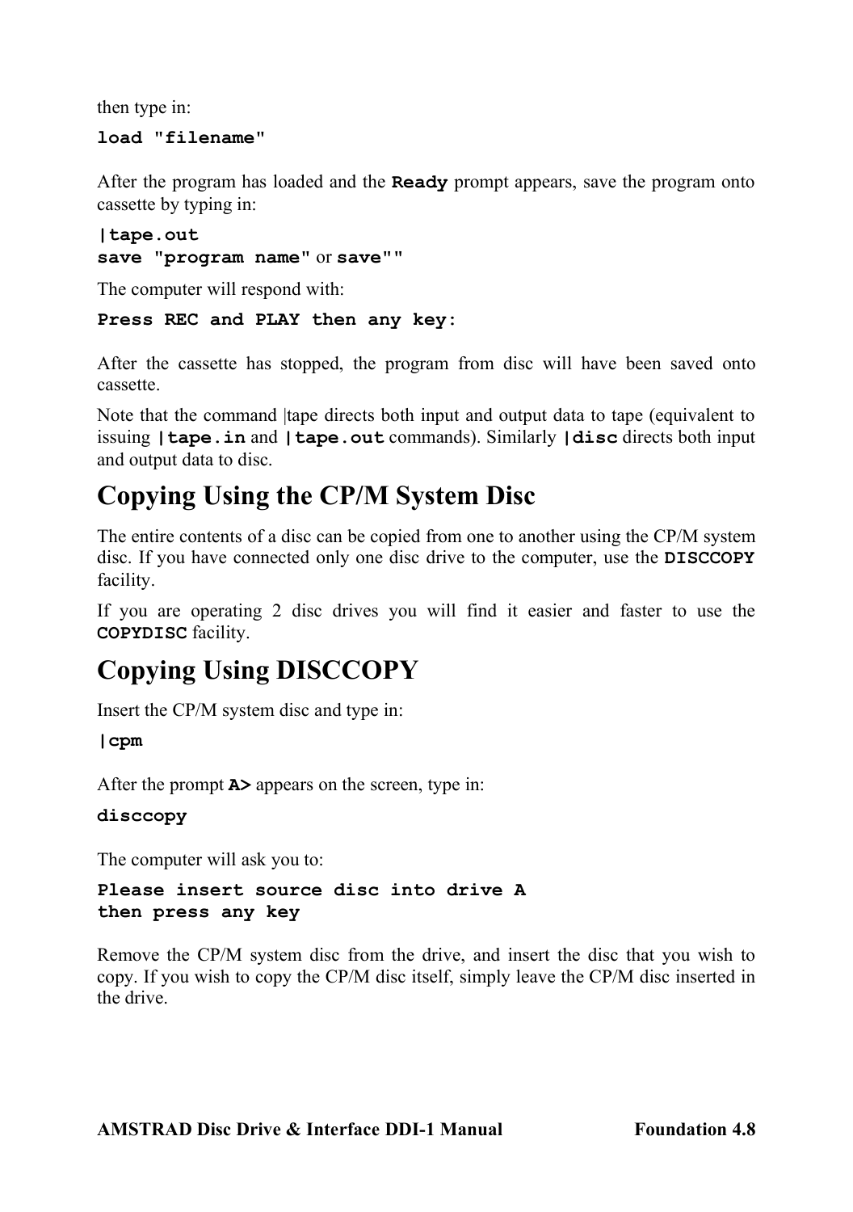then type in:

**load "filename"**

After the program has loaded and the **Ready** prompt appears, save the program onto cassette by typing in:

**|tape.out**
**save "program name"** or **save""**

The computer will respond with:

**Press REC and PLAY then any key:**

After the cassette has stopped, the program from disc will have been saved onto cassette.

Note that the command |tape directs both input and output data to tape (equivalent to issuing **|tape.in** and **|tape.out** commands). Similarly **|disc** directs both input and output data to disc.

## Copying Using the CP/M System Disc

The entire contents of a disc can be copied from one to another using the CP/M system disc. If you have connected only one disc drive to the computer, use the **DISCCOPY** facility.

If you are operating 2 disc drives you will find it easier and faster to use the **COPYDISC** facility.

## Copying Using DISCCOPY

Insert the CP/M system disc and type in:

**|cpm**

After the prompt **A>** appears on the screen, type in:

**disccopy**

The computer will ask you to:

**Please insert source disc into drive A**
**then press any key**

Remove the CP/M system disc from the drive, and insert the disc that you wish to copy. If you wish to copy the CP/M disc itself, simply leave the CP/M disc inserted in the drive.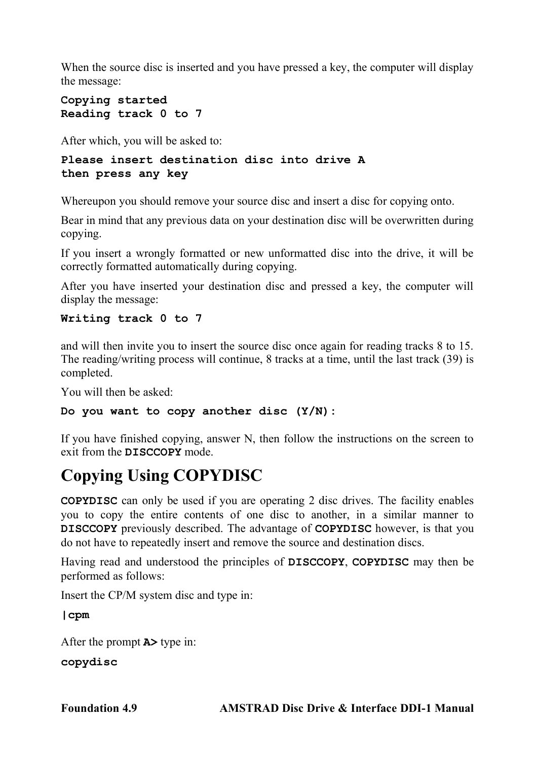When the source disc is inserted and you have pressed a key, the computer will display the message:

```
Copying started
Reading track 0 to 7
```

After which, you will be asked to:

```
Please insert destination disc into drive A
then press any key
```

Whereupon you should remove your source disc and insert a disc for copying onto.

Bear in mind that any previous data on your destination disc will be overwritten during copying.

If you insert a wrongly formatted or new unformatted disc into the drive, it will be correctly formatted automatically during copying.

After you have inserted your destination disc and pressed a key, the computer will display the message:

```
Writing track 0 to 7
```

and will then invite you to insert the source disc once again for reading tracks 8 to 15. The reading/writing process will continue, 8 tracks at a time, until the last track (39) is completed.

You will then be asked:

```
Do you want to copy another disc (Y/N):
```

If you have finished copying, answer N, then follow the instructions on the screen to exit from the **DISCCOPY** mode.

# Copying Using COPYDISC

**COPYDISC** can only be used if you are operating 2 disc drives. The facility enables you to copy the entire contents of one disc to another, in a similar manner to **DISCCOPY** previously described. The advantage of **COPYDISC** however, is that you do not have to repeatedly insert and remove the source and destination discs.

Having read and understood the principles of **DISCCOPY**, **COPYDISC** may then be performed as follows:

Insert the CP/M system disc and type in:

```
|cpm
```

After the prompt **A>** type in:

```
copydisc
```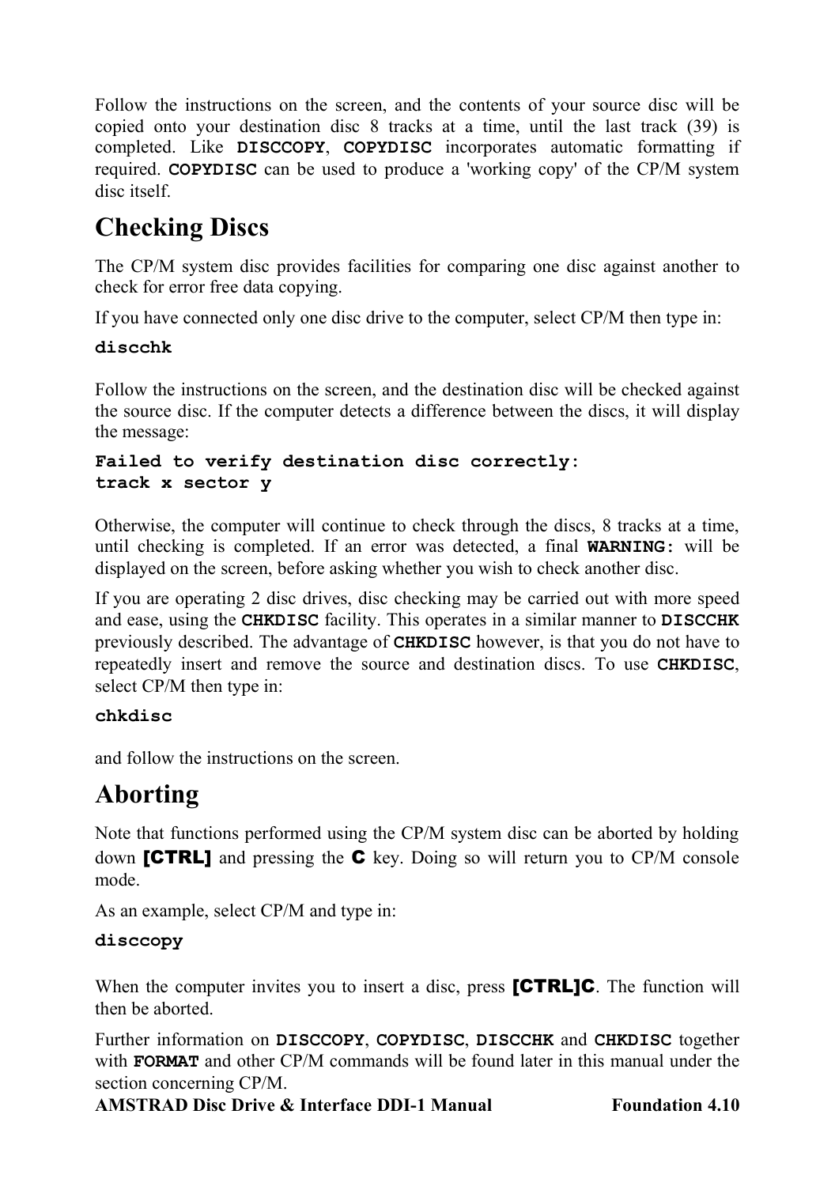Follow the instructions on the screen, and the contents of your source disc will be copied onto your destination disc 8 tracks at a time, until the last track (39) is completed. Like **DISCCOPY**, **COPYDISC** incorporates automatic formatting if required. **COPYDISC** can be used to produce a 'working copy' of the CP/M system disc itself.

# Checking Discs

The CP/M system disc provides facilities for comparing one disc against another to check for error free data copying.

If you have connected only one disc drive to the computer, select CP/M then type in:

```
discchk
```

Follow the instructions on the screen, and the destination disc will be checked against the source disc. If the computer detects a difference between the discs, it will display the message:

```
Failed to verify destination disc correctly:
track x sector y
```

Otherwise, the computer will continue to check through the discs, 8 tracks at a time, until checking is completed. If an error was detected, a final **WARNING:** will be displayed on the screen, before asking whether you wish to check another disc.

If you are operating 2 disc drives, disc checking may be carried out with more speed and ease, using the **CHKDISC** facility. This operates in a similar manner to **DISCCHK** previously described. The advantage of **CHKDISC** however, is that you do not have to repeatedly insert and remove the source and destination discs. To use **CHKDISC**, select CP/M then type in:

```
chkdisc
```

and follow the instructions on the screen.

# Aborting

Note that functions performed using the CP/M system disc can be aborted by holding down **[CTRL]** and pressing the **C** key. Doing so will return you to CP/M console mode.

As an example, select CP/M and type in:

```
disccopy
```

When the computer invites you to insert a disc, press **[CTRL]C**. The function will then be aborted.

Further information on **DISCCOPY**, **COPYDISC**, **DISCCHK** and **CHKDISC** together with **FORMAT** and other CP/M commands will be found later in this manual under the section concerning CP/M.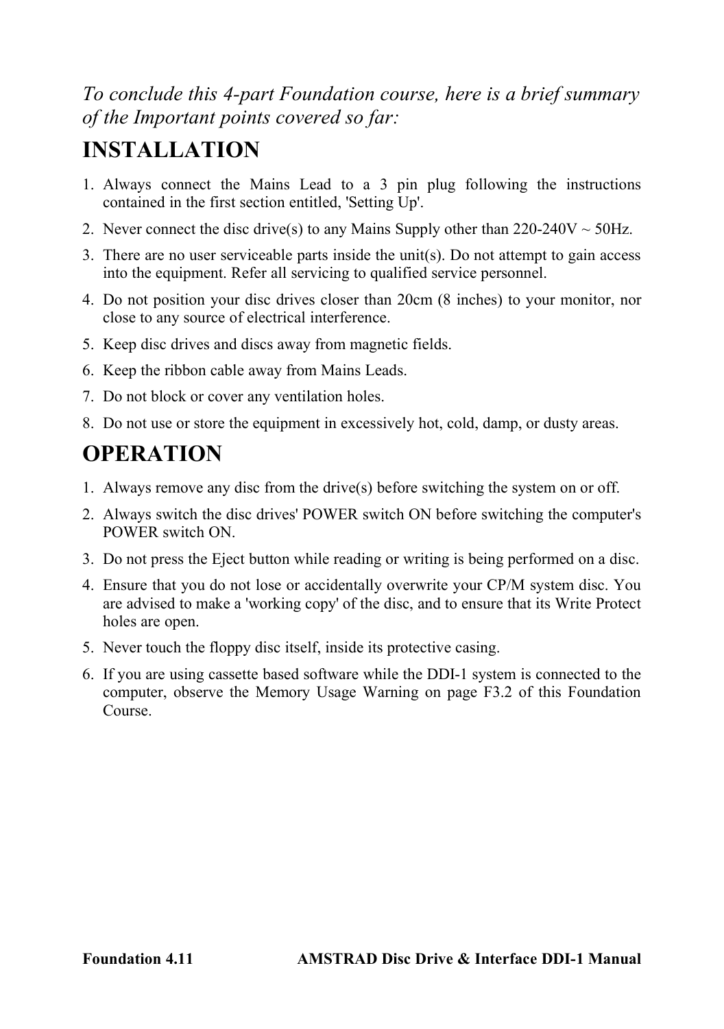*To conclude this 4-part Foundation course, here is a brief summary of the Important points covered so far:*

# INSTALLATION

1. Always connect the Mains Lead to a 3 pin plug following the instructions contained in the first section entitled, 'Setting Up'.
2. Never connect the disc drive(s) to any Mains Supply other than 220-240V ~ 50Hz.
3. There are no user serviceable parts inside the unit(s). Do not attempt to gain access into the equipment. Refer all servicing to qualified service personnel.
4. Do not position your disc drives closer than 20cm (8 inches) to your monitor, nor close to any source of electrical interference.
5. Keep disc drives and discs away from magnetic fields.
6. Keep the ribbon cable away from Mains Leads.
7. Do not block or cover any ventilation holes.
8. Do not use or store the equipment in excessively hot, cold, damp, or dusty areas.

# OPERATION

1. Always remove any disc from the drive(s) before switching the system on or off.
2. Always switch the disc drives' POWER switch ON before switching the computer's POWER switch ON.
3. Do not press the Eject button while reading or writing is being performed on a disc.
4. Ensure that you do not lose or accidentally overwrite your CP/M system disc. You are advised to make a 'working copy' of the disc, and to ensure that its Write Protect holes are open.
5. Never touch the floppy disc itself, inside its protective casing.
6. If you are using cassette based software while the DDI-1 system is connected to the computer, observe the Memory Usage Warning on page F3.2 of this Foundation Course.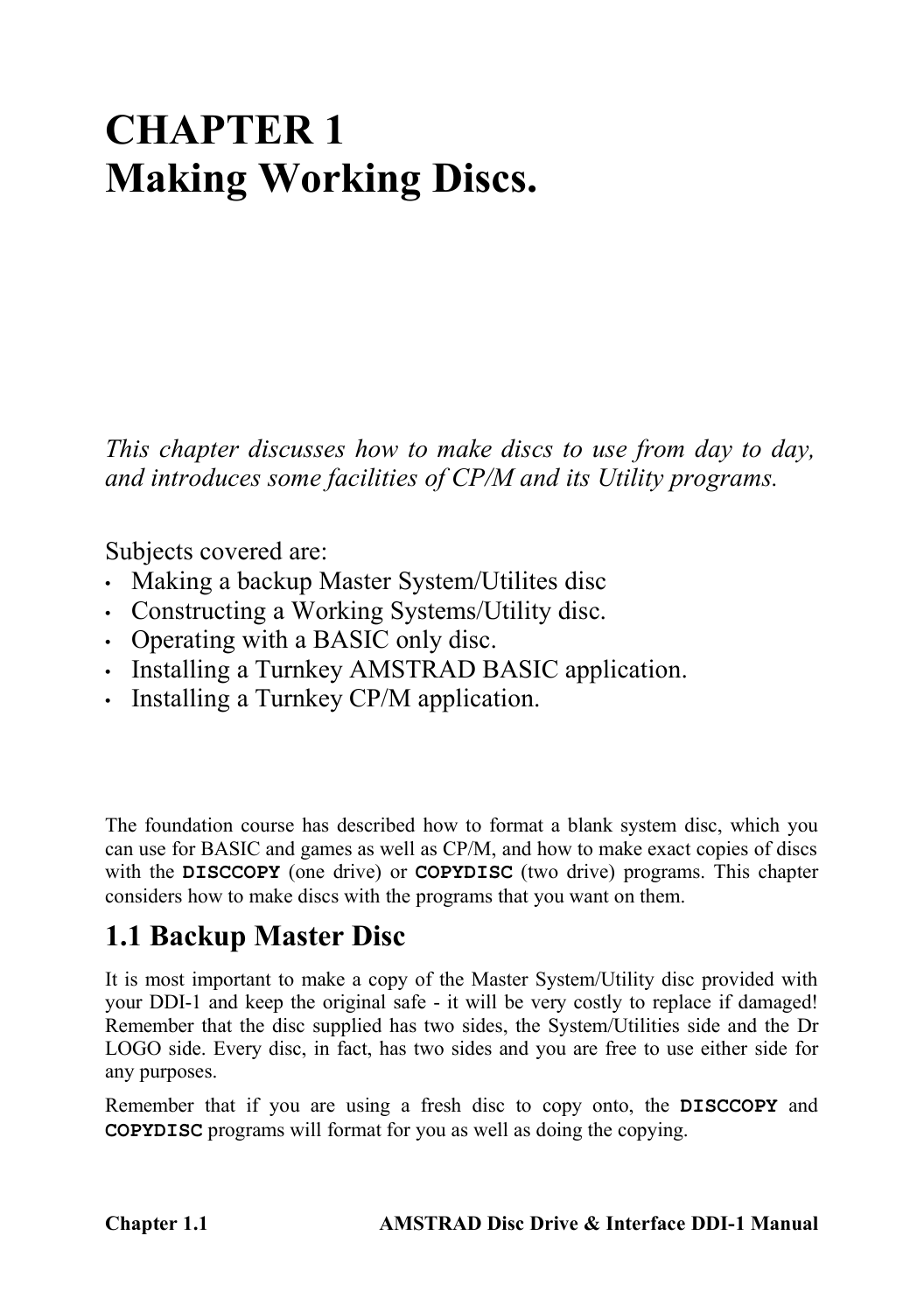# CHAPTER 1
# Making Working Discs.

*This chapter discusses how to make discs to use from day to day, and introduces some facilities of CP/M and its Utility programs.*

Subjects covered are:

- Making a backup Master System/Utilites disc
- Constructing a Working Systems/Utility disc.
- Operating with a BASIC only disc.
- Installing a Turnkey AMSTRAD BASIC application.
- Installing a Turnkey CP/M application.

The foundation course has described how to format a blank system disc, which you can use for BASIC and games as well as CP/M, and how to make exact copies of discs with the **DISCCOPY** (one drive) or **COPYDISC** (two drive) programs. This chapter considers how to make discs with the programs that you want on them.

## 1.1 Backup Master Disc

It is most important to make a copy of the Master System/Utility disc provided with your DDI-1 and keep the original safe - it will be very costly to replace if damaged! Remember that the disc supplied has two sides, the System/Utilities side and the Dr LOGO side. Every disc, in fact, has two sides and you are free to use either side for any purposes.

Remember that if you are using a fresh disc to copy onto, the **DISCCOPY** and **COPYDISC** programs will format for you as well as doing the copying.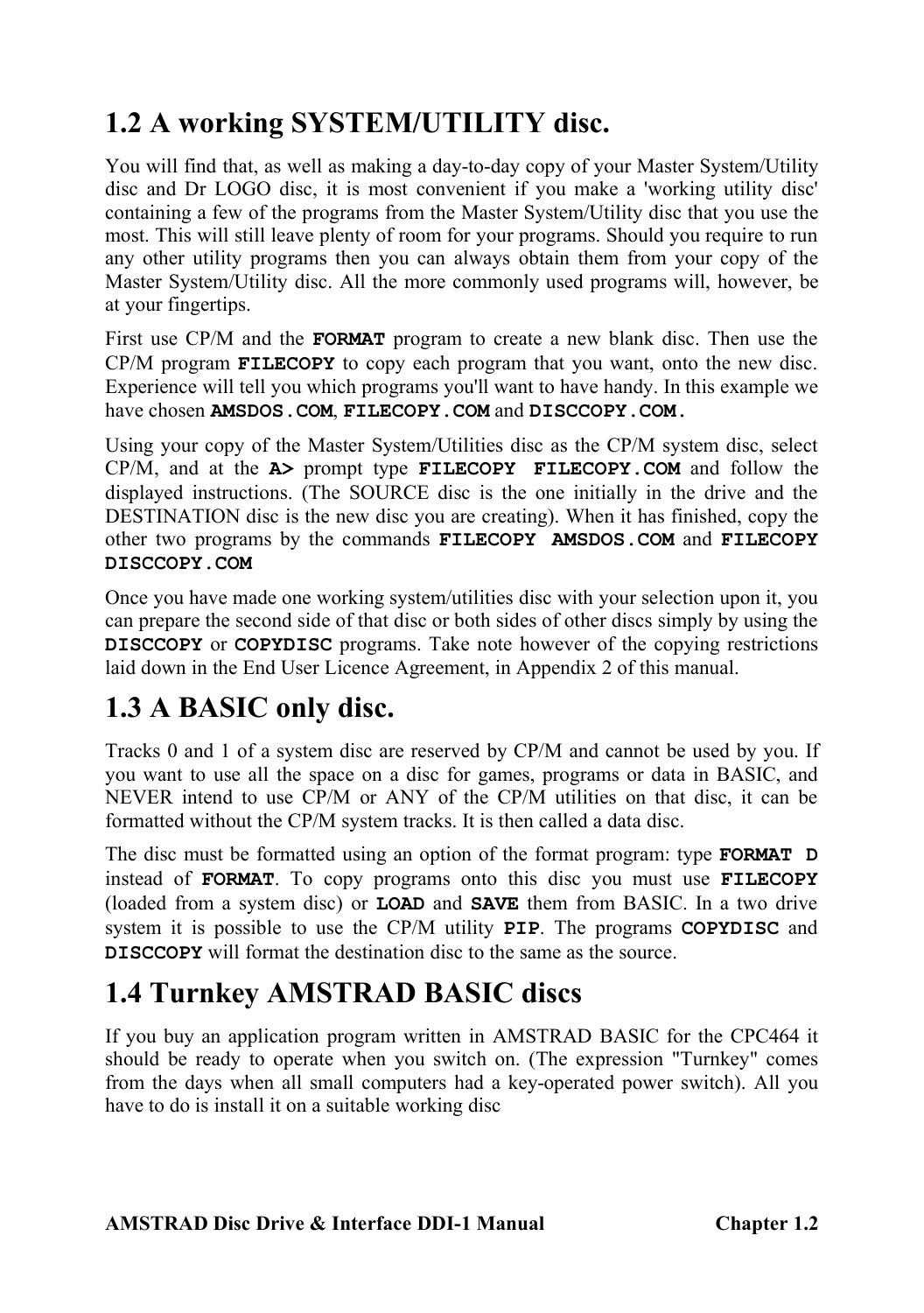## 1.2 A working SYSTEM/UTILITY disc.

You will find that, as well as making a day-to-day copy of your Master System/Utility disc and Dr LOGO disc, it is most convenient if you make a 'working utility disc' containing a few of the programs from the Master System/Utility disc that you use the most. This will still leave plenty of room for your programs. Should you require to run any other utility programs then you can always obtain them from your copy of the Master System/Utility disc. All the more commonly used programs will, however, be at your fingertips.

First use CP/M and the **FORMAT** program to create a new blank disc. Then use the CP/M program **FILECOPY** to copy each program that you want, onto the new disc. Experience will tell you which programs you'll want to have handy. In this example we have chosen **AMSDOS.COM**, **FILECOPY.COM** and **DISCCOPY.COM.**

Using your copy of the Master System/Utilities disc as the CP/M system disc, select CP/M, and at the **A>** prompt type **FILECOPY FILECOPY.COM** and follow the displayed instructions. (The SOURCE disc is the one initially in the drive and the DESTINATION disc is the new disc you are creating). When it has finished, copy the other two programs by the commands **FILECOPY AMSDOS.COM** and **FILECOPY DISCCOPY.COM**

Once you have made one working system/utilities disc with your selection upon it, you can prepare the second side of that disc or both sides of other discs simply by using the **DISCCOPY** or **COPYDISC** programs. Take note however of the copying restrictions laid down in the End User Licence Agreement, in Appendix 2 of this manual.

## 1.3 A BASIC only disc.

Tracks 0 and 1 of a system disc are reserved by CP/M and cannot be used by you. If you want to use all the space on a disc for games, programs or data in BASIC, and NEVER intend to use CP/M or ANY of the CP/M utilities on that disc, it can be formatted without the CP/M system tracks. It is then called a data disc.

The disc must be formatted using an option of the format program: type **FORMAT D** instead of **FORMAT**. To copy programs onto this disc you must use **FILECOPY** (loaded from a system disc) or **LOAD** and **SAVE** them from BASIC. In a two drive system it is possible to use the CP/M utility **PIP**. The programs **COPYDISC** and **DISCCOPY** will format the destination disc to the same as the source.

## 1.4 Turnkey AMSTRAD BASIC discs

If you buy an application program written in AMSTRAD BASIC for the CPC464 it should be ready to operate when you switch on. (The expression "Turnkey" comes from the days when all small computers had a key-operated power switch). All you have to do is install it on a suitable working disc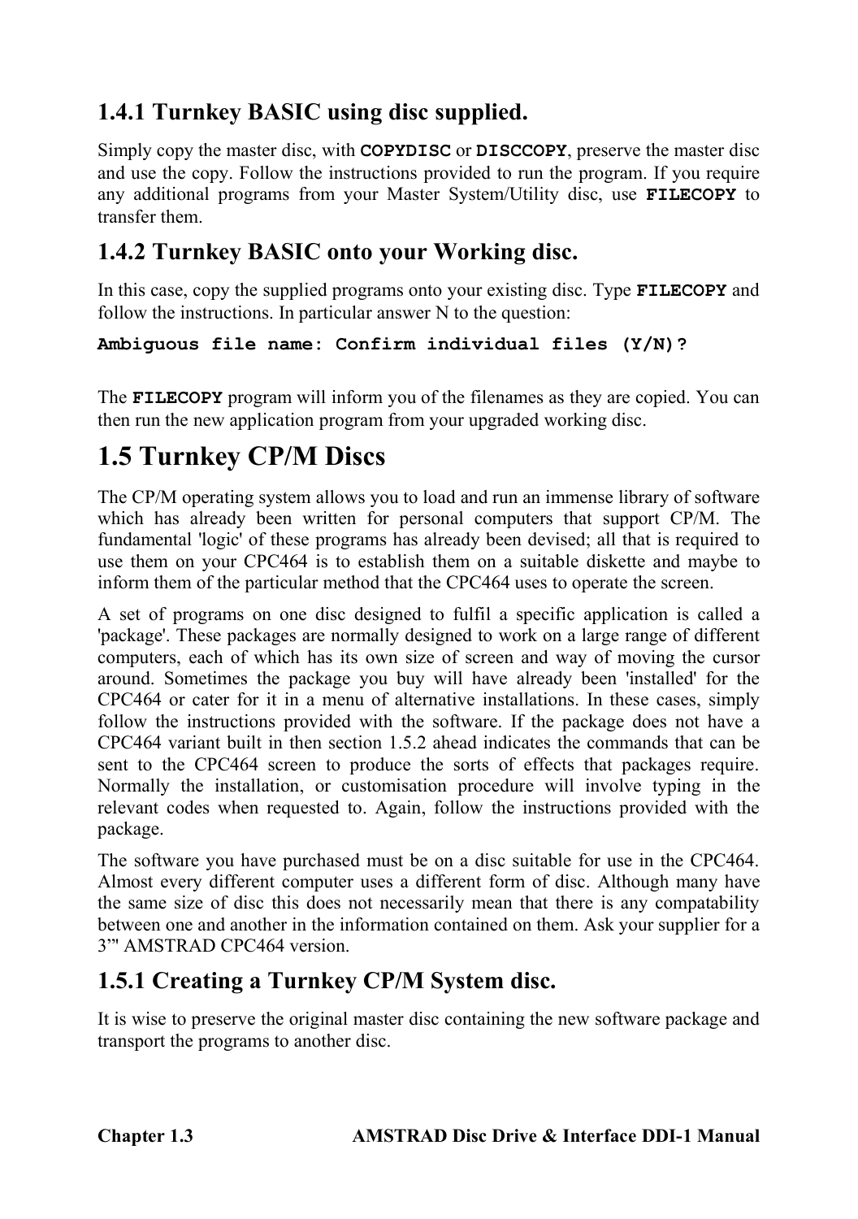### 1.4.1 Turnkey BASIC using disc supplied.

Simply copy the master disc, with **`COPYDISC`** or **`DISCCOPY`**, preserve the master disc and use the copy. Follow the instructions provided to run the program. If you require any additional programs from your Master System/Utility disc, use **`FILECOPY`** to transfer them.

### 1.4.2 Turnkey BASIC onto your Working disc.

In this case, copy the supplied programs onto your existing disc. Type **`FILECOPY`** and follow the instructions. In particular answer N to the question:

```
Ambiguous file name: Confirm individual files (Y/N)?
```

The **`FILECOPY`** program will inform you of the filenames as they are copied. You can then run the new application program from your upgraded working disc.

## 1.5 Turnkey CP/M Discs

The CP/M operating system allows you to load and run an immense library of software which has already been written for personal computers that support CP/M. The fundamental 'logic' of these programs has already been devised; all that is required to use them on your CPC464 is to establish them on a suitable diskette and maybe to inform them of the particular method that the CPC464 uses to operate the screen.

A set of programs on one disc designed to fulfil a specific application is called a 'package'. These packages are normally designed to work on a large range of different computers, each of which has its own size of screen and way of moving the cursor around. Sometimes the package you buy will have already been 'installed' for the CPC464 or cater for it in a menu of alternative installations. In these cases, simply follow the instructions provided with the software. If the package does not have a CPC464 variant built in then section 1.5.2 ahead indicates the commands that can be sent to the CPC464 screen to produce the sorts of effects that packages require. Normally the installation, or customisation procedure will involve typing in the relevant codes when requested to. Again, follow the instructions provided with the package.

The software you have purchased must be on a disc suitable for use in the CPC464. Almost every different computer uses a different form of disc. Although many have the same size of disc this does not necessarily mean that there is any compatability between one and another in the information contained on them. Ask your supplier for a 3”' AMSTRAD CPC464 version.

### 1.5.1 Creating a Turnkey CP/M System disc.

It is wise to preserve the original master disc containing the new software package and transport the programs to another disc.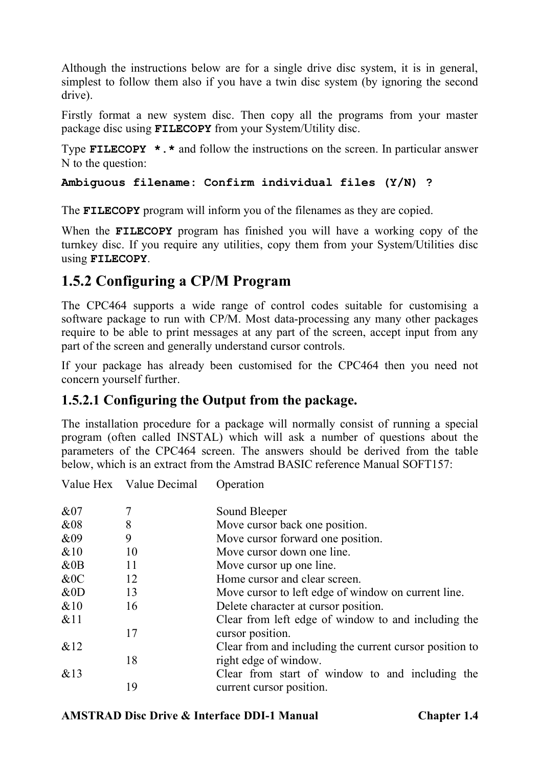Although the instructions below are for a single drive disc system, it is in general, simplest to follow them also if you have a twin disc system (by ignoring the second drive).

Firstly format a new system disc. Then copy all the programs from your master package disc using **`FILECOPY`** from your System/Utility disc.

Type **`FILECOPY *.*`** and follow the instructions on the screen. In particular answer N to the question:

```
Ambiguous filename: Confirm individual files (Y/N) ?
```

The **`FILECOPY`** program will inform you of the filenames as they are copied.

When the **`FILECOPY`** program has finished you will have a working copy of the turnkey disc. If you require any utilities, copy them from your System/Utilities disc using **`FILECOPY`**.

## 1.5.2 Configuring a CP/M Program

The CPC464 supports a wide range of control codes suitable for customising a software package to run with CP/M. Most data-processing any many other packages require to be able to print messages at any part of the screen, accept input from any part of the screen and generally understand cursor controls.

If your package has already been customised for the CPC464 then you need not concern yourself further.

### 1.5.2.1 Configuring the Output from the package.

The installation procedure for a package will normally consist of running a special program (often called INSTAL) which will ask a number of questions about the parameters of the CPC464 screen. The answers should be derived from the table below, which is an extract from the Amstrad BASIC reference Manual SOFT157:

| Value Hex | Value Decimal | Operation |
|---|---|---|
| &07 | 7 | Sound Bleeper |
| &08 | 8 | Move cursor back one position. |
| &09 | 9 | Move cursor forward one position. |
| &10 | 10 | Move cursor down one line. |
| &0B | 11 | Move cursor up one line. |
| &0C | 12 | Home cursor and clear screen. |
| &0D | 13 | Move cursor to left edge of window on current line. |
| &10 | 16 | Delete character at cursor position. |
| &11 | 17 | Clear from left edge of window to and including the cursor position. |
| &12 | 18 | Clear from and including the current cursor position to right edge of window. |
| &13 | 19 | Clear from start of window to and including the current cursor position. |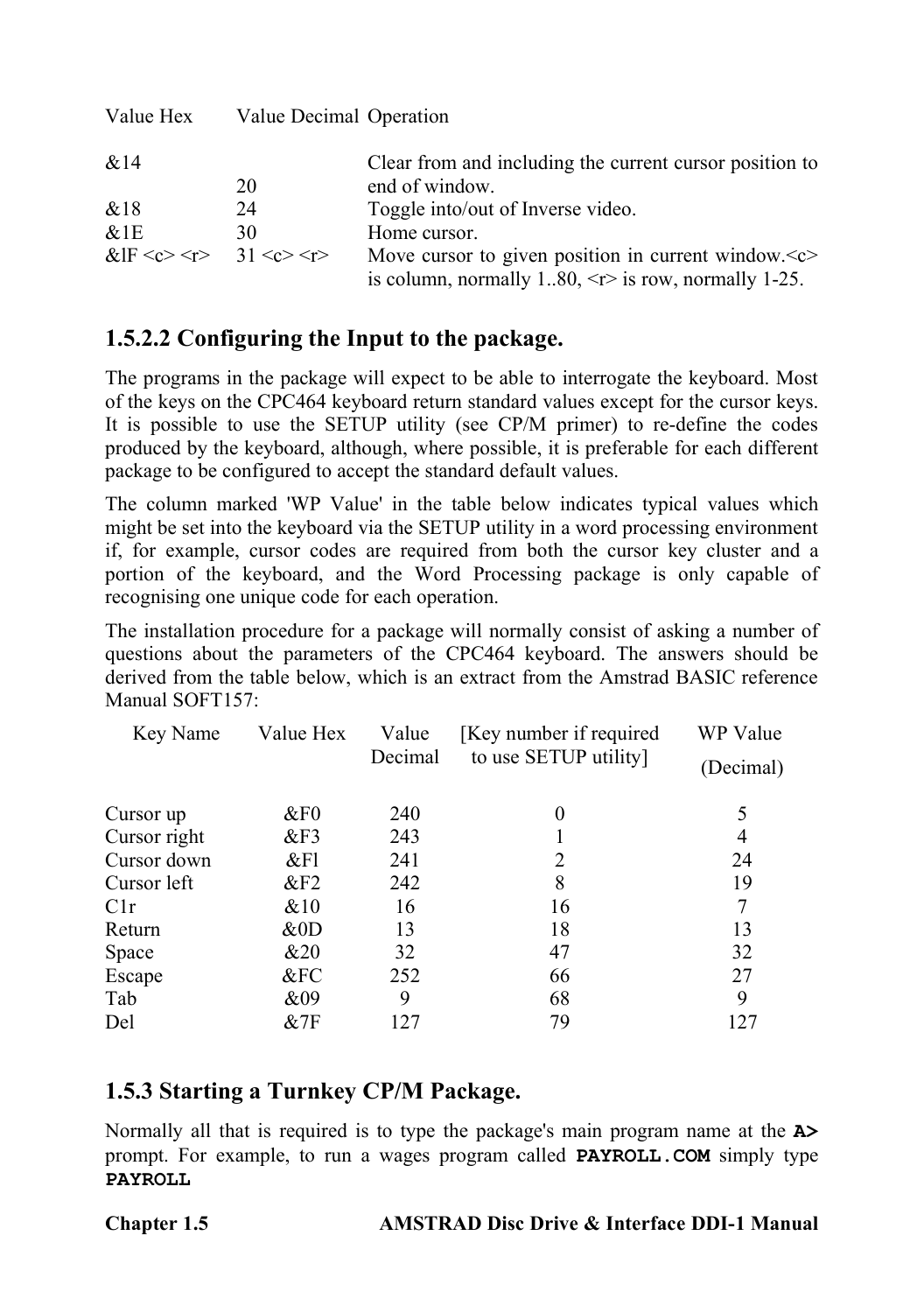| Value Hex | Value Decimal | Operation |
|---|---|---|
| &14 | 20 | Clear from and including the current cursor position to end of window. |
| &18 | 24 | Toggle into/out of Inverse video. |
| &1E | 30 | Home cursor. |
| &lF <c> <r> | 31 <c> <r> | Move cursor to given position in current window.<c> is column, normally 1..80, <r> is row, normally 1-25. |

### 1.5.2.2 Configuring the Input to the package.

The programs in the package will expect to be able to interrogate the keyboard. Most of the keys on the CPC464 keyboard return standard values except for the cursor keys. It is possible to use the SETUP utility (see CP/M primer) to re-define the codes produced by the keyboard, although, where possible, it is preferable for each different package to be configured to accept the standard default values.

The column marked 'WP Value' in the table below indicates typical values which might be set into the keyboard via the SETUP utility in a word processing environment if, for example, cursor codes are required from both the cursor key cluster and a portion of the keyboard, and the Word Processing package is only capable of recognising one unique code for each operation.

The installation procedure for a package will normally consist of asking a number of questions about the parameters of the CPC464 keyboard. The answers should be derived from the table below, which is an extract from the Amstrad BASIC reference Manual SOFT157:

| Key Name | Value Hex | Value Decimal | [Key number if required to use SETUP utility] | WP Value (Decimal) |
|---|---|---|---|---|
| Cursor up | &F0 | 240 | 0 | 5 |
| Cursor right | &F3 | 243 | 1 | 4 |
| Cursor down | &Fl | 241 | 2 | 24 |
| Cursor left | &F2 | 242 | 8 | 19 |
| C1r | &10 | 16 | 16 | 7 |
| Return | &0D | 13 | 18 | 13 |
| Space | &20 | 32 | 47 | 32 |
| Escape | &FC | 252 | 66 | 27 |
| Tab | &09 | 9 | 68 | 9 |
| Del | &7F | 127 | 79 | 127 |

## 1.5.3 Starting a Turnkey CP/M Package.

Normally all that is required is to type the package's main program name at the **A>** prompt. For example, to run a wages program called **PAYROLL.COM** simply type **PAYROLL**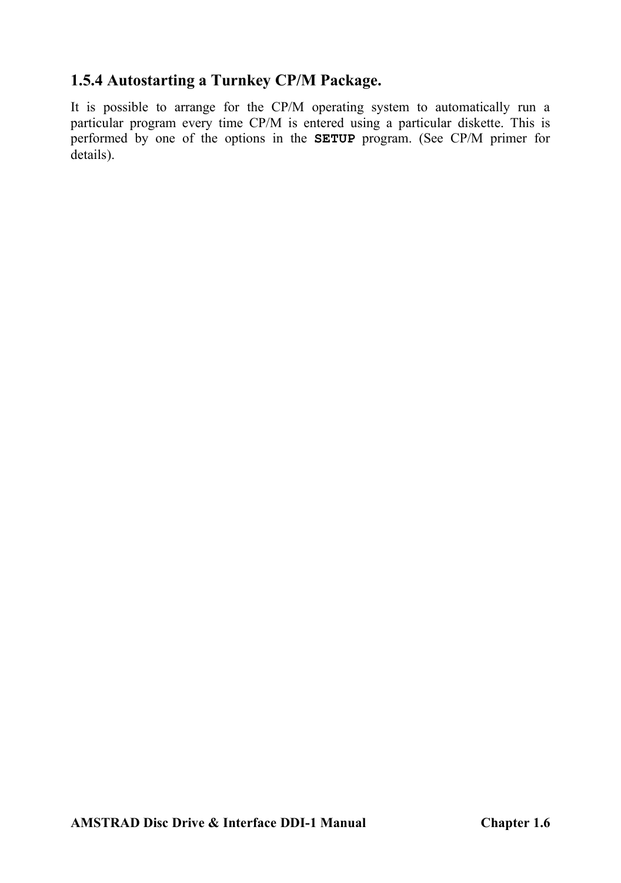### 1.5.4 Autostarting a Turnkey CP/M Package.

It is possible to arrange for the CP/M operating system to automatically run a particular program every time CP/M is entered using a particular diskette. This is performed by one of the options in the **`SETUP`** program. (See CP/M primer for details).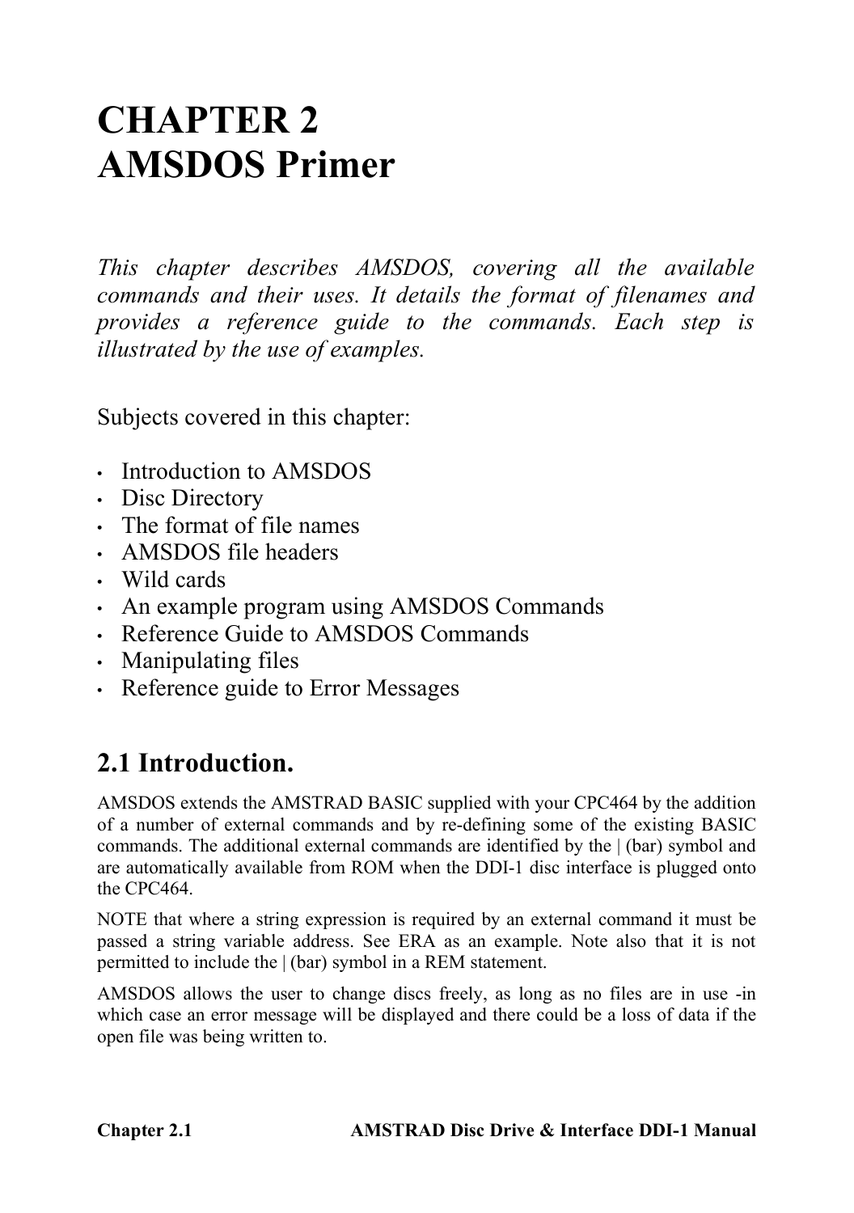# CHAPTER 2
# AMSDOS Primer

*This chapter describes AMSDOS, covering all the available commands and their uses. It details the format of filenames and provides a reference guide to the commands. Each step is illustrated by the use of examples.*

Subjects covered in this chapter:

- Introduction to AMSDOS
- Disc Directory
- The format of file names
- AMSDOS file headers
- Wild cards
- An example program using AMSDOS Commands
- Reference Guide to AMSDOS Commands
- Manipulating files
- Reference guide to Error Messages

## 2.1 Introduction.

AMSDOS extends the AMSTRAD BASIC supplied with your CPC464 by the addition of a number of external commands and by re-defining some of the existing BASIC commands. The additional external commands are identified by the | (bar) symbol and are automatically available from ROM when the DDI-1 disc interface is plugged onto the CPC464.

NOTE that where a string expression is required by an external command it must be passed a string variable address. See ERA as an example. Note also that it is not permitted to include the | (bar) symbol in a REM statement.

AMSDOS allows the user to change discs freely, as long as no files are in use -in which case an error message will be displayed and there could be a loss of data if the open file was being written to.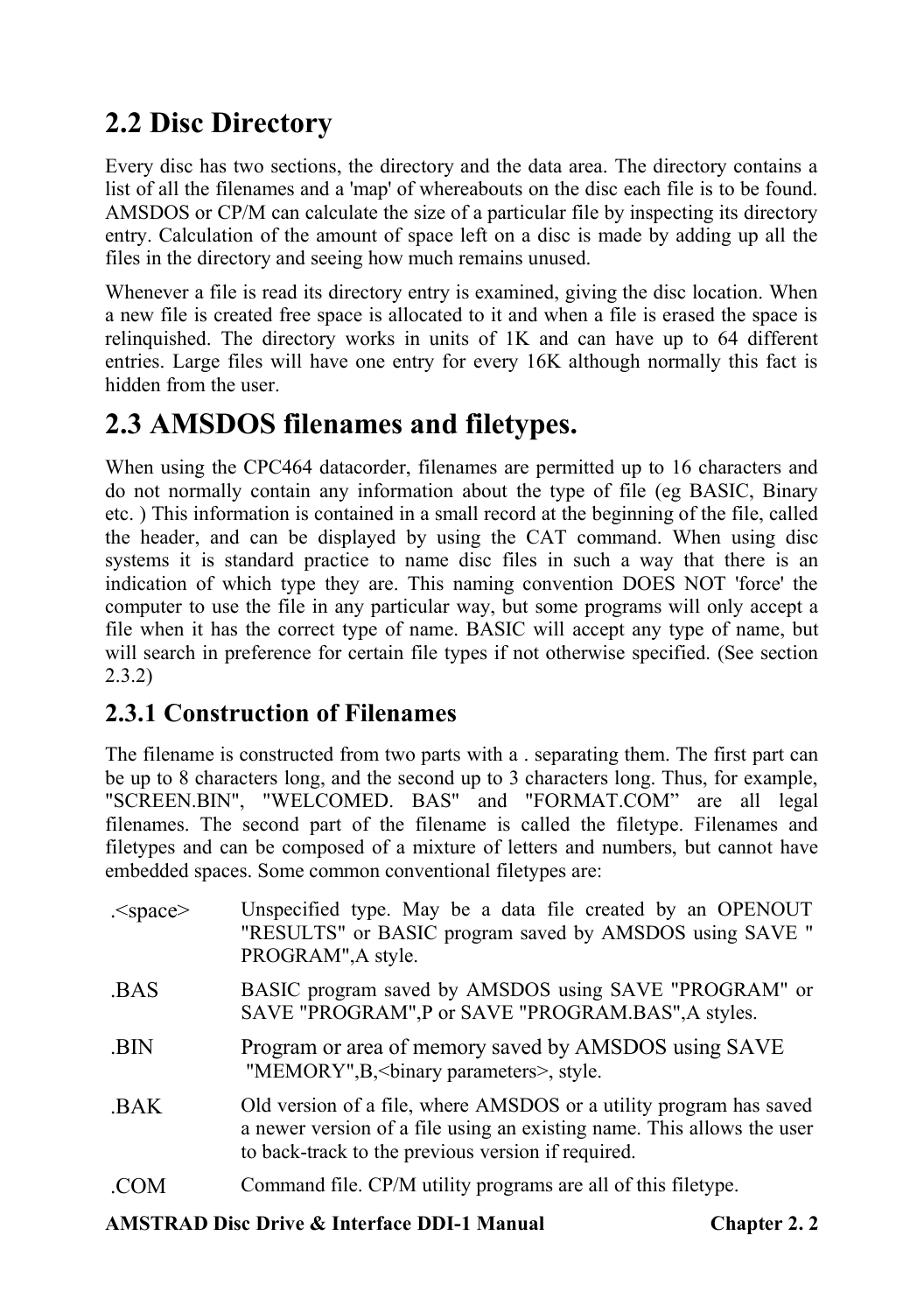## 2.2 Disc Directory

Every disc has two sections, the directory and the data area. The directory contains a list of all the filenames and a 'map' of whereabouts on the disc each file is to be found. AMSDOS or CP/M can calculate the size of a particular file by inspecting its directory entry. Calculation of the amount of space left on a disc is made by adding up all the files in the directory and seeing how much remains unused.

Whenever a file is read its directory entry is examined, giving the disc location. When a new file is created free space is allocated to it and when a file is erased the space is relinquished. The directory works in units of 1K and can have up to 64 different entries. Large files will have one entry for every 16K although normally this fact is hidden from the user.

## 2.3 AMSDOS filenames and filetypes.

When using the CPC464 datacorder, filenames are permitted up to 16 characters and do not normally contain any information about the type of file (eg BASIC, Binary etc. ) This information is contained in a small record at the beginning of the file, called the header, and can be displayed by using the CAT command. When using disc systems it is standard practice to name disc files in such a way that there is an indication of which type they are. This naming convention DOES NOT 'force' the computer to use the file in any particular way, but some programs will only accept a file when it has the correct type of name. BASIC will accept any type of name, but will search in preference for certain file types if not otherwise specified. (See section 2.3.2)

### 2.3.1 Construction of Filenames

The filename is constructed from two parts with a . separating them. The first part can be up to 8 characters long, and the second up to 3 characters long. Thus, for example, "SCREEN.BIN", "WELCOMED. BAS" and "FORMAT.COM" are all legal filenames. The second part of the filename is called the filetype. Filenames and filetypes and can be composed of a mixture of letters and numbers, but cannot have embedded spaces. Some common conventional filetypes are:

| | |
|---|---|
| .<space> | Unspecified type. May be a data file created by an OPENOUT "RESULTS" or BASIC program saved by AMSDOS using SAVE " PROGRAM",A style. |
| .BAS | BASIC program saved by AMSDOS using SAVE "PROGRAM" or SAVE "PROGRAM",P or SAVE "PROGRAM.BAS",A styles. |
| .BIN | Program or area of memory saved by AMSDOS using SAVE "MEMORY",B,<binary parameters>, style. |
| .BAK | Old version of a file, where AMSDOS or a utility program has saved a newer version of a file using an existing name. This allows the user to back-track to the previous version if required. |
| .COM | Command file. CP/M utility programs are all of this filetype. |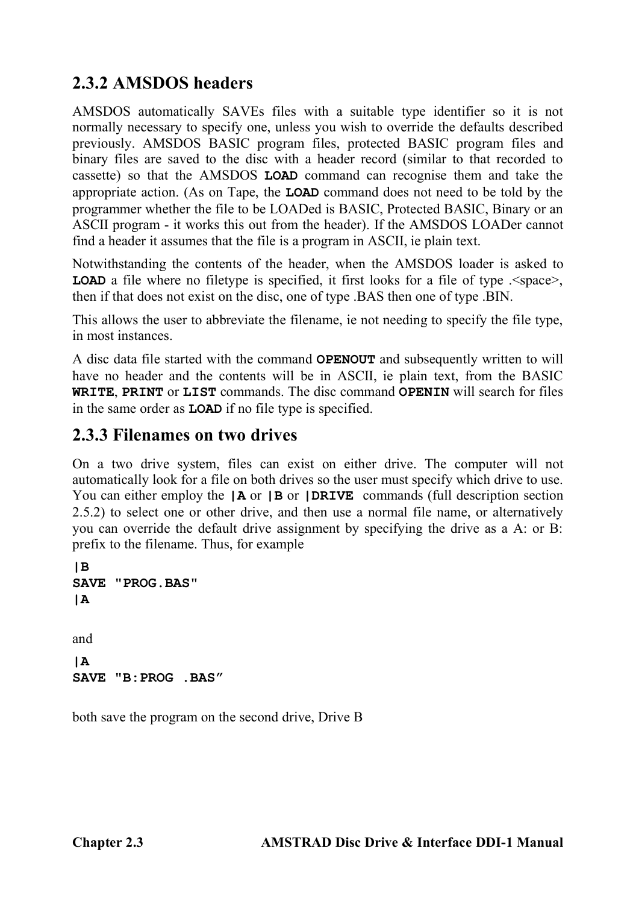## 2.3.2 AMSDOS headers

AMSDOS automatically SAVEs files with a suitable type identifier so it is not normally necessary to specify one, unless you wish to override the defaults described previously. AMSDOS BASIC program files, protected BASIC program files and binary files are saved to the disc with a header record (similar to that recorded to cassette) so that the AMSDOS **LOAD** command can recognise them and take the appropriate action. (As on Tape, the **LOAD** command does not need to be told by the programmer whether the file to be LOADed is BASIC, Protected BASIC, Binary or an ASCII program - it works this out from the header). If the AMSDOS LOADer cannot find a header it assumes that the file is a program in ASCII, ie plain text.

Notwithstanding the contents of the header, when the AMSDOS loader is asked to **LOAD** a file where no filetype is specified, it first looks for a file of type .<space>, then if that does not exist on the disc, one of type .BAS then one of type .BIN.

This allows the user to abbreviate the filename, ie not needing to specify the file type, in most instances.

A disc data file started with the command **OPENOUT** and subsequently written to will have no header and the contents will be in ASCII, ie plain text, from the BASIC **WRITE**, **PRINT** or **LIST** commands. The disc command **OPENIN** will search for files in the same order as **LOAD** if no file type is specified.

## 2.3.3 Filenames on two drives

On a two drive system, files can exist on either drive. The computer will not automatically look for a file on both drives so the user must specify which drive to use. You can either employ the **|A** or **|B** or **|DRIVE** commands (full description section 2.5.2) to select one or other drive, and then use a normal file name, or alternatively you can override the default drive assignment by specifying the drive as a A: or B: prefix to the filename. Thus, for example

```
|B
SAVE "PROG.BAS"
|A
```

and

```
|A
SAVE "B:PROG .BAS”
```

both save the program on the second drive, Drive B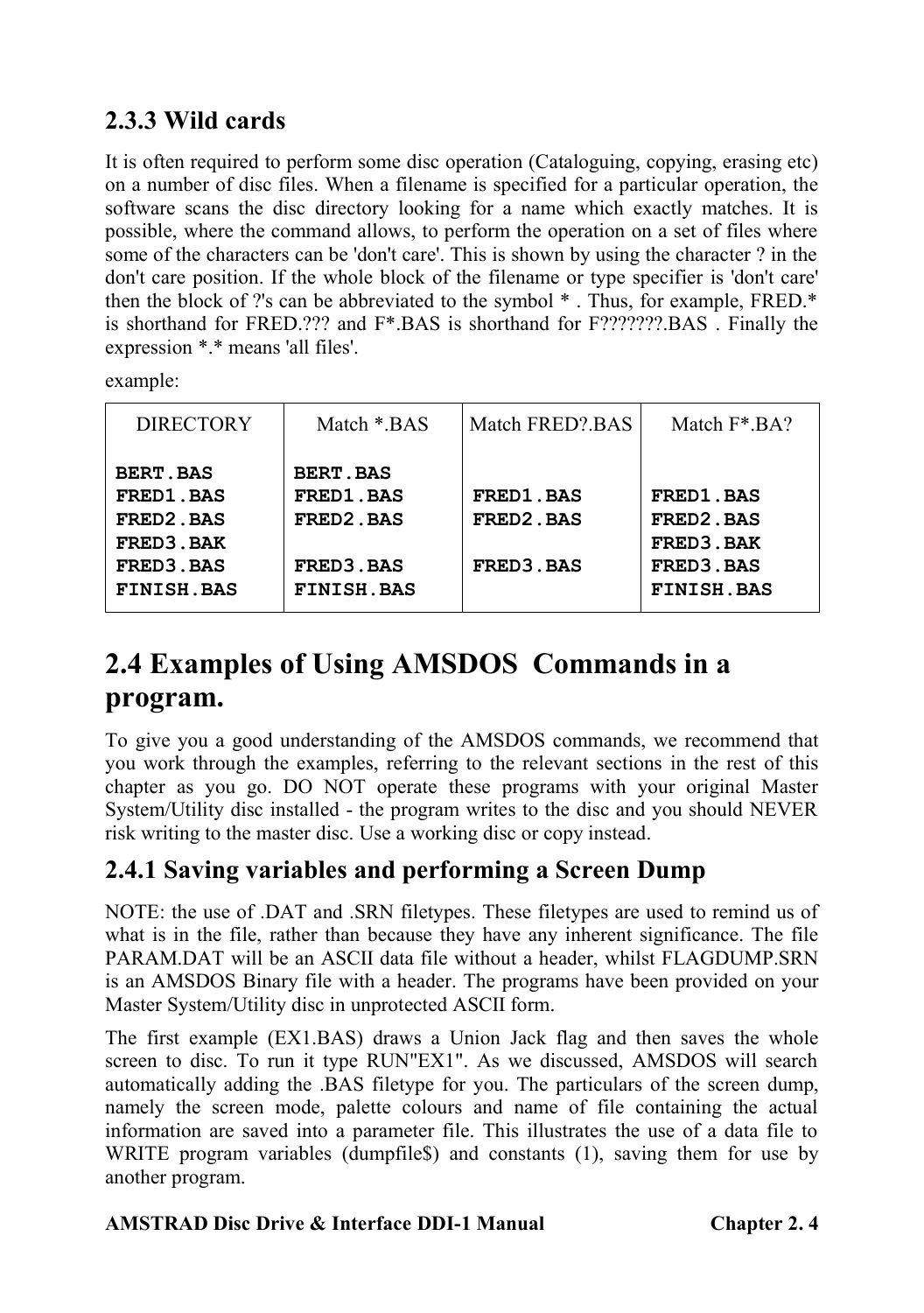### 2.3.3 Wild cards

It is often required to perform some disc operation (Cataloguing, copying, erasing etc) on a number of disc files. When a filename is specified for a particular operation, the software scans the disc directory looking for a name which exactly matches. It is possible, where the command allows, to perform the operation on a set of files where some of the characters can be 'don't care'. This is shown by using the character ? in the don't care position. If the whole block of the filename or type specifier is 'don't care' then the block of ?'s can be abbreviated to the symbol * . Thus, for example, FRED.* is shorthand for FRED.??? and F*.BAS is shorthand for F???????.BAS . Finally the expression *.* means 'all files'.

example:

| DIRECTORY | Match *.BAS | Match FRED?.BAS | Match F*.BA? |
|---|---|---|---|
| **BERT.BAS** | **BERT.BAS** | | |
| **FRED1.BAS** | **FRED1.BAS** | **FRED1.BAS** | **FRED1.BAS** |
| **FRED2.BAS** | **FRED2.BAS** | **FRED2.BAS** | **FRED2.BAS** |
| **FRED3.BAK** | | | **FRED3.BAK** |
| **FRED3.BAS** | **FRED3.BAS** | **FRED3.BAS** | **FRED3.BAS** |
| **FINISH.BAS** | **FINISH.BAS** | | **FINISH.BAS** |

## 2.4 Examples of Using AMSDOS Commands in a program.

To give you a good understanding of the AMSDOS commands, we recommend that you work through the examples, referring to the relevant sections in the rest of this chapter as you go. DO NOT operate these programs with your original Master System/Utility disc installed - the program writes to the disc and you should NEVER risk writing to the master disc. Use a working disc or copy instead.

### 2.4.1 Saving variables and performing a Screen Dump

NOTE: the use of .DAT and .SRN filetypes. These filetypes are used to remind us of what is in the file, rather than because they have any inherent significance. The file PARAM.DAT will be an ASCII data file without a header, whilst FLAGDUMP.SRN is an AMSDOS Binary file with a header. The programs have been provided on your Master System/Utility disc in unprotected ASCII form.

The first example (EX1.BAS) draws a Union Jack flag and then saves the whole screen to disc. To run it type RUN"EX1". As we discussed, AMSDOS will search automatically adding the .BAS filetype for you. The particulars of the screen dump, namely the screen mode, palette colours and name of file containing the actual information are saved into a parameter file. This illustrates the use of a data file to WRITE program variables (dumpfile$) and constants (1), saving them for use by another program.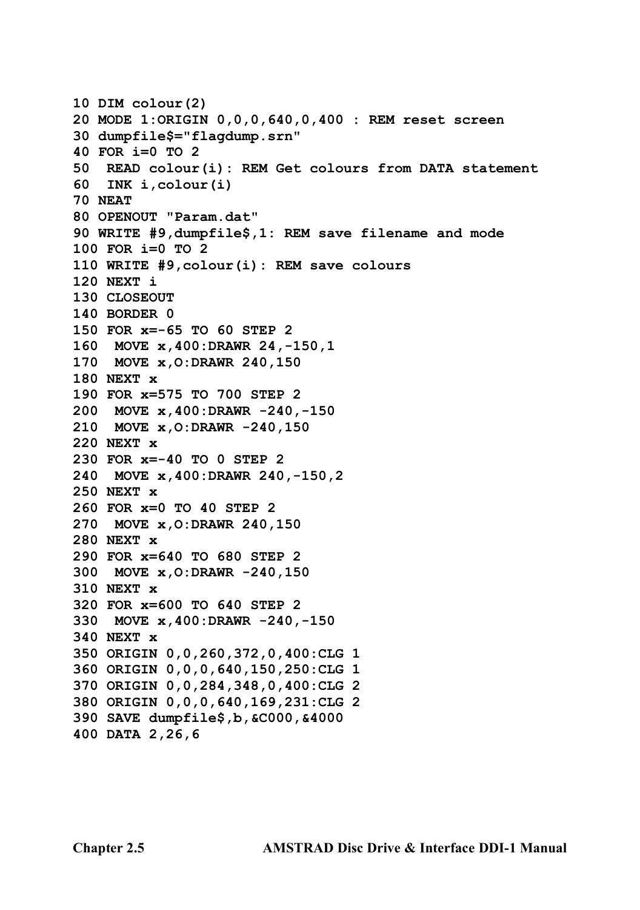```
10 DIM colour(2)
20 MODE 1:ORIGIN 0,0,0,640,0,400 : REM reset screen
30 dumpfile$="flagdump.srn"
40 FOR i=0 TO 2
50  READ colour(i): REM Get colours from DATA statement
60  INK i,colour(i)
70 NEAT
80 OPENOUT "Param.dat"
90 WRITE #9,dumpfile$,1: REM save filename and mode
100 FOR i=0 TO 2
110 WRITE #9,colour(i): REM save colours
120 NEXT i
130 CLOSEOUT
140 BORDER 0
150 FOR x=-65 TO 60 STEP 2
160  MOVE x,400:DRAWR 24,-150,1
170  MOVE x,O:DRAWR 240,150
180 NEXT x
190 FOR x=575 TO 700 STEP 2
200  MOVE x,400:DRAWR -240,-150
210  MOVE x,O:DRAWR -240,150
220 NEXT x
230 FOR x=-40 TO 0 STEP 2
240  MOVE x,400:DRAWR 240,-150,2
250 NEXT x
260 FOR x=0 TO 40 STEP 2
270  MOVE x,O:DRAWR 240,150
280 NEXT x
290 FOR x=640 TO 680 STEP 2
300  MOVE x,O:DRAWR -240,150
310 NEXT x
320 FOR x=600 TO 640 STEP 2
330  MOVE x,400:DRAWR -240,-150
340 NEXT x
350 ORIGIN 0,0,260,372,0,400:CLG 1
360 ORIGIN 0,0,0,640,150,250:CLG 1
370 ORIGIN 0,0,284,348,0,400:CLG 2
380 ORIGIN 0,0,0,640,169,231:CLG 2
390 SAVE dumpfile$,b,&C000,&4000
400 DATA 2,26,6
```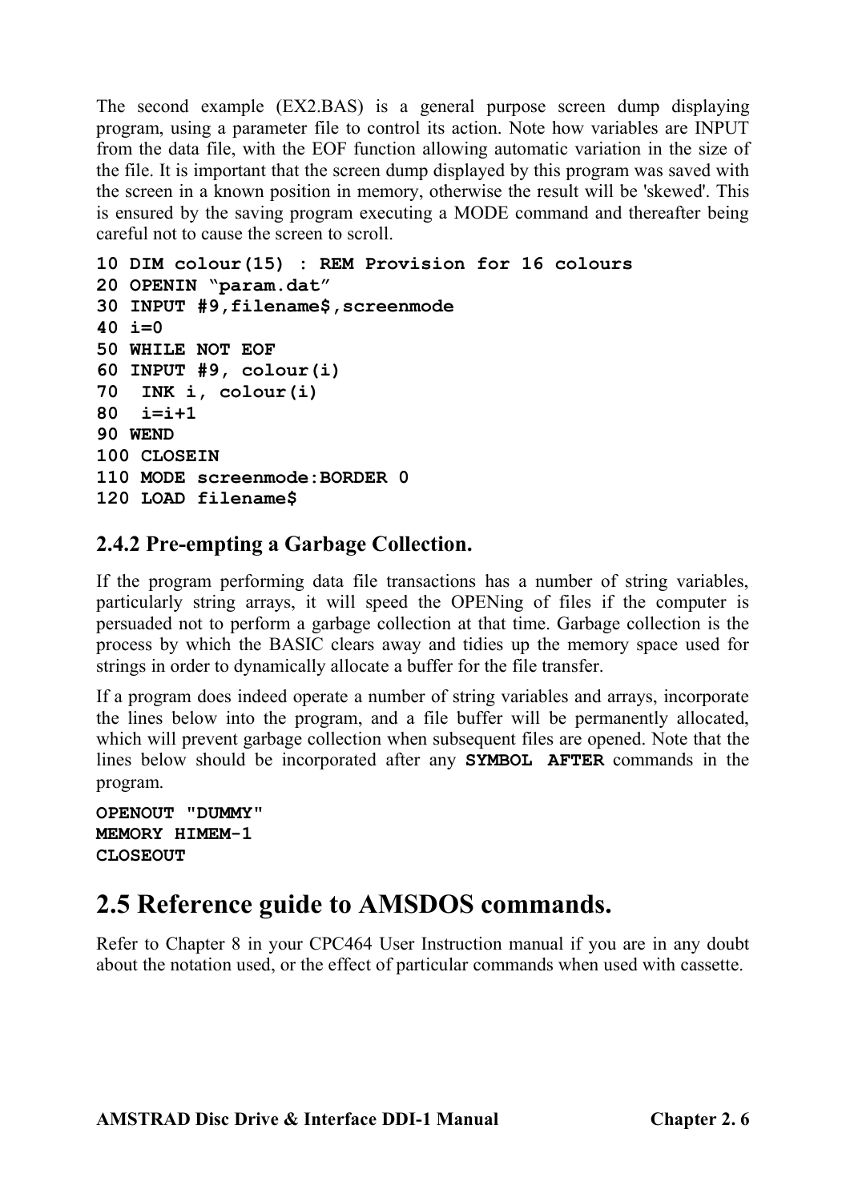The second example (EX2.BAS) is a general purpose screen dump displaying program, using a parameter file to control its action. Note how variables are INPUT from the data file, with the EOF function allowing automatic variation in the size of the file. It is important that the screen dump displayed by this program was saved with the screen in a known position in memory, otherwise the result will be 'skewed'. This is ensured by the saving program executing a MODE command and thereafter being careful not to cause the screen to scroll.

```
10 DIM colour(15) : REM Provision for 16 colours
20 OPENIN “param.dat”
30 INPUT #9,filename$,screenmode
40 i=0
50 WHILE NOT EOF
60 INPUT #9, colour(i)
70  INK i, colour(i)
80  i=i+1
90 WEND
100 CLOSEIN
110 MODE screenmode:BORDER 0
120 LOAD filename$
```

### 2.4.2 Pre-empting a Garbage Collection.

If the program performing data file transactions has a number of string variables, particularly string arrays, it will speed the OPENing of files if the computer is persuaded not to perform a garbage collection at that time. Garbage collection is the process by which the BASIC clears away and tidies up the memory space used for strings in order to dynamically allocate a buffer for the file transfer.

If a program does indeed operate a number of string variables and arrays, incorporate the lines below into the program, and a file buffer will be permanently allocated, which will prevent garbage collection when subsequent files are opened. Note that the lines below should be incorporated after any **SYMBOL AFTER** commands in the program.

```
OPENOUT "DUMMY"
MEMORY HIMEM-1
CLOSEOUT
```

## 2.5 Reference guide to AMSDOS commands.

Refer to Chapter 8 in your CPC464 User Instruction manual if you are in any doubt about the notation used, or the effect of particular commands when used with cassette.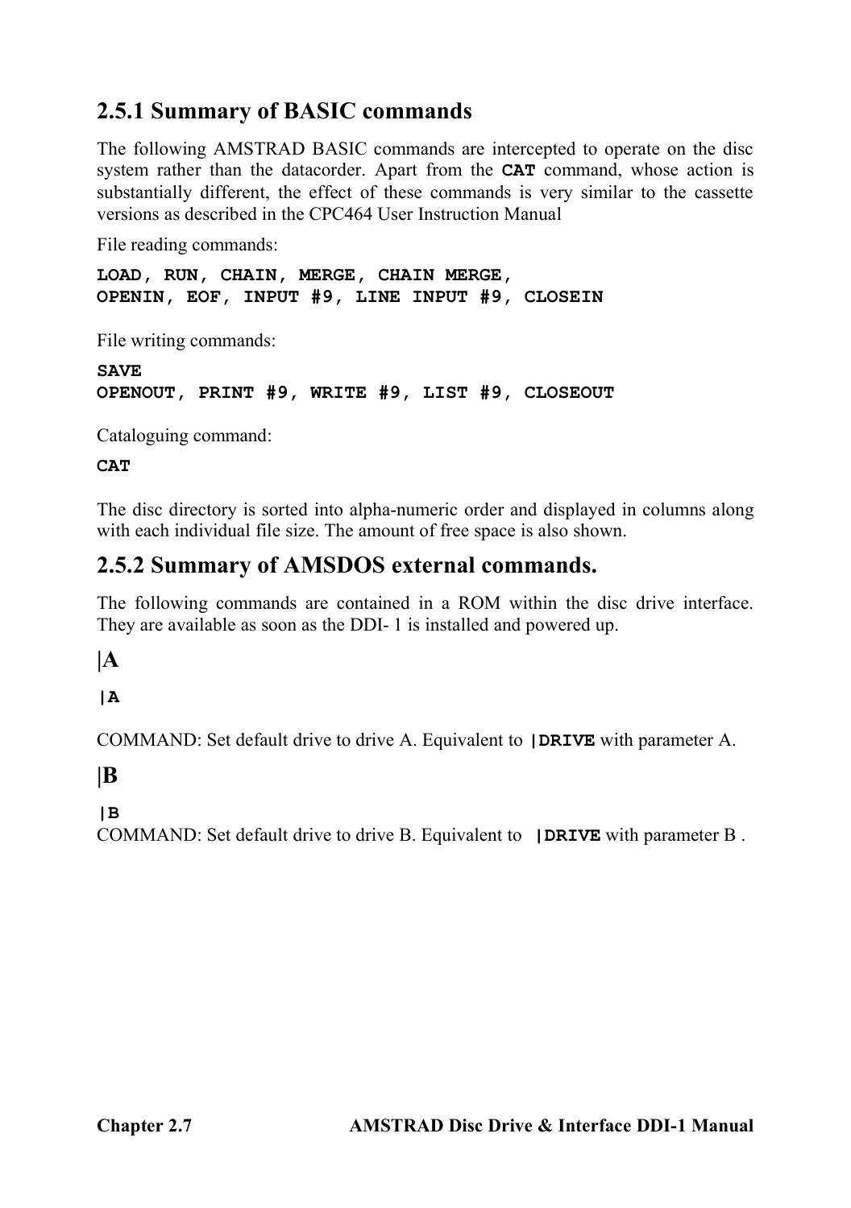## 2.5.1 Summary of BASIC commands

The following AMSTRAD BASIC commands are intercepted to operate on the disc system rather than the datacorder. Apart from the **CAT** command, whose action is substantially different, the effect of these commands is very similar to the cassette versions as described in the CPC464 User Instruction Manual

File reading commands:

```
LOAD, RUN, CHAIN, MERGE, CHAIN MERGE,
OPENIN, EOF, INPUT #9, LINE INPUT #9, CLOSEIN
```

File writing commands:

```
SAVE
OPENOUT, PRINT #9, WRITE #9, LIST #9, CLOSEOUT
```

Cataloguing command:

```
CAT
```

The disc directory is sorted into alpha-numeric order and displayed in columns along with each individual file size. The amount of free space is also shown.

## 2.5.2 Summary of AMSDOS external commands.

The following commands are contained in a ROM within the disc drive interface. They are available as soon as the DDI- 1 is installed and powered up.

### |A

```
|A
```

COMMAND: Set default drive to drive A. Equivalent to **|DRIVE** with parameter A.

### |B

```
|B
```

COMMAND: Set default drive to drive B. Equivalent to **|DRIVE** with parameter B .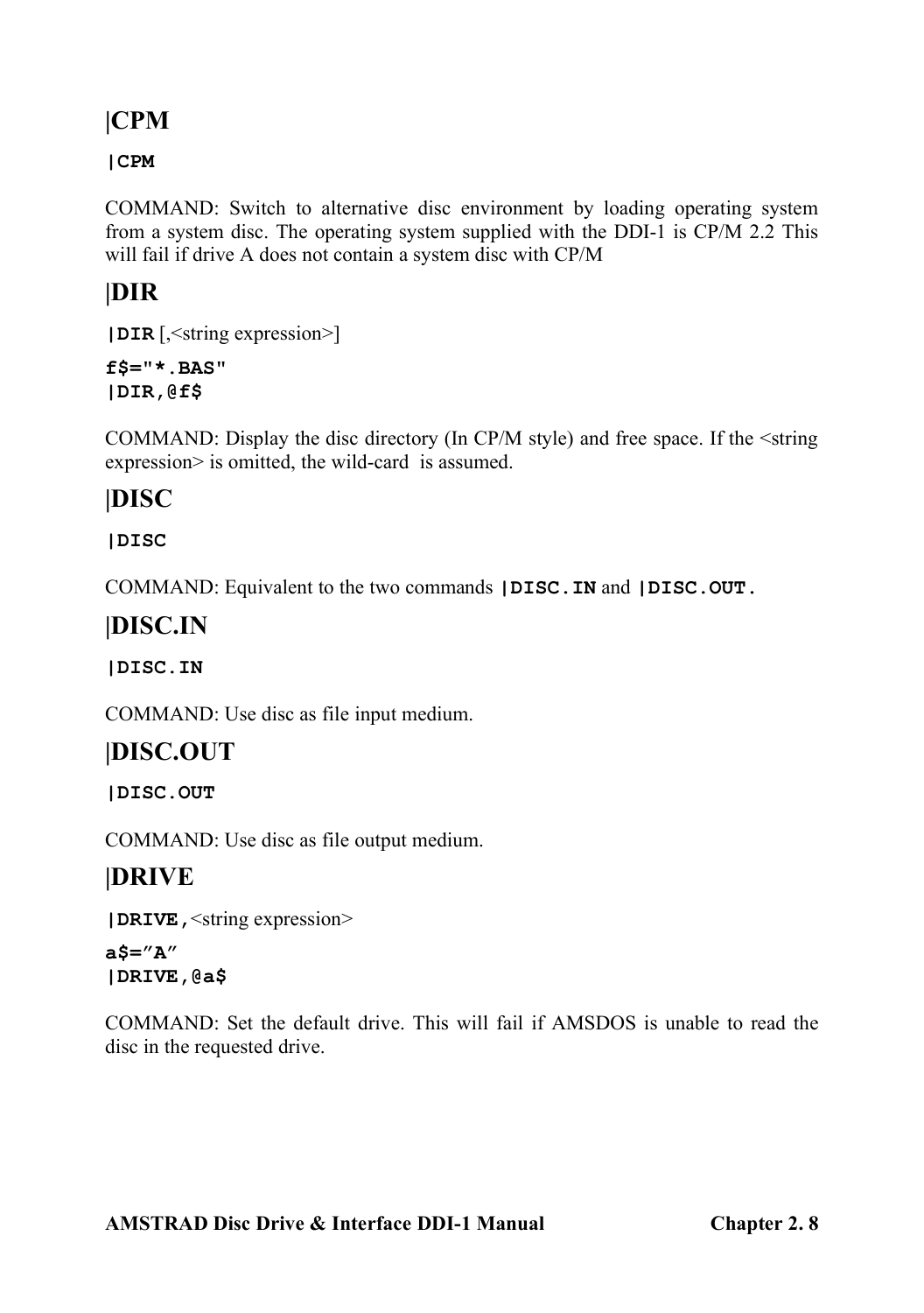## |CPM

**|CPM**

COMMAND: Switch to alternative disc environment by loading operating system from a system disc. The operating system supplied with the DDI-1 is CP/M 2.2 This will fail if drive A does not contain a system disc with CP/M

## |DIR

**|DIR** [,<string expression>]

```
f$="*.BAS"
|DIR,@f$
```

COMMAND: Display the disc directory (In CP/M style) and free space. If the <string expression> is omitted, the wild-card  is assumed.

## |DISC

**|DISC**

COMMAND: Equivalent to the two commands **|DISC.IN** and **|DISC.OUT.**

## |DISC.IN

**|DISC.IN**

COMMAND: Use disc as file input medium.

## |DISC.OUT

**|DISC.OUT**

COMMAND: Use disc as file output medium.

## |DRIVE

**|DRIVE,**<string expression>

```
a$="A"
|DRIVE,@a$
```

COMMAND: Set the default drive. This will fail if AMSDOS is unable to read the disc in the requested drive.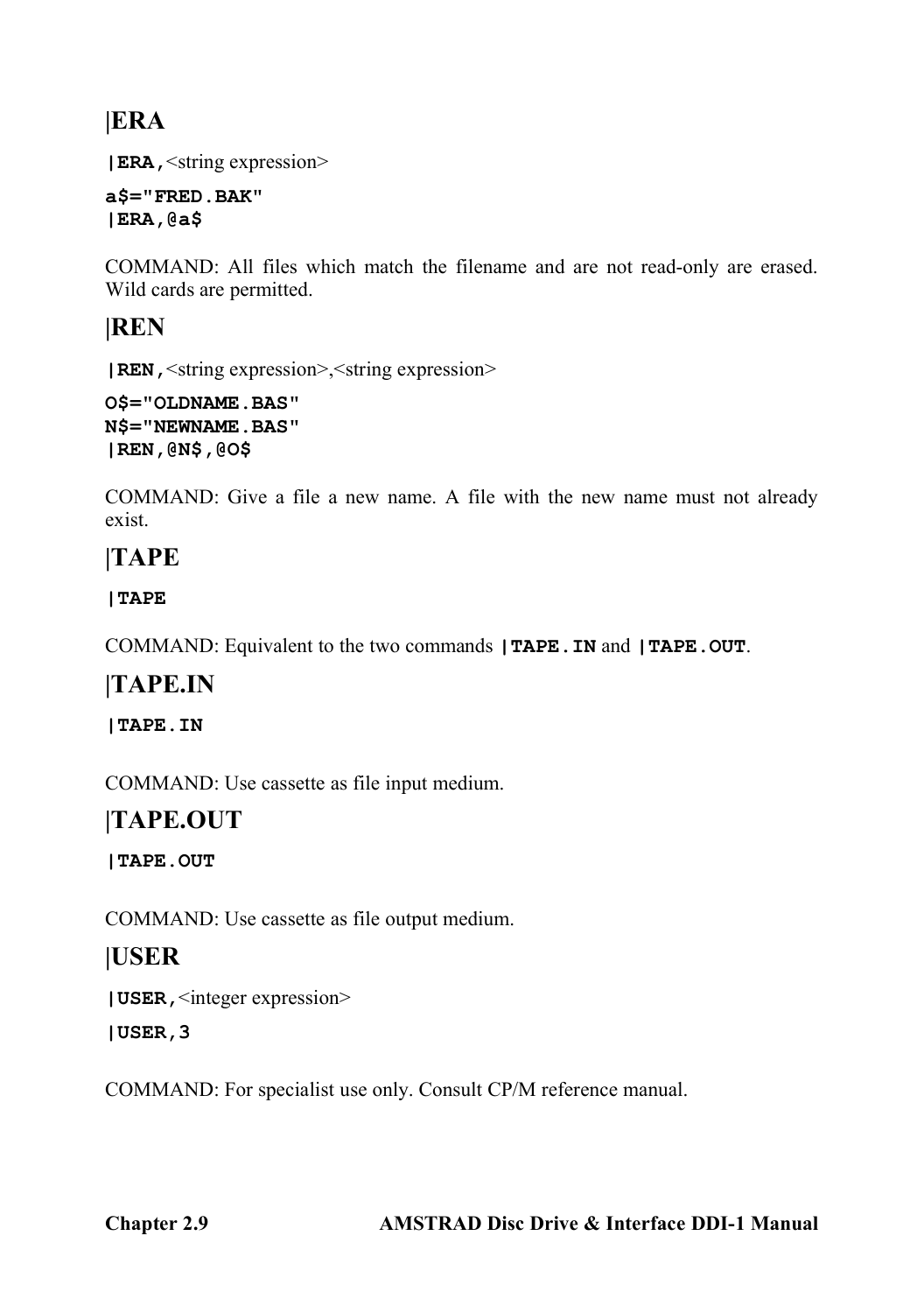## |ERA

**|ERA,**<string expression>

```
a$="FRED.BAK"
|ERA,@a$
```

COMMAND: All files which match the filename and are not read-only are erased. Wild cards are permitted.

## |REN

**|REN,**<string expression>,<string expression>

```
O$="OLDNAME.BAS"
N$="NEWNAME.BAS"
|REN,@N$,@O$
```

COMMAND: Give a file a new name. A file with the new name must not already exist.

## |TAPE

**|TAPE**

COMMAND: Equivalent to the two commands **|TAPE.IN** and **|TAPE.OUT**.

## |TAPE.IN

**|TAPE.IN**

COMMAND: Use cassette as file input medium.

## |TAPE.OUT

**|TAPE.OUT**

COMMAND: Use cassette as file output medium.

## |USER

**|USER,**<integer expression>

**|USER,3**

COMMAND: For specialist use only. Consult CP/M reference manual.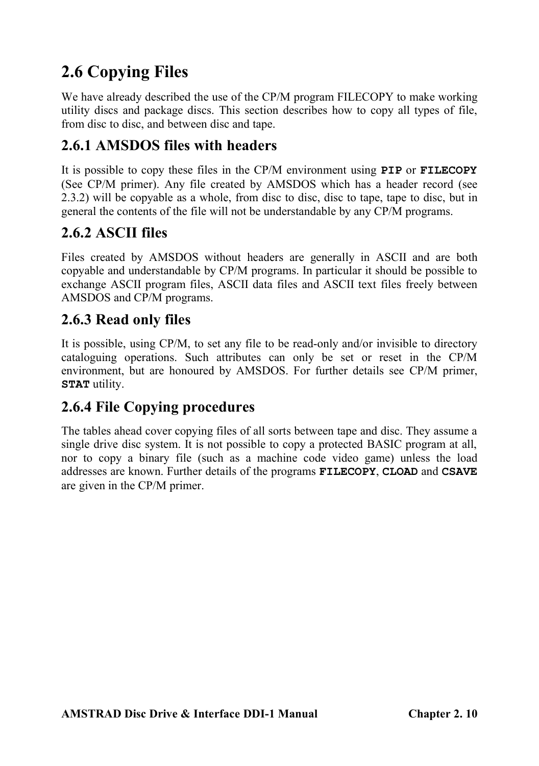# 2.6 Copying Files

We have already described the use of the CP/M program FILECOPY to make working utility discs and package discs. This section describes how to copy all types of file, from disc to disc, and between disc and tape.

## 2.6.1 AMSDOS files with headers

It is possible to copy these files in the CP/M environment using **PIP** or **FILECOPY** (See CP/M primer). Any file created by AMSDOS which has a header record (see 2.3.2) will be copyable as a whole, from disc to disc, disc to tape, tape to disc, but in general the contents of the file will not be understandable by any CP/M programs.

## 2.6.2 ASCII files

Files created by AMSDOS without headers are generally in ASCII and are both copyable and understandable by CP/M programs. In particular it should be possible to exchange ASCII program files, ASCII data files and ASCII text files freely between AMSDOS and CP/M programs.

## 2.6.3 Read only files

It is possible, using CP/M, to set any file to be read-only and/or invisible to directory cataloguing operations. Such attributes can only be set or reset in the CP/M environment, but are honoured by AMSDOS. For further details see CP/M primer, **STAT** utility.

## 2.6.4 File Copying procedures

The tables ahead cover copying files of all sorts between tape and disc. They assume a single drive disc system. It is not possible to copy a protected BASIC program at all, nor to copy a binary file (such as a machine code video game) unless the load addresses are known. Further details of the programs **FILECOPY**, **CLOAD** and **CSAVE** are given in the CP/M primer.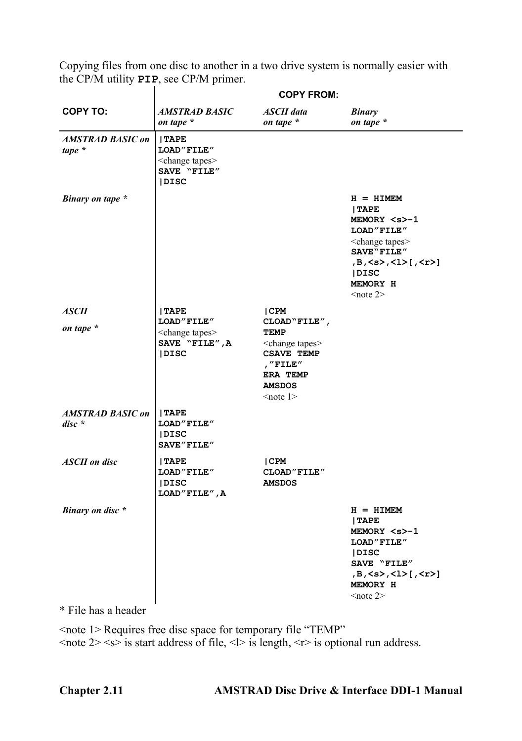Copying files from one disc to another in a two drive system is normally easier with the CP/M utility **PIP**, see CP/M primer.

| COPY TO: | COPY FROM: | | |
|---|---|---|---|
| | *AMSTRAD BASIC on tape ** | *ASCII data on tape ** | *Binary on tape ** |
| *AMSTRAD BASIC on tape ** | **\|TAPE**<br>**LOAD"FILE"**<br>&lt;change tapes&gt;<br>**SAVE "FILE"**<br>**\|DISC** | | |
| *Binary on tape ** | | | **H = HIMEM**<br>**\|TAPE**<br>**MEMORY &lt;s&gt;-1**<br>**LOAD"FILE"**<br>&lt;change tapes&gt;<br>**SAVE"FILE"**<br>**,B,&lt;s&gt;,&lt;l&gt;[,&lt;r&gt;]**<br>**\|DISC**<br>**MEMORY H**<br>&lt;note 2&gt; |
| *ASCII on tape ** | **\|TAPE**<br>**LOAD"FILE"**<br>&lt;change tapes&gt;<br>**SAVE "FILE",A**<br>**\|DISC** | **\|CPM**<br>**CLOAD"FILE",**<br>**TEMP**<br>&lt;change tapes&gt;<br>**CSAVE TEMP**<br>**,"FILE"**<br>**ERA TEMP**<br>**AMSDOS**<br>&lt;note 1&gt; | |
| *AMSTRAD BASIC on disc ** | **\|TAPE**<br>**LOAD"FILE"**<br>**\|DISC**<br>**SAVE"FILE"** | | |
| *ASCII on disc* | **\|TAPE**<br>**LOAD"FILE"**<br>**\|DISC**<br>**LOAD"FILE",A** | **\|CPM**<br>**CLOAD"FILE"**<br>**AMSDOS** | |
| *Binary on disc ** | | | **H = HIMEM**<br>**\|TAPE**<br>**MEMORY &lt;s&gt;-1**<br>**LOAD"FILE"**<br>**\|DISC**<br>**SAVE "FILE"**<br>**,B,&lt;s&gt;,&lt;l&gt;[,&lt;r&gt;]**<br>**MEMORY H**<br>&lt;note 2&gt; |

\* File has a header

&lt;note 1&gt; Requires free disc space for temporary file "TEMP"
&lt;note 2&gt; &lt;s&gt; is start address of file, &lt;l&gt; is length, &lt;r&gt; is optional run address.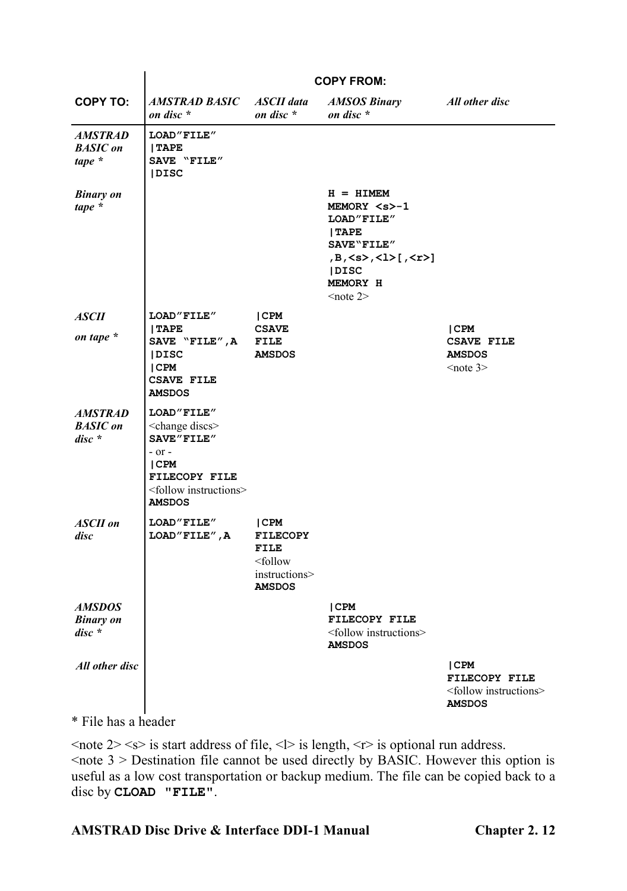| COPY TO: | COPY FROM: | | | |
|---|---|---|---|---|
| | *AMSTRAD BASIC on disc ** | *ASCII data on disc ** | *AMSOS Binary on disc ** | *All other disc* |
| *AMSTRAD BASIC on tape ** | **LOAD"FILE"**<br>**\|TAPE**<br>**SAVE "FILE"**<br>**\|DISC** | | | |
| *Binary on tape ** | | | **H = HIMEM**<br>**MEMORY <s>-1**<br>**LOAD"FILE"**<br>**\|TAPE**<br>**SAVE"FILE"**<br>**,B,<s>,<l>[,<r>]**<br>**\|DISC**<br>**MEMORY H**<br><note 2> | |
| *ASCII on tape ** | **LOAD"FILE"**<br>**\|TAPE**<br>**SAVE "FILE",A**<br>**\|DISC**<br>**\|CPM**<br>**CSAVE FILE**<br>**AMSDOS** | **\|CPM**<br>**CSAVE**<br>**FILE**<br>**AMSDOS** | | **\|CPM**<br>**CSAVE FILE**<br>**AMSDOS**<br><note 3> |
| *AMSTRAD BASIC on disc ** | **LOAD"FILE"**<br><change discs><br>**SAVE"FILE"**<br>- or -<br>**\|CPM**<br>**FILECOPY FILE**<br><follow instructions><br>**AMSDOS** | | | |
| *ASCII on disc* | **LOAD"FILE"**<br>**LOAD"FILE",A** | **\|CPM**<br>**FILECOPY**<br>**FILE**<br><follow instructions><br>**AMSDOS** | | |
| *AMSDOS Binary on disc ** | | | **\|CPM**<br>**FILECOPY FILE**<br><follow instructions><br>**AMSDOS** | |
| *All other disc* | | | | **\|CPM**<br>**FILECOPY FILE**<br><follow instructions><br>**AMSDOS** |

\* File has a header

<note 2> <s> is start address of file, <l> is length, <r> is optional run address.
<note 3 > Destination file cannot be used directly by BASIC. However this option is useful as a low cost transportation or backup medium. The file can be copied back to a disc by **CLOAD "FILE"**.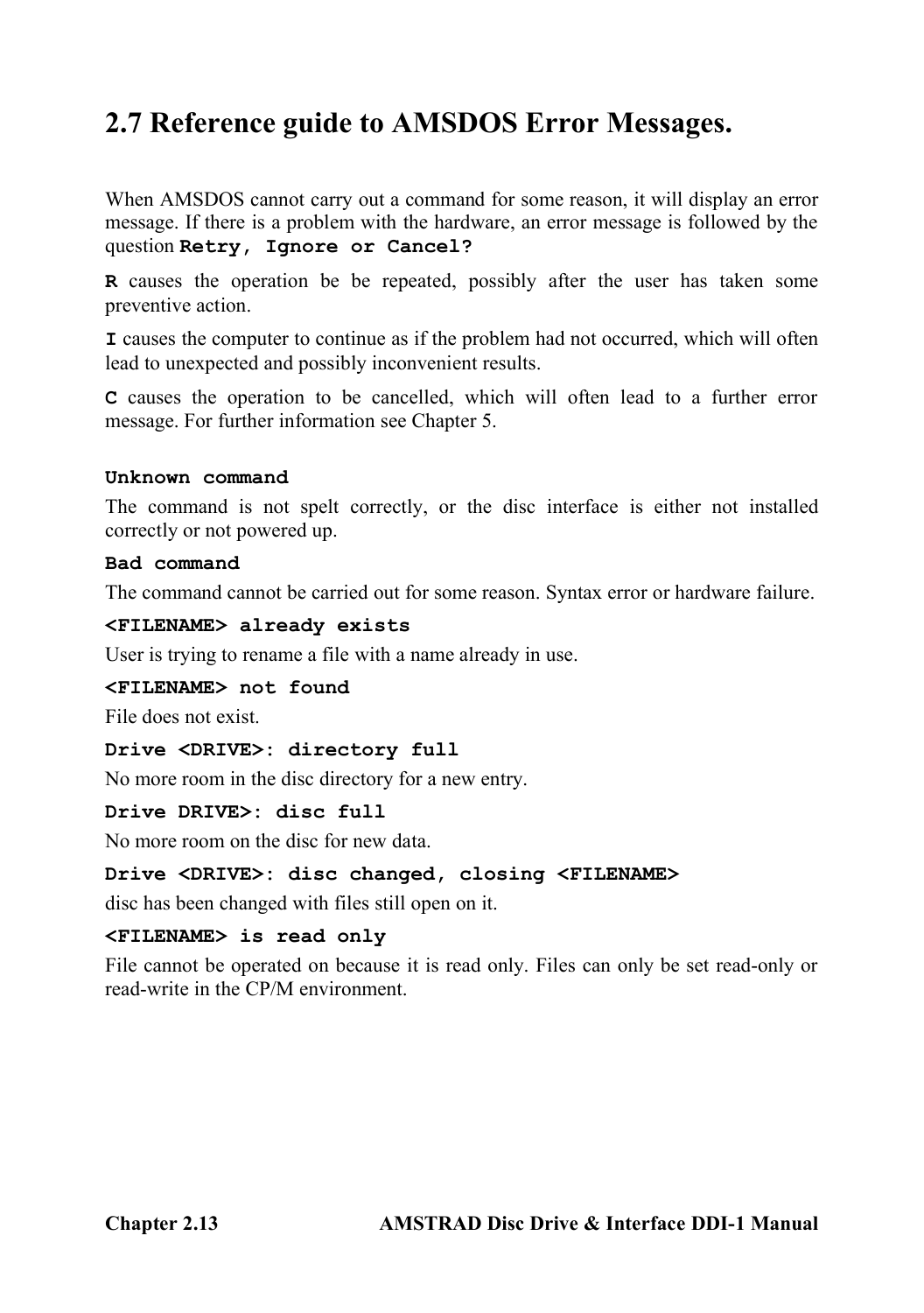## 2.7 Reference guide to AMSDOS Error Messages.

When AMSDOS cannot carry out a command for some reason, it will display an error message. If there is a problem with the hardware, an error message is followed by the question **`Retry, Ignore or Cancel?`**

**`R`** causes the operation be be repeated, possibly after the user has taken some preventive action.

**`I`** causes the computer to continue as if the problem had not occurred, which will often lead to unexpected and possibly inconvenient results.

**`C`** causes the operation to be cancelled, which will often lead to a further error message. For further information see Chapter 5.

**`Unknown command`**

The command is not spelt correctly, or the disc interface is either not installed correctly or not powered up.

**`Bad command`**

The command cannot be carried out for some reason. Syntax error or hardware failure.

**`<FILENAME> already exists`**

User is trying to rename a file with a name already in use.

**`<FILENAME> not found`**

File does not exist.

**`Drive <DRIVE>: directory full`**

No more room in the disc directory for a new entry.

**`Drive DRIVE>: disc full`**

No more room on the disc for new data.

**`Drive <DRIVE>: disc changed, closing <FILENAME>`**

disc has been changed with files still open on it.

**`<FILENAME> is read only`**

File cannot be operated on because it is read only. Files can only be set read-only or read-write in the CP/M environment.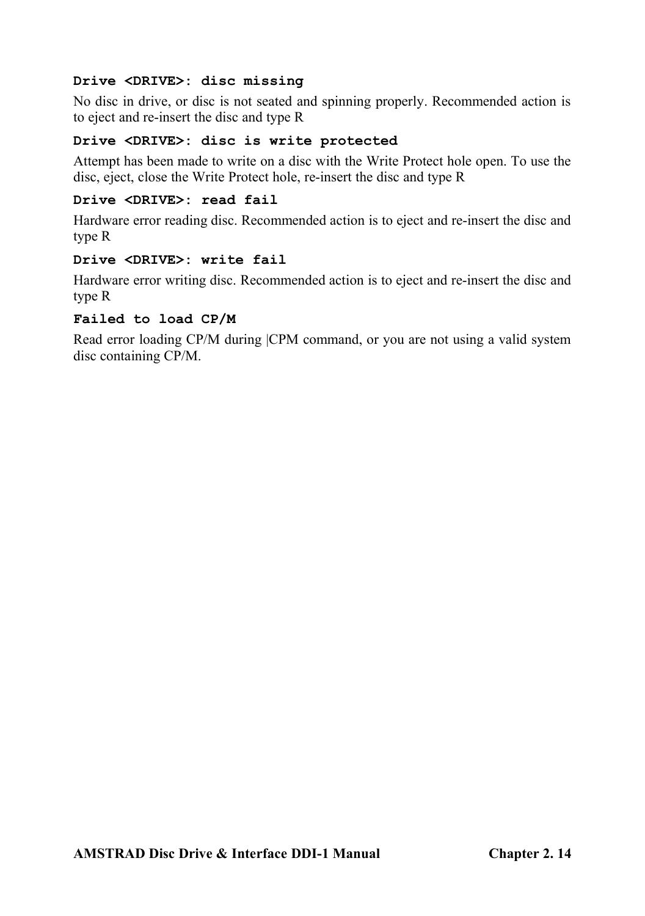**`Drive <DRIVE>: disc missing`**

No disc in drive, or disc is not seated and spinning properly. Recommended action is to eject and re-insert the disc and type R

**`Drive <DRIVE>: disc is write protected`**

Attempt has been made to write on a disc with the Write Protect hole open. To use the disc, eject, close the Write Protect hole, re-insert the disc and type R

**`Drive <DRIVE>: read fail`**

Hardware error reading disc. Recommended action is to eject and re-insert the disc and type R

**`Drive <DRIVE>: write fail`**

Hardware error writing disc. Recommended action is to eject and re-insert the disc and type R

**`Failed to load CP/M`**

Read error loading CP/M during |CPM command, or you are not using a valid system disc containing CP/M.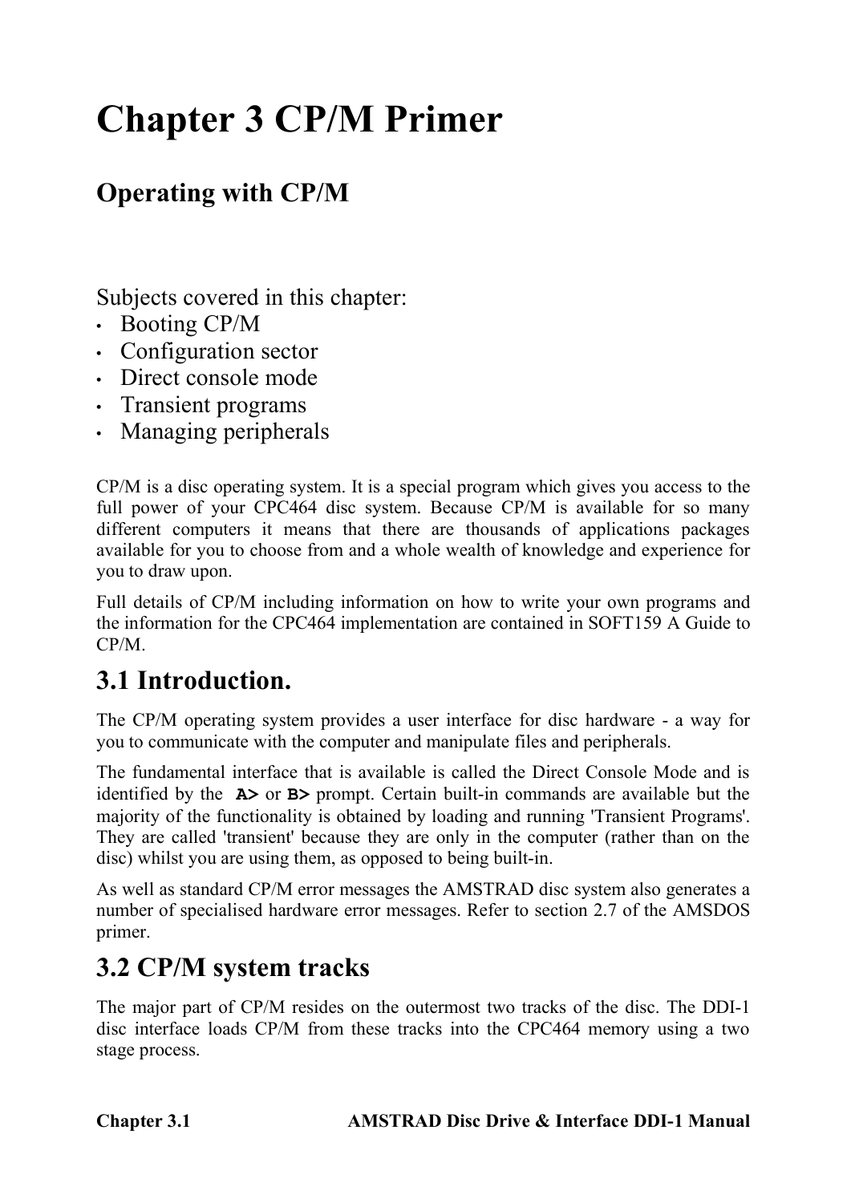# Chapter 3 CP/M Primer

## Operating with CP/M

Subjects covered in this chapter:

- Booting CP/M
- Configuration sector
- Direct console mode
- Transient programs
- Managing peripherals

CP/M is a disc operating system. It is a special program which gives you access to the full power of your CPC464 disc system. Because CP/M is available for so many different computers it means that there are thousands of applications packages available for you to choose from and a whole wealth of knowledge and experience for you to draw upon.

Full details of CP/M including information on how to write your own programs and the information for the CPC464 implementation are contained in SOFT159 A Guide to CP/M.

## 3.1 Introduction.

The CP/M operating system provides a user interface for disc hardware - a way for you to communicate with the computer and manipulate files and peripherals.

The fundamental interface that is available is called the Direct Console Mode and is identified by the **`A>`** or **`B>`** prompt. Certain built-in commands are available but the majority of the functionality is obtained by loading and running 'Transient Programs'. They are called 'transient' because they are only in the computer (rather than on the disc) whilst you are using them, as opposed to being built-in.

As well as standard CP/M error messages the AMSTRAD disc system also generates a number of specialised hardware error messages. Refer to section 2.7 of the AMSDOS primer.

## 3.2 CP/M system tracks

The major part of CP/M resides on the outermost two tracks of the disc. The DDI-1 disc interface loads CP/M from these tracks into the CPC464 memory using a two stage process.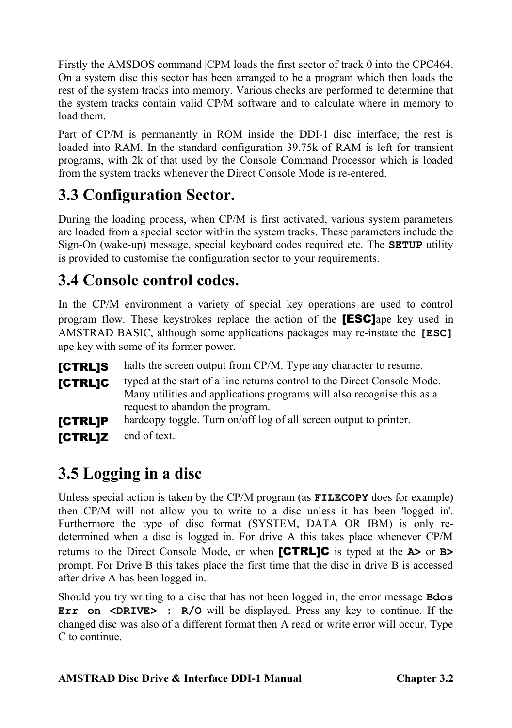Firstly the AMSDOS command |CPM loads the first sector of track 0 into the CPC464. On a system disc this sector has been arranged to be a program which then loads the rest of the system tracks into memory. Various checks are performed to determine that the system tracks contain valid CP/M software and to calculate where in memory to load them.

Part of CP/M is permanently in ROM inside the DDI-1 disc interface, the rest is loaded into RAM. In the standard configuration 39.75k of RAM is left for transient programs, with 2k of that used by the Console Command Processor which is loaded from the system tracks whenever the Direct Console Mode is re-entered.

## 3.3 Configuration Sector.

During the loading process, when CP/M is first activated, various system parameters are loaded from a special sector within the system tracks. These parameters include the Sign-On (wake-up) message, special keyboard codes required etc. The **SETUP** utility is provided to customise the configuration sector to your requirements.

## 3.4 Console control codes.

In the CP/M environment a variety of special key operations are used to control program flow. These keystrokes replace the action of the **[ESC]**ape key used in AMSTRAD BASIC, although some applications packages may re-instate the **[ESC]** ape key with some of its former power.

**[CTRL]S** halts the screen output from CP/M. Type any character to resume.

**[CTRL]C** typed at the start of a line returns control to the Direct Console Mode. Many utilities and applications programs will also recognise this as a request to abandon the program.

**[CTRL]P** hardcopy toggle. Turn on/off log of all screen output to printer.

**[CTRL]Z** end of text.

## 3.5 Logging in a disc

Unless special action is taken by the CP/M program (as **FILECOPY** does for example) then CP/M will not allow you to write to a disc unless it has been 'logged in'. Furthermore the type of disc format (SYSTEM, DATA OR IBM) is only re-determined when a disc is logged in. For drive A this takes place whenever CP/M returns to the Direct Console Mode, or when **[CTRL]C** is typed at the **A>** or **B>** prompt. For Drive B this takes place the first time that the disc in drive B is accessed after drive A has been logged in.

Should you try writing to a disc that has not been logged in, the error message **Bdos Err on <DRIVE> : R/O** will be displayed. Press any key to continue. If the changed disc was also of a different format then A read or write error will occur. Type C to continue.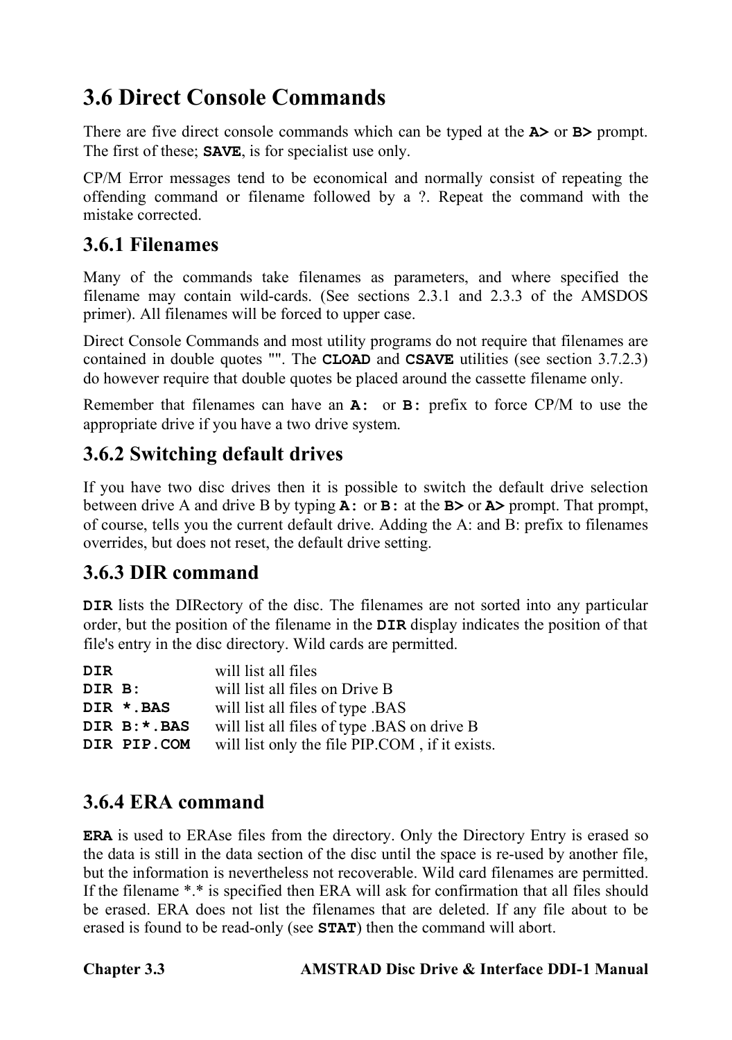## 3.6 Direct Console Commands

There are five direct console commands which can be typed at the **A>** or **B>** prompt. The first of these; **SAVE**, is for specialist use only.

CP/M Error messages tend to be economical and normally consist of repeating the offending command or filename followed by a ?. Repeat the command with the mistake corrected.

### 3.6.1 Filenames

Many of the commands take filenames as parameters, and where specified the filename may contain wild-cards. (See sections 2.3.1 and 2.3.3 of the AMSDOS primer). All filenames will be forced to upper case.

Direct Console Commands and most utility programs do not require that filenames are contained in double quotes "". The **CLOAD** and **CSAVE** utilities (see section 3.7.2.3) do however require that double quotes be placed around the cassette filename only.

Remember that filenames can have an **A:** or **B:** prefix to force CP/M to use the appropriate drive if you have a two drive system.

### 3.6.2 Switching default drives

If you have two disc drives then it is possible to switch the default drive selection between drive A and drive B by typing **A:** or **B:** at the **B>** or **A>** prompt. That prompt, of course, tells you the current default drive. Adding the A: and B: prefix to filenames overrides, but does not reset, the default drive setting.

### 3.6.3 DIR command

**DIR** lists the DIRectory of the disc. The filenames are not sorted into any particular order, but the position of the filename in the **DIR** display indicates the position of that file's entry in the disc directory. Wild cards are permitted.

| | |
|---|---|
| **DIR** | will list all files |
| **DIR B:** | will list all files on Drive B |
| **DIR *.BAS** | will list all files of type .BAS |
| **DIR B:*.BAS** | will list all files of type .BAS on drive B |
| **DIR PIP.COM** | will list only the file PIP.COM , if it exists. |

### 3.6.4 ERA command

**ERA** is used to ERAse files from the directory. Only the Directory Entry is erased so the data is still in the data section of the disc until the space is re-used by another file, but the information is nevertheless not recoverable. Wild card filenames are permitted. If the filename *.* is specified then ERA will ask for confirmation that all files should be erased. ERA does not list the filenames that are deleted. If any file about to be erased is found to be read-only (see **STAT**) then the command will abort.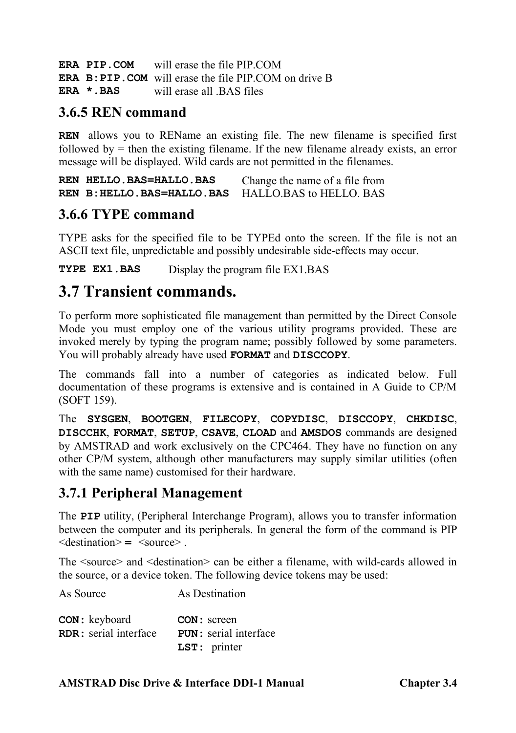| | |
|---|---|
| **ERA PIP.COM** | will erase the file PIP.COM |
| **ERA B:PIP.COM** | will erase the file PIP.COM on drive B |
| **ERA *.BAS** | will erase all .BAS files |

### 3.6.5 REN command

**REN** allows you to REName an existing file. The new filename is specified first followed by = then the existing filename. If the new filename already exists, an error message will be displayed. Wild cards are not permitted in the filenames.

| | |
|---|---|
| **REN HELLO.BAS=HALLO.BAS** | Change the name of a file from |
| **REN B:HELLO.BAS=HALLO.BAS** | HALLO.BAS to HELLO. BAS |

### 3.6.6 TYPE command

TYPE asks for the specified file to be TYPEd onto the screen. If the file is not an ASCII text file, unpredictable and possibly undesirable side-effects may occur.

| | |
|---|---|
| **TYPE EX1.BAS** | Display the program file EX1.BAS |

## 3.7 Transient commands.

To perform more sophisticated file management than permitted by the Direct Console Mode you must employ one of the various utility programs provided. These are invoked merely by typing the program name; possibly followed by some parameters. You will probably already have used **FORMAT** and **DISCCOPY**.

The commands fall into a number of categories as indicated below. Full documentation of these programs is extensive and is contained in A Guide to CP/M (SOFT 159).

The **SYSGEN**, **BOOTGEN**, **FILECOPY**, **COPYDISC**, **DISCCOPY**, **CHKDISC**, **DISCCHK**, **FORMAT**, **SETUP**, **CSAVE**, **CLOAD** and **AMSDOS** commands are designed by AMSTRAD and work exclusively on the CPC464. They have no function on any other CP/M system, although other manufacturers may supply similar utilities (often with the same name) customised for their hardware.

### 3.7.1 Peripheral Management

The **PIP** utility, (Peripheral Interchange Program), allows you to transfer information between the computer and its peripherals. In general the form of the command is PIP <destination> **=** <source> .

The <source> and <destination> can be either a filename, with wild-cards allowed in the source, or a device token. The following device tokens may be used:

| As Source | As Destination |
|---|---|
| **CON:** keyboard | **CON:** screen |
| **RDR:** serial interface | **PUN:** serial interface |
| | **LST:** printer |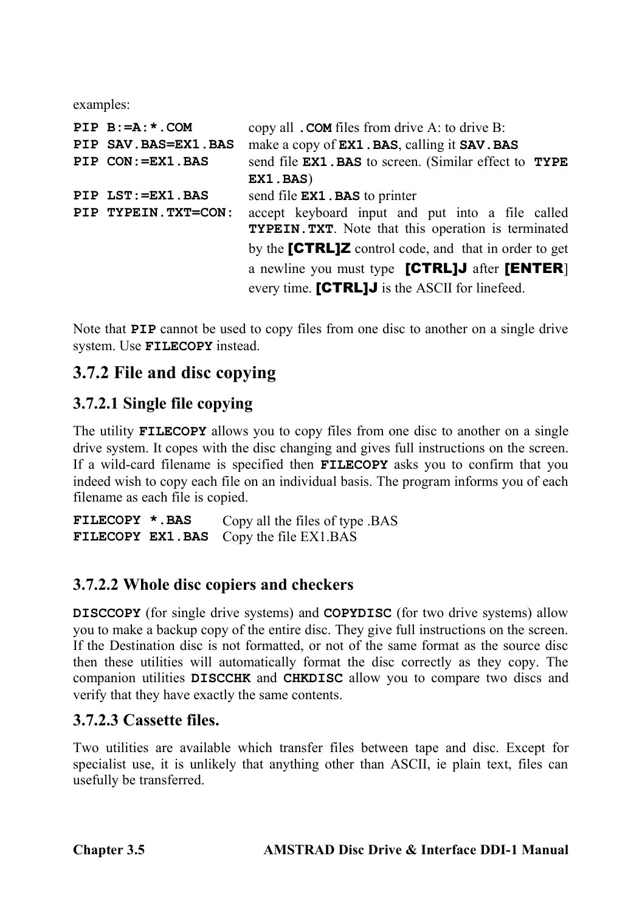examples:

| | |
|---|---|
| **PIP B:=A:*.COM** | copy all **.COM** files from drive A: to drive B: |
| **PIP SAV.BAS=EX1.BAS** | make a copy of **EX1.BAS**, calling it **SAV.BAS** |
| **PIP CON:=EX1.BAS** | send file **EX1.BAS** to screen. (Similar effect to **TYPE EX1.BAS**) |
| **PIP LST:=EX1.BAS** | send file **EX1.BAS** to printer |
| **PIP TYPEIN.TXT=CON:** | accept keyboard input and put into a file called **TYPEIN.TXT**. Note that this operation is terminated by the **[CTRL]Z** control code, and that in order to get a newline you must type **[CTRL]J** after **[ENTER**] every time. **[CTRL]J** is the ASCII for linefeed. |

Note that **PIP** cannot be used to copy files from one disc to another on a single drive system. Use **FILECOPY** instead.

## 3.7.2 File and disc copying

### 3.7.2.1 Single file copying

The utility **FILECOPY** allows you to copy files from one disc to another on a single drive system. It copes with the disc changing and gives full instructions on the screen. If a wild-card filename is specified then **FILECOPY** asks you to confirm that you indeed wish to copy each file on an individual basis. The program informs you of each filename as each file is copied.

| | |
|---|---|
| **FILECOPY *.BAS** | Copy all the files of type .BAS |
| **FILECOPY EX1.BAS** | Copy the file EX1.BAS |

### 3.7.2.2 Whole disc copiers and checkers

**DISCCOPY** (for single drive systems) and **COPYDISC** (for two drive systems) allow you to make a backup copy of the entire disc. They give full instructions on the screen. If the Destination disc is not formatted, or not of the same format as the source disc then these utilities will automatically format the disc correctly as they copy. The companion utilities **DISCCHK** and **CHKDISC** allow you to compare two discs and verify that they have exactly the same contents.

### 3.7.2.3 Cassette files.

Two utilities are available which transfer files between tape and disc. Except for specialist use, it is unlikely that anything other than ASCII, ie plain text, files can usefully be transferred.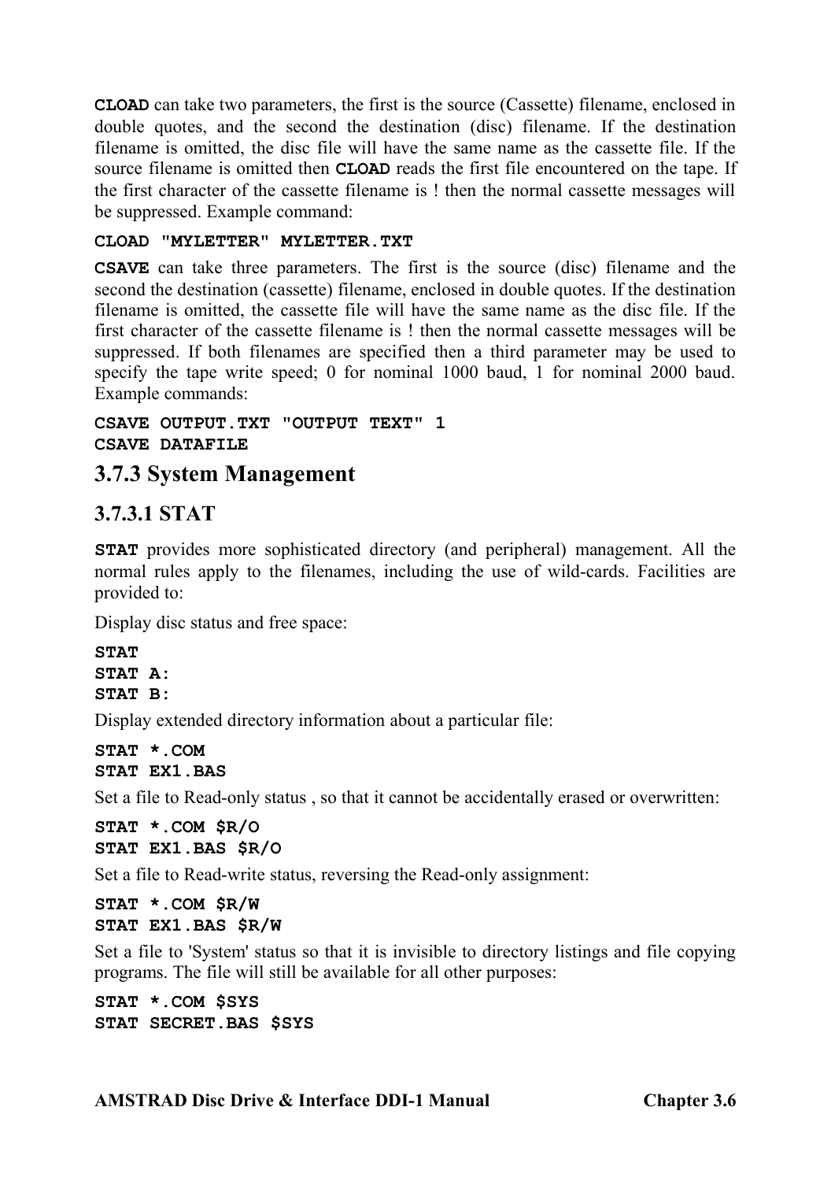**CLOAD** can take two parameters, the first is the source (Cassette) filename, enclosed in double quotes, and the second the destination (disc) filename. If the destination filename is omitted, the disc file will have the same name as the cassette file. If the source filename is omitted then **CLOAD** reads the first file encountered on the tape. If the first character of the cassette filename is ! then the normal cassette messages will be suppressed. Example command:

```
CLOAD "MYLETTER" MYLETTER.TXT
```

**CSAVE** can take three parameters. The first is the source (disc) filename and the second the destination (cassette) filename, enclosed in double quotes. If the destination filename is omitted, the cassette file will have the same name as the disc file. If the first character of the cassette filename is ! then the normal cassette messages will be suppressed. If both filenames are specified then a third parameter may be used to specify the tape write speed; 0 for nominal 1000 baud, 1 for nominal 2000 baud. Example commands:

```
CSAVE OUTPUT.TXT "OUTPUT TEXT" 1
CSAVE DATAFILE
```

## 3.7.3 System Management

### 3.7.3.1 STAT

**STAT** provides more sophisticated directory (and peripheral) management. All the normal rules apply to the filenames, including the use of wild-cards. Facilities are provided to:

Display disc status and free space:

```
STAT
STAT A:
STAT B:
```

Display extended directory information about a particular file:

```
STAT *.COM
STAT EX1.BAS
```

Set a file to Read-only status , so that it cannot be accidentally erased or overwritten:

```
STAT *.COM $R/O
STAT EX1.BAS $R/O
```

Set a file to Read-write status, reversing the Read-only assignment:

```
STAT *.COM $R/W
STAT EX1.BAS $R/W
```

Set a file to 'System' status so that it is invisible to directory listings and file copying programs. The file will still be available for all other purposes:

```
STAT *.COM $SYS
STAT SECRET.BAS $SYS
```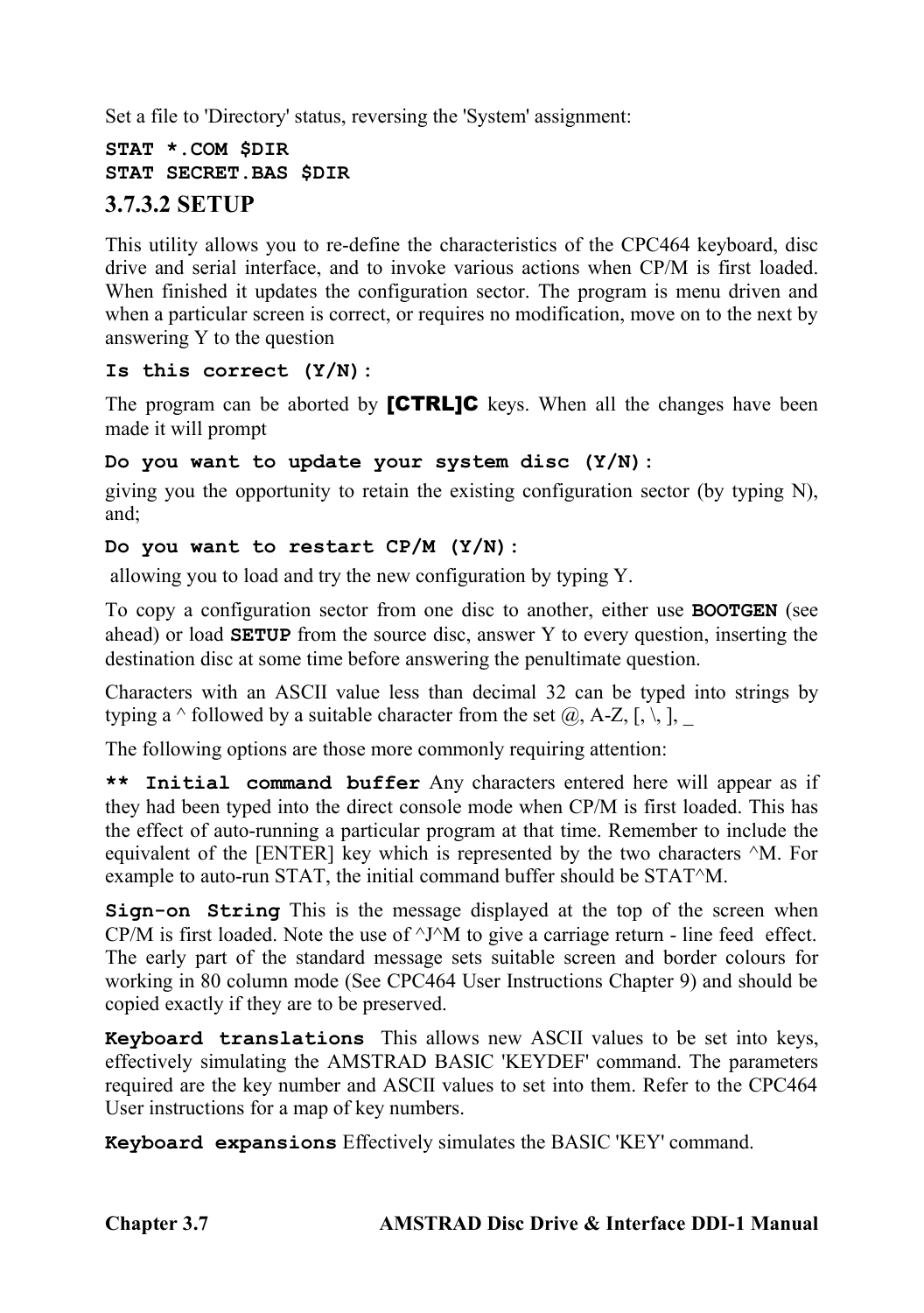Set a file to 'Directory' status, reversing the 'System' assignment:

```
STAT *.COM $DIR
STAT SECRET.BAS $DIR
```

### 3.7.3.2 SETUP

This utility allows you to re-define the characteristics of the CPC464 keyboard, disc drive and serial interface, and to invoke various actions when CP/M is first loaded. When finished it updates the configuration sector. The program is menu driven and when a particular screen is correct, or requires no modification, move on to the next by answering Y to the question

**`Is this correct (Y/N):`**

The program can be aborted by **[CTRL]C** keys. When all the changes have been made it will prompt

**`Do you want to update your system disc (Y/N):`**

giving you the opportunity to retain the existing configuration sector (by typing N), and;

**`Do you want to restart CP/M (Y/N):`**

allowing you to load and try the new configuration by typing Y.

To copy a configuration sector from one disc to another, either use **`BOOTGEN`** (see ahead) or load **`SETUP`** from the source disc, answer Y to every question, inserting the destination disc at some time before answering the penultimate question.

Characters with an ASCII value less than decimal 32 can be typed into strings by typing a ^ followed by a suitable character from the set @, A-Z, [, \, ], _

The following options are those more commonly requiring attention:

**`** Initial command buffer`** Any characters entered here will appear as if they had been typed into the direct console mode when CP/M is first loaded. This has the effect of auto-running a particular program at that time. Remember to include the equivalent of the [ENTER] key which is represented by the two characters ^M. For example to auto-run STAT, the initial command buffer should be STAT^M.

**`Sign-on String`** This is the message displayed at the top of the screen when CP/M is first loaded. Note the use of ^J^M to give a carriage return - line feed effect. The early part of the standard message sets suitable screen and border colours for working in 80 column mode (See CPC464 User Instructions Chapter 9) and should be copied exactly if they are to be preserved.

**`Keyboard translations`** This allows new ASCII values to be set into keys, effectively simulating the AMSTRAD BASIC 'KEYDEF' command. The parameters required are the key number and ASCII values to set into them. Refer to the CPC464 User instructions for a map of key numbers.

**`Keyboard expansions`** Effectively simulates the BASIC 'KEY' command.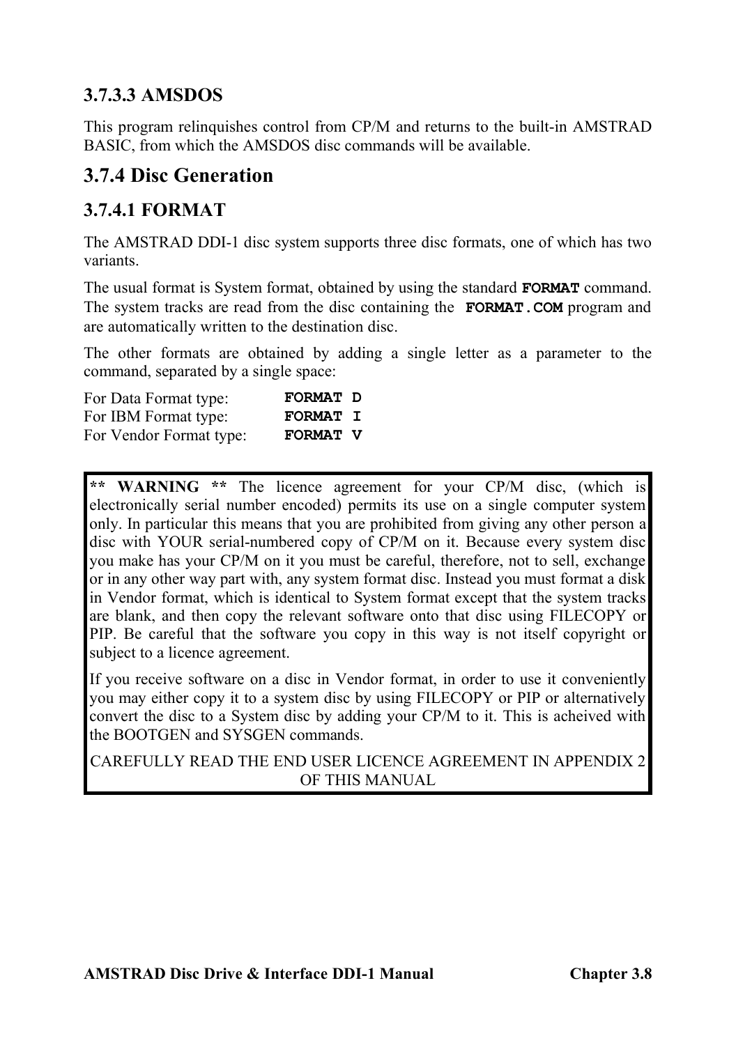### 3.7.3.3 AMSDOS

This program relinquishes control from CP/M and returns to the built-in AMSTRAD BASIC, from which the AMSDOS disc commands will be available.

## 3.7.4 Disc Generation

### 3.7.4.1 FORMAT

The AMSTRAD DDI-1 disc system supports three disc formats, one of which has two variants.

The usual format is System format, obtained by using the standard **`FORMAT`** command. The system tracks are read from the disc containing the **`FORMAT.COM`** program and are automatically written to the destination disc.

The other formats are obtained by adding a single letter as a parameter to the command, separated by a single space:

| | |
|---|---|
| For Data Format type: | **`FORMAT D`** |
| For IBM Format type: | **`FORMAT I`** |
| For Vendor Format type: | **`FORMAT V`** |

> **\*\* WARNING \*\*** The licence agreement for your CP/M disc, (which is electronically serial number encoded) permits its use on a single computer system only. In particular this means that you are prohibited from giving any other person a disc with YOUR serial-numbered copy of CP/M on it. Because every system disc you make has your CP/M on it you must be careful, therefore, not to sell, exchange or in any other way part with, any system format disc. Instead you must format a disk in Vendor format, which is identical to System format except that the system tracks are blank, and then copy the relevant software onto that disc using FILECOPY or PIP. Be careful that the software you copy in this way is not itself copyright or subject to a licence agreement.
>
> If you receive software on a disc in Vendor format, in order to use it conveniently you may either copy it to a system disc by using FILECOPY or PIP or alternatively convert the disc to a System disc by adding your CP/M to it. This is acheived with the BOOTGEN and SYSGEN commands.
>
> CAREFULLY READ THE END USER LICENCE AGREEMENT IN APPENDIX 2 OF THIS MANUAL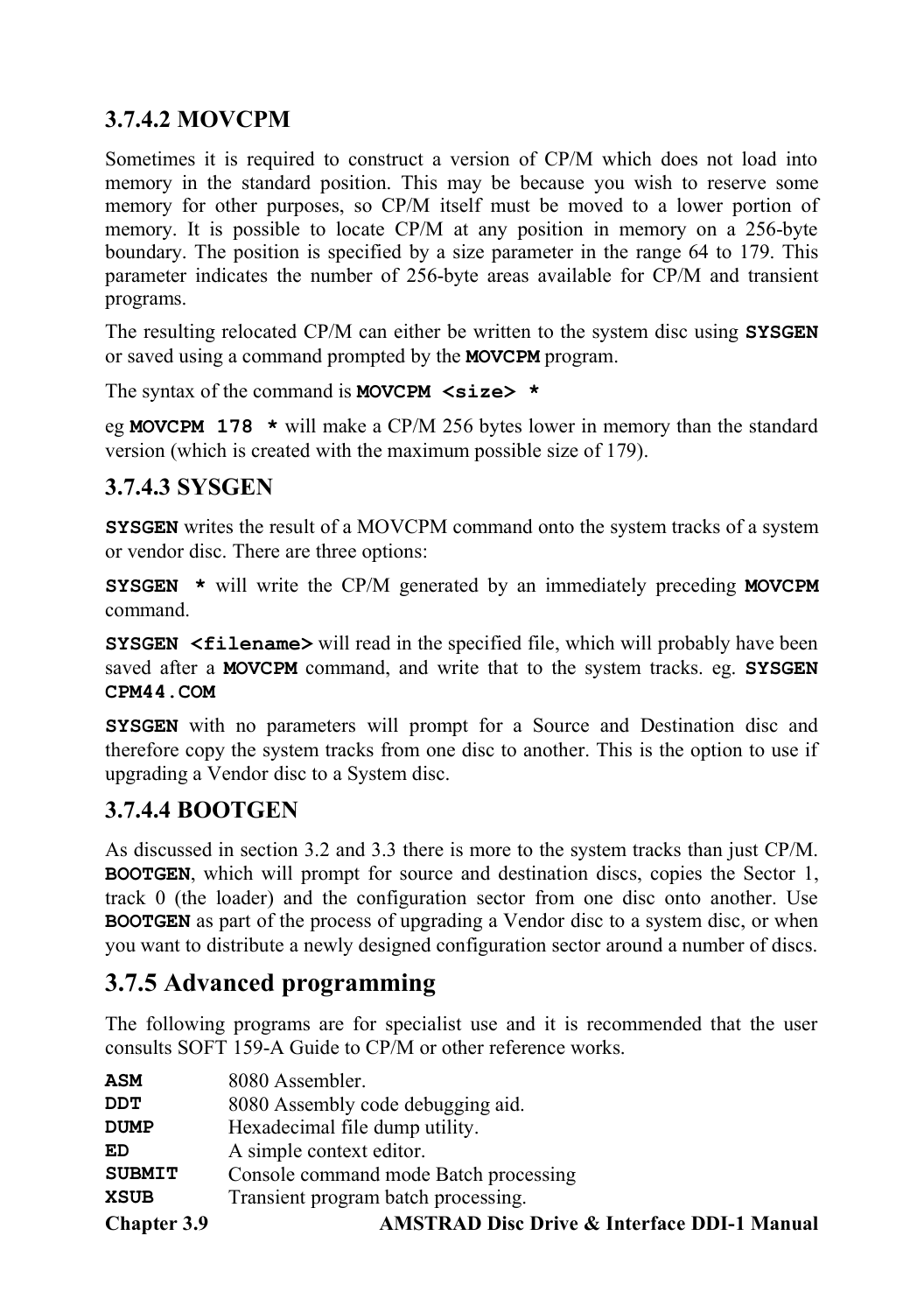### 3.7.4.2 MOVCPM

Sometimes it is required to construct a version of CP/M which does not load into memory in the standard position. This may be because you wish to reserve some memory for other purposes, so CP/M itself must be moved to a lower portion of memory. It is possible to locate CP/M at any position in memory on a 256-byte boundary. The position is specified by a size parameter in the range 64 to 179. This parameter indicates the number of 256-byte areas available for CP/M and transient programs.

The resulting relocated CP/M can either be written to the system disc using **`SYSGEN`** or saved using a command prompted by the **`MOVCPM`** program.

The syntax of the command is **`MOVCPM <size> *`**

eg **`MOVCPM 178 *`** will make a CP/M 256 bytes lower in memory than the standard version (which is created with the maximum possible size of 179).

### 3.7.4.3 SYSGEN

**`SYSGEN`** writes the result of a MOVCPM command onto the system tracks of a system or vendor disc. There are three options:

**`SYSGEN *`** will write the CP/M generated by an immediately preceding **`MOVCPM`** command.

**`SYSGEN <filename>`** will read in the specified file, which will probably have been saved after a **`MOVCPM`** command, and write that to the system tracks. eg. **`SYSGEN CPM44.COM`**

**`SYSGEN`** with no parameters will prompt for a Source and Destination disc and therefore copy the system tracks from one disc to another. This is the option to use if upgrading a Vendor disc to a System disc.

### 3.7.4.4 BOOTGEN

As discussed in section 3.2 and 3.3 there is more to the system tracks than just CP/M. **`BOOTGEN`**, which will prompt for source and destination discs, copies the Sector 1, track 0 (the loader) and the configuration sector from one disc onto another. Use **`BOOTGEN`** as part of the process of upgrading a Vendor disc to a system disc, or when you want to distribute a newly designed configuration sector around a number of discs.

## 3.7.5 Advanced programming

The following programs are for specialist use and it is recommended that the user consults SOFT 159-A Guide to CP/M or other reference works.

| | |
|---|---|
| **`ASM`** | 8080 Assembler. |
| **`DDT`** | 8080 Assembly code debugging aid. |
| **`DUMP`** | Hexadecimal file dump utility. |
| **`ED`** | A simple context editor. |
| **`SUBMIT`** | Console command mode Batch processing |
| **`XSUB`** | Transient program batch processing. |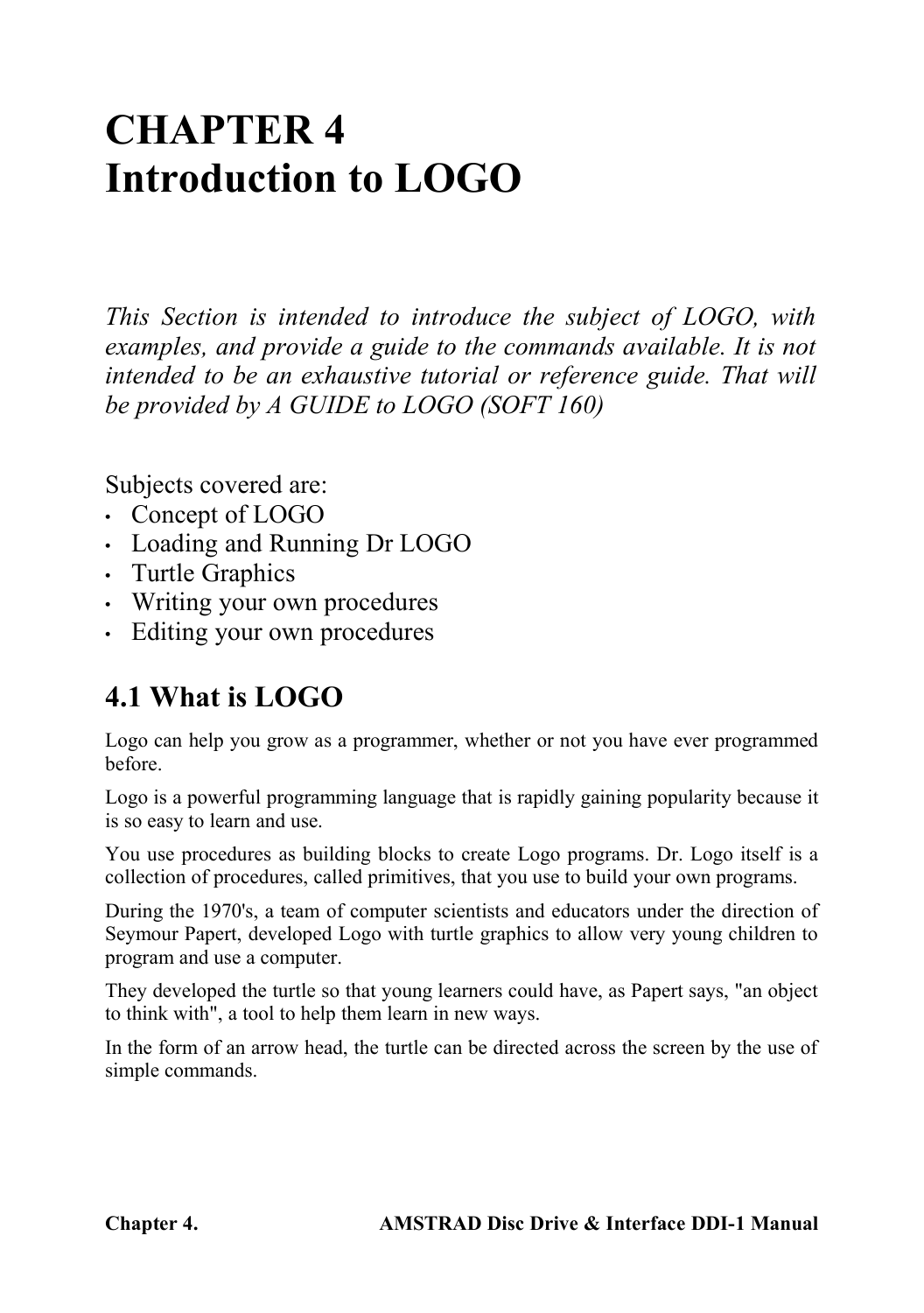# CHAPTER 4
# Introduction to LOGO

*This Section is intended to introduce the subject of LOGO, with examples, and provide a guide to the commands available. It is not intended to be an exhaustive tutorial or reference guide. That will be provided by A GUIDE to LOGO (SOFT 160)*

Subjects covered are:

- Concept of LOGO
- Loading and Running Dr LOGO
- Turtle Graphics
- Writing your own procedures
- Editing your own procedures

## 4.1 What is LOGO

Logo can help you grow as a programmer, whether or not you have ever programmed before.

Logo is a powerful programming language that is rapidly gaining popularity because it is so easy to learn and use.

You use procedures as building blocks to create Logo programs. Dr. Logo itself is a collection of procedures, called primitives, that you use to build your own programs.

During the 1970's, a team of computer scientists and educators under the direction of Seymour Papert, developed Logo with turtle graphics to allow very young children to program and use a computer.

They developed the turtle so that young learners could have, as Papert says, "an object to think with", a tool to help them learn in new ways.

In the form of an arrow head, the turtle can be directed across the screen by the use of simple commands.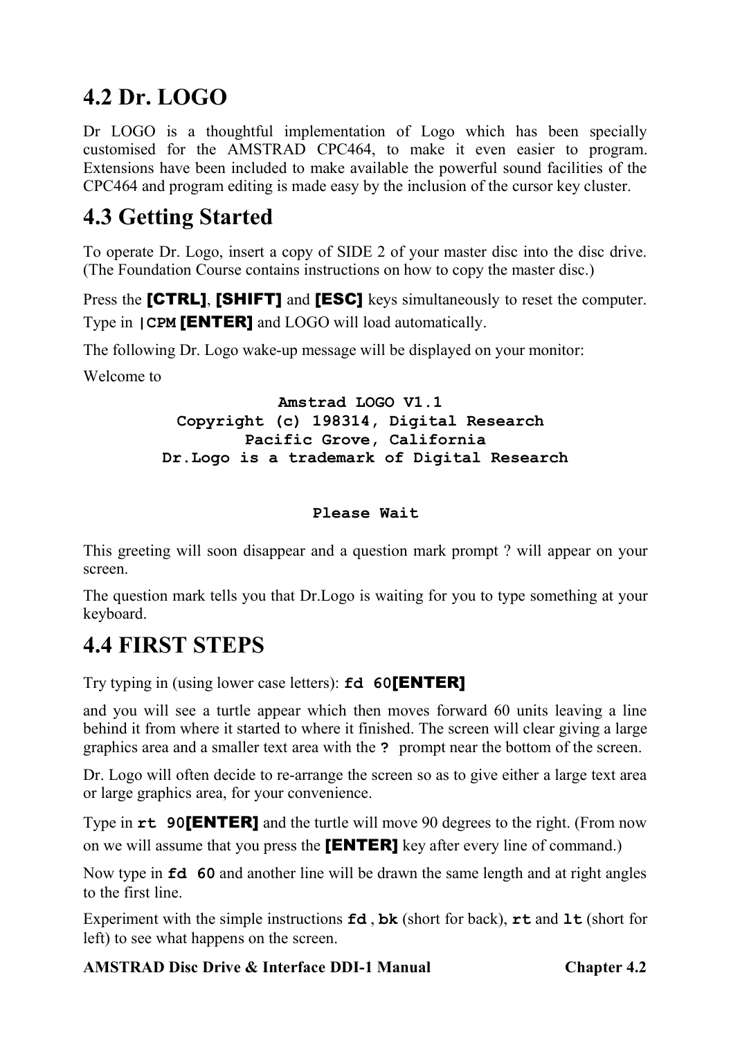## 4.2 Dr. LOGO

Dr LOGO is a thoughtful implementation of Logo which has been specially customised for the AMSTRAD CPC464, to make it even easier to program. Extensions have been included to make available the powerful sound facilities of the CPC464 and program editing is made easy by the inclusion of the cursor key cluster.

## 4.3 Getting Started

To operate Dr. Logo, insert a copy of SIDE 2 of your master disc into the disc drive. (The Foundation Course contains instructions on how to copy the master disc.)

Press the **[CTRL]**, **[SHIFT]** and **[ESC]** keys simultaneously to reset the computer.

Type in **|CPM** **[ENTER]** and LOGO will load automatically.

The following Dr. Logo wake-up message will be displayed on your monitor:

Welcome to

```
                 Amstrad LOGO V1.1
        Copyright (c) 198314, Digital Research
              Pacific Grove, California
      Dr.Logo is a trademark of Digital Research


                     Please Wait
```

This greeting will soon disappear and a question mark prompt ? will appear on your screen.

The question mark tells you that Dr.Logo is waiting for you to type something at your keyboard.

## 4.4 FIRST STEPS

Try typing in (using lower case letters): **fd 60[ENTER]**

and you will see a turtle appear which then moves forward 60 units leaving a line behind it from where it started to where it finished. The screen will clear giving a large graphics area and a smaller text area with the **?** prompt near the bottom of the screen.

Dr. Logo will often decide to re-arrange the screen so as to give either a large text area or large graphics area, for your convenience.

Type in **rt 90[ENTER]** and the turtle will move 90 degrees to the right. (From now on we will assume that you press the **[ENTER]** key after every line of command.)

Now type in **fd 60** and another line will be drawn the same length and at right angles to the first line.

Experiment with the simple instructions **fd** , **bk** (short for back), **rt** and **lt** (short for left) to see what happens on the screen.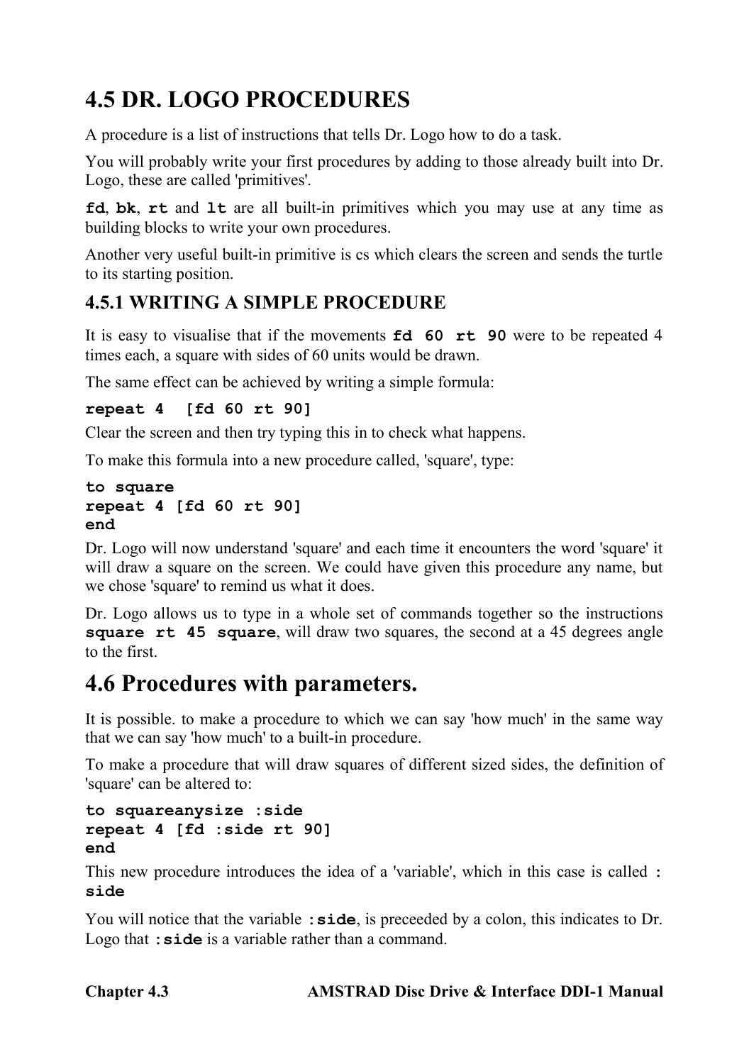# 4.5 DR. LOGO PROCEDURES

A procedure is a list of instructions that tells Dr. Logo how to do a task.

You will probably write your first procedures by adding to those already built into Dr. Logo, these are called 'primitives'.

**`fd`**, **`bk`**, **`rt`** and **`lt`** are all built-in primitives which you may use at any time as building blocks to write your own procedures.

Another very useful built-in primitive is cs which clears the screen and sends the turtle to its starting position.

## 4.5.1 WRITING A SIMPLE PROCEDURE

It is easy to visualise that if the movements **`fd 60 rt 90`** were to be repeated 4 times each, a square with sides of 60 units would be drawn.

The same effect can be achieved by writing a simple formula:

```
repeat 4  [fd 60 rt 90]
```

Clear the screen and then try typing this in to check what happens.

To make this formula into a new procedure called, 'square', type:

```
to square
repeat 4 [fd 60 rt 90]
end
```

Dr. Logo will now understand 'square' and each time it encounters the word 'square' it will draw a square on the screen. We could have given this procedure any name, but we chose 'square' to remind us what it does.

Dr. Logo allows us to type in a whole set of commands together so the instructions **`square rt 45 square`**, will draw two squares, the second at a 45 degrees angle to the first.

# 4.6 Procedures with parameters.

It is possible. to make a procedure to which we can say 'how much' in the same way that we can say 'how much' to a built-in procedure.

To make a procedure that will draw squares of different sized sides, the definition of 'square' can be altered to:

```
to squareanysize :side
repeat 4 [fd :side rt 90]
end
```

This new procedure introduces the idea of a 'variable', which in this case is called **`:side`**

You will notice that the variable **`:side`**, is preceeded by a colon, this indicates to Dr. Logo that **`:side`** is a variable rather than a command.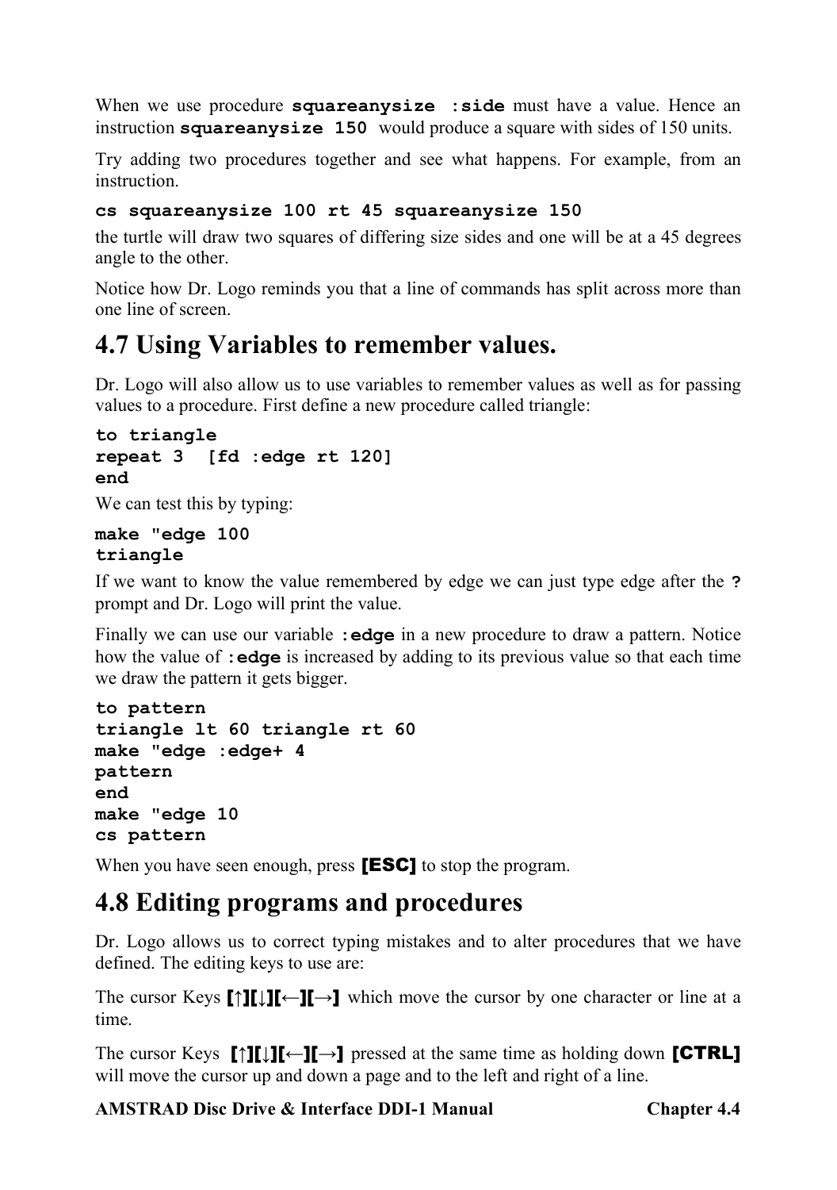When we use procedure **squareanysize :side** must have a value. Hence an instruction **squareanysize 150** would produce a square with sides of 150 units.

Try adding two procedures together and see what happens. For example, from an instruction.

```
cs squareanysize 100 rt 45 squareanysize 150
```

the turtle will draw two squares of differing size sides and one will be at a 45 degrees angle to the other.

Notice how Dr. Logo reminds you that a line of commands has split across more than one line of screen.

# 4.7 Using Variables to remember values.

Dr. Logo will also allow us to use variables to remember values as well as for passing values to a procedure. First define a new procedure called triangle:

```
to triangle
repeat 3  [fd :edge rt 120]
end
```

We can test this by typing:

```
make "edge 100
triangle
```

If we want to know the value remembered by edge we can just type edge after the **?** prompt and Dr. Logo will print the value.

Finally we can use our variable **:edge** in a new procedure to draw a pattern. Notice how the value of **:edge** is increased by adding to its previous value so that each time we draw the pattern it gets bigger.

```
to pattern
triangle lt 60 triangle rt 60
make "edge :edge+ 4
pattern
end
make "edge 10
cs pattern
```

When you have seen enough, press **[ESC]** to stop the program.

# 4.8 Editing programs and procedures

Dr. Logo allows us to correct typing mistakes and to alter procedures that we have defined. The editing keys to use are:

The cursor Keys **[↑][↓][←][→]** which move the cursor by one character or line at a time.

The cursor Keys **[↑][↓][←][→]** pressed at the same time as holding down **[CTRL]** will move the cursor up and down a page and to the left and right of a line.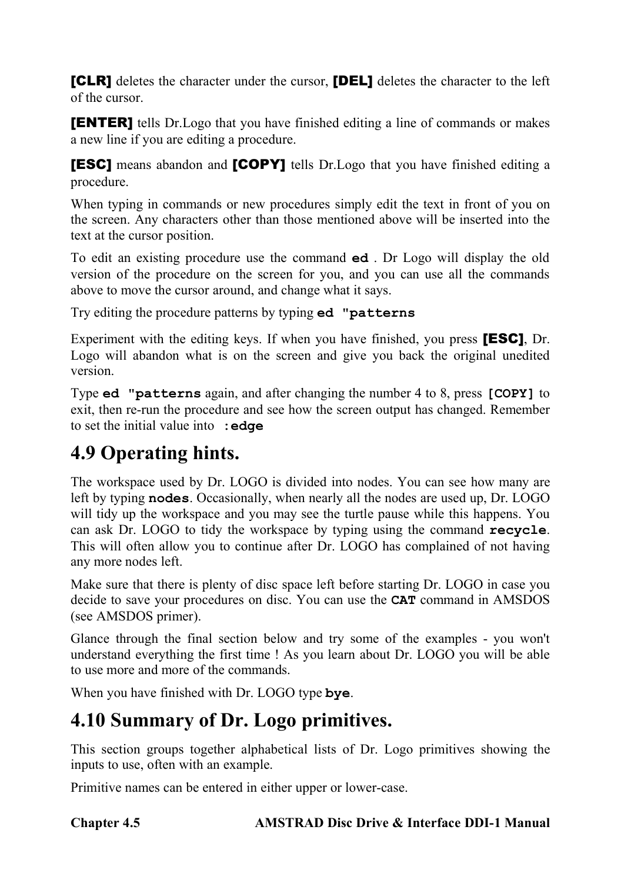**[CLR]** deletes the character under the cursor, **[DEL]** deletes the character to the left of the cursor.

**[ENTER]** tells Dr.Logo that you have finished editing a line of commands or makes a new line if you are editing a procedure.

**[ESC]** means abandon and **[COPY]** tells Dr.Logo that you have finished editing a procedure.

When typing in commands or new procedures simply edit the text in front of you on the screen. Any characters other than those mentioned above will be inserted into the text at the cursor position.

To edit an existing procedure use the command **`ed`** . Dr Logo will display the old version of the procedure on the screen for you, and you can use all the commands above to move the cursor around, and change what it says.

Try editing the procedure patterns by typing **`ed "patterns`**

Experiment with the editing keys. If when you have finished, you press **[ESC]**, Dr. Logo will abandon what is on the screen and give you back the original unedited version.

Type **`ed "patterns`** again, and after changing the number 4 to 8, press **`[COPY]`** to exit, then re-run the procedure and see how the screen output has changed. Remember to set the initial value into **`:edge`**

## 4.9 Operating hints.

The workspace used by Dr. LOGO is divided into nodes. You can see how many are left by typing **`nodes`**. Occasionally, when nearly all the nodes are used up, Dr. LOGO will tidy up the workspace and you may see the turtle pause while this happens. You can ask Dr. LOGO to tidy the workspace by typing using the command **`recycle`**. This will often allow you to continue after Dr. LOGO has complained of not having any more nodes left.

Make sure that there is plenty of disc space left before starting Dr. LOGO in case you decide to save your procedures on disc. You can use the **`CAT`** command in AMSDOS (see AMSDOS primer).

Glance through the final section below and try some of the examples - you won't understand everything the first time ! As you learn about Dr. LOGO you will be able to use more and more of the commands.

When you have finished with Dr. LOGO type **`bye`**.

## 4.10 Summary of Dr. Logo primitives.

This section groups together alphabetical lists of Dr. Logo primitives showing the inputs to use, often with an example.

Primitive names can be entered in either upper or lower-case.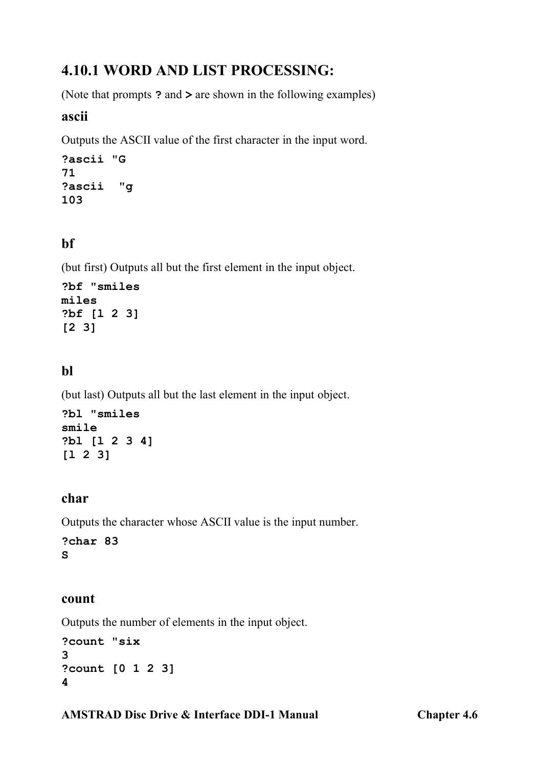## 4.10.1 WORD AND LIST PROCESSING:

(Note that prompts **?** and **>** are shown in the following examples)

### ascii

Outputs the ASCII value of the first character in the input word.

```
?ascii "G
71
?ascii  "g
103
```

### bf

(but first) Outputs all but the first element in the input object.

```
?bf "smiles
miles
?bf [l 2 3]
[2 3]
```

### bl

(but last) Outputs all but the last element in the input object.

```
?bl "smiles
smile
?bl [l 2 3 4]
[l 2 3]
```

### char

Outputs the character whose ASCII value is the input number.

```
?char 83
S
```

### count

Outputs the number of elements in the input object.

```
?count "six
3
?count [0 1 2 3]
4
```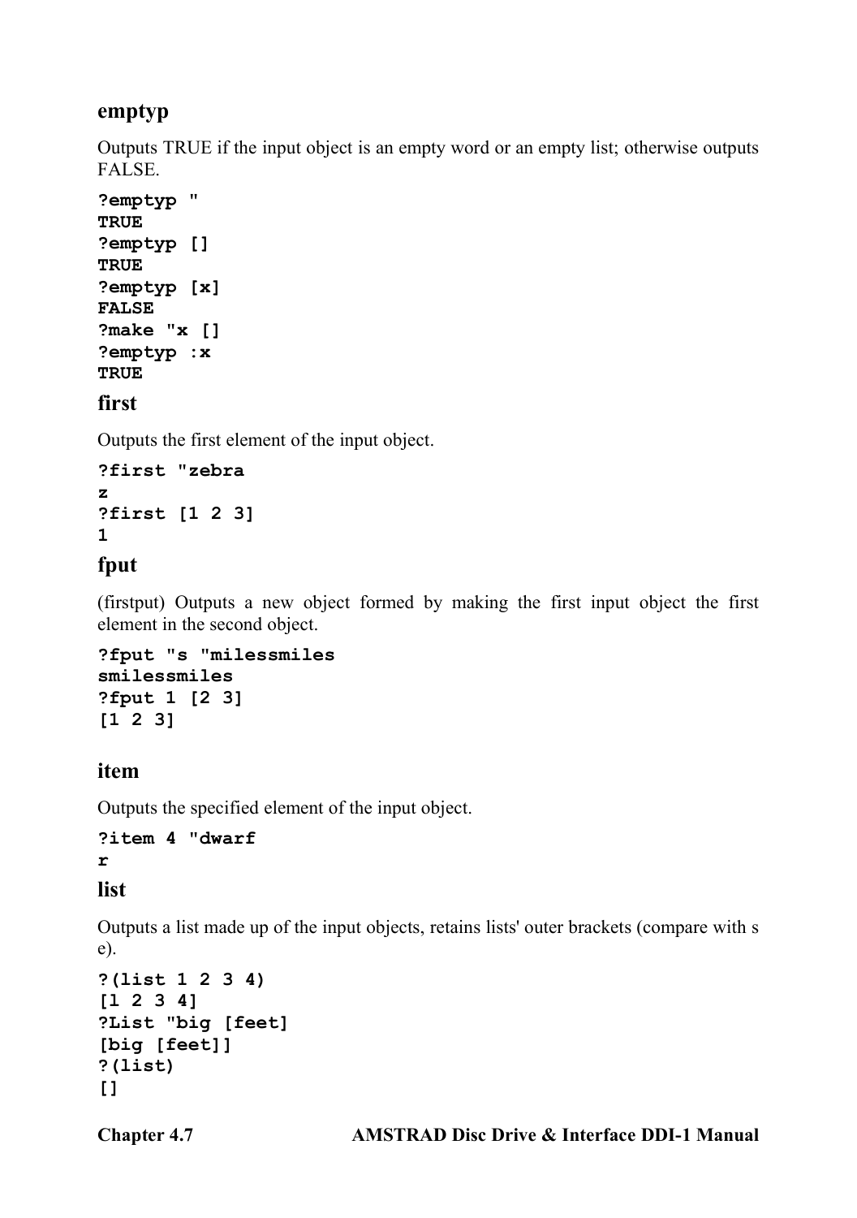### emptyp

Outputs TRUE if the input object is an empty word or an empty list; otherwise outputs FALSE.

```
?emptyp "
TRUE
?emptyp []
TRUE
?emptyp [x]
FALSE
?make "x []
?emptyp :x
TRUE
```

### first

Outputs the first element of the input object.

```
?first "zebra
z
?first [1 2 3]
1
```

### fput

(firstput) Outputs a new object formed by making the first input object the first element in the second object.

```
?fput "s "milessmiles
smilessmiles
?fput 1 [2 3]
[1 2 3]
```

### item

Outputs the specified element of the input object.

```
?item 4 "dwarf
r
```

### list

Outputs a list made up of the input objects, retains lists' outer brackets (compare with s e).

```
?(list 1 2 3 4)
[l 2 3 4]
?List "big [feet]
[big [feet]]
?(list)
[]
```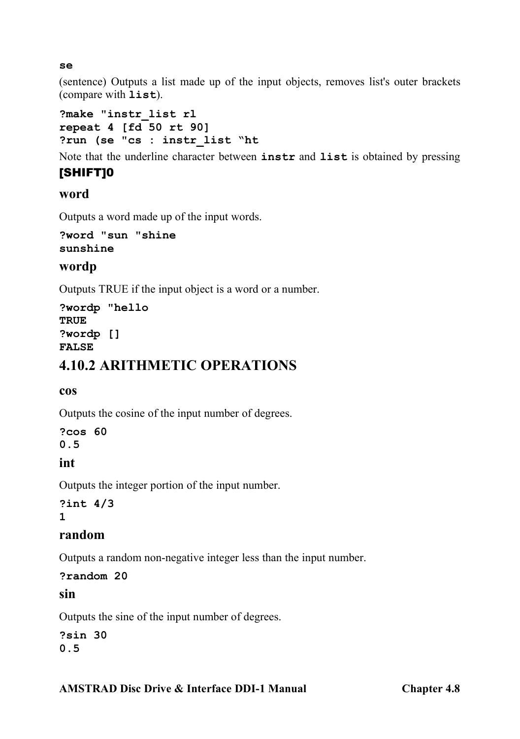**se**

(sentence) Outputs a list made up of the input objects, removes list's outer brackets (compare with **list**).

```
?make "instr_list rl
repeat 4 [fd 50 rt 90]
?run (se "cs : instr_list “ht
```

Note that the underline character between **instr** and **list** is obtained by pressing **[SHIFT]0**

### word

Outputs a word made up of the input words.

```
?word "sun "shine
sunshine
```

### wordp

Outputs TRUE if the input object is a word or a number.

```
?wordp "hello
TRUE
?wordp []
FALSE
```

## 4.10.2 ARITHMETIC OPERATIONS

### cos

Outputs the cosine of the input number of degrees.

```
?cos 60
0.5
```

### int

Outputs the integer portion of the input number.

```
?int 4/3
1
```

### random

Outputs a random non-negative integer less than the input number.

```
?random 20
```

### sin

Outputs the sine of the input number of degrees.

```
?sin 30
0.5
```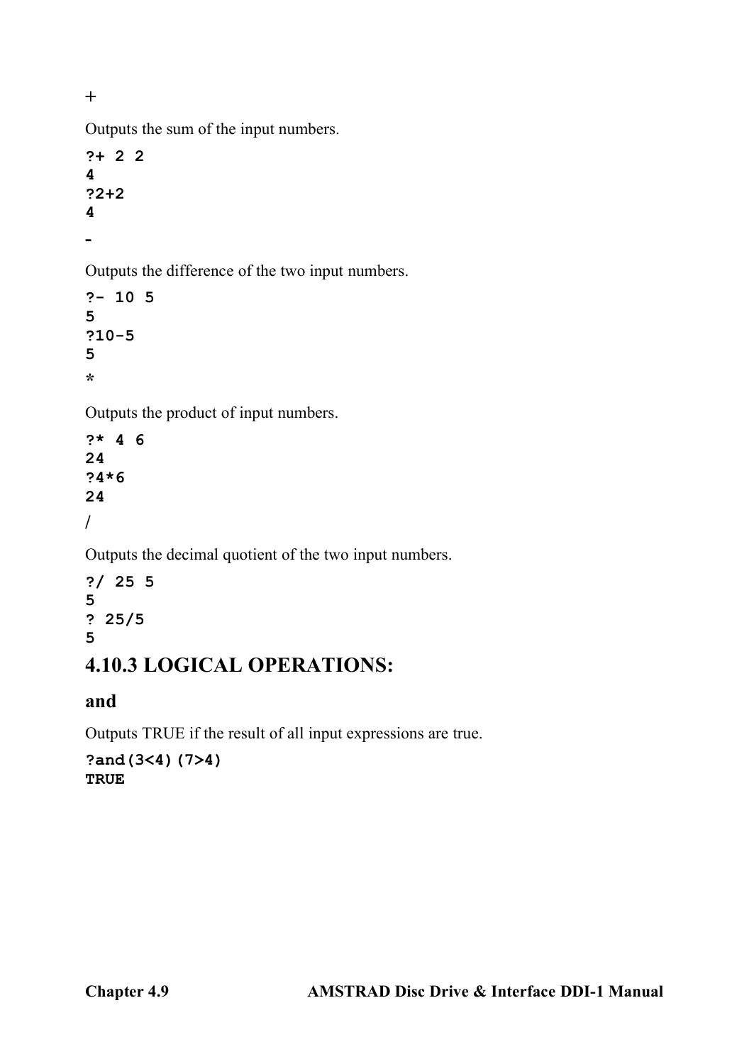+

Outputs the sum of the input numbers.

```
?+ 2 2
4
?2+2
4
```

-

Outputs the difference of the two input numbers.

```
?- 10 5
5
?10-5
5
```

*

Outputs the product of input numbers.

```
?* 4 6
24
?4*6
24
```

/

Outputs the decimal quotient of the two input numbers.

```
?/ 25 5
5
? 25/5
5
```

## 4.10.3 LOGICAL OPERATIONS:

### and

Outputs TRUE if the result of all input expressions are true.

```
?and(3<4)(7>4)
TRUE
```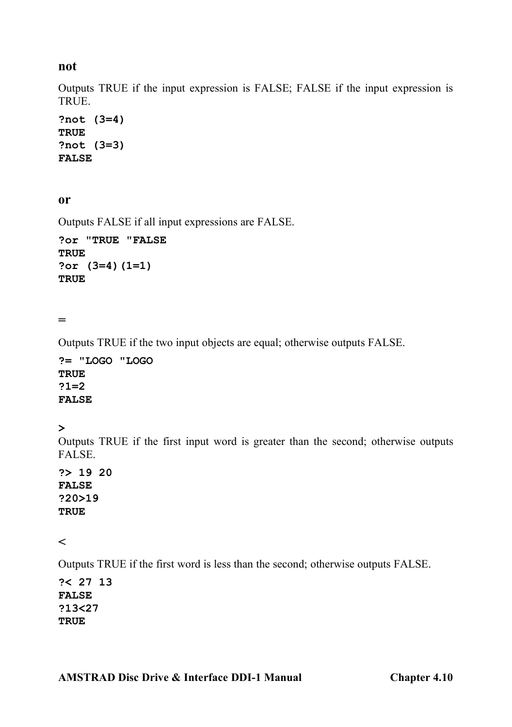### not

Outputs TRUE if the input expression is FALSE; FALSE if the input expression is TRUE.

```
?not (3=4)
TRUE
?not (3=3)
FALSE
```

### or

Outputs FALSE if all input expressions are FALSE.

```
?or "TRUE "FALSE
TRUE
?or (3=4)(1=1)
TRUE
```

### =

Outputs TRUE if the two input objects are equal; otherwise outputs FALSE.

```
?= "LOGO "LOGO
TRUE
?1=2
FALSE
```

### >

Outputs TRUE if the first input word is greater than the second; otherwise outputs FALSE.

```
?> 19 20
FALSE
?20>19
TRUE
```

### <

Outputs TRUE if the first word is less than the second; otherwise outputs FALSE.

```
?< 27 13
FALSE
?13<27
TRUE
```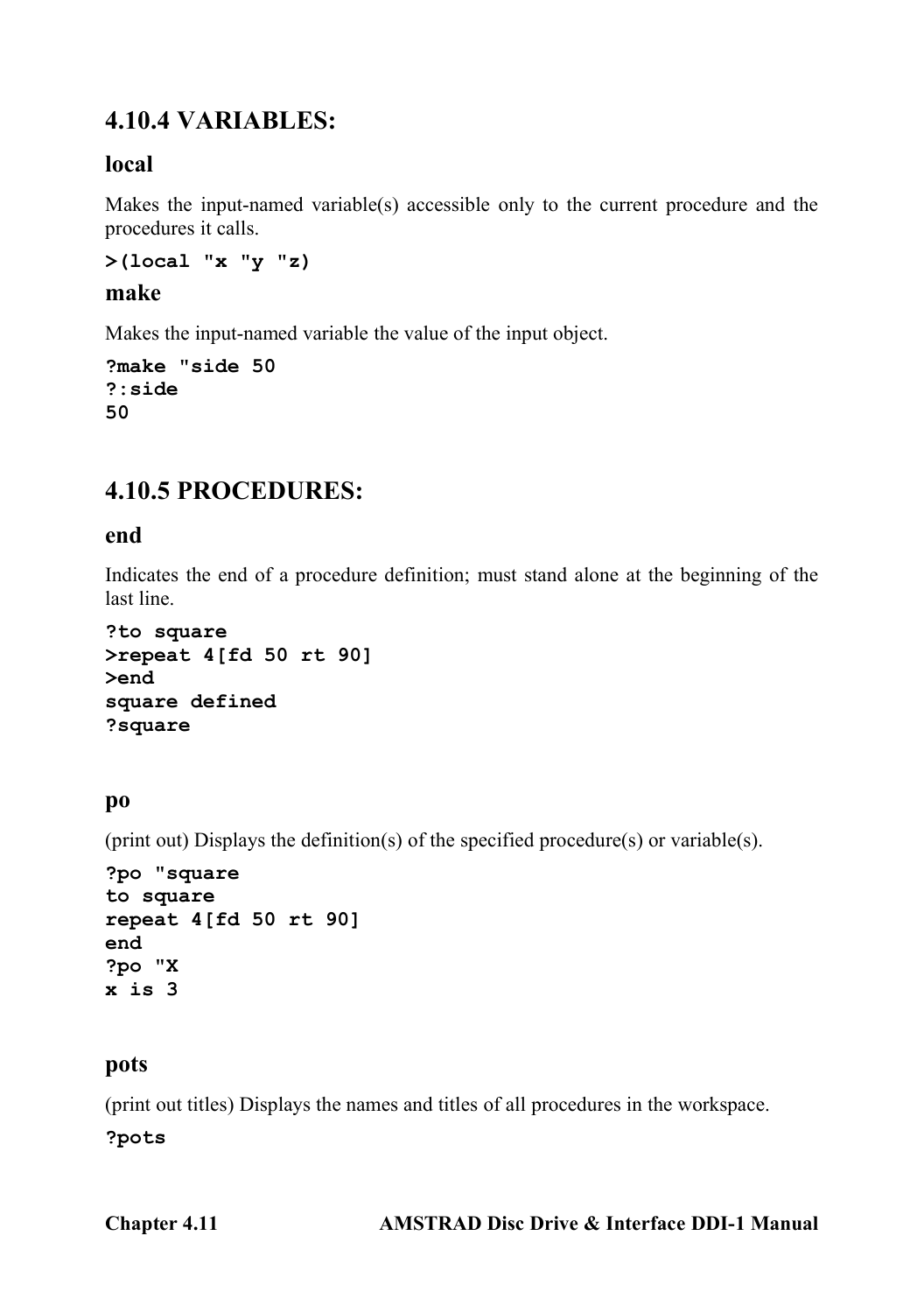## 4.10.4 VARIABLES:

### local

Makes the input-named variable(s) accessible only to the current procedure and the procedures it calls.

```
>(local "x "y "z)
```

### make

Makes the input-named variable the value of the input object.

```
?make "side 50
?:side
50
```

## 4.10.5 PROCEDURES:

### end

Indicates the end of a procedure definition; must stand alone at the beginning of the last line.

```
?to square
>repeat 4[fd 50 rt 90]
>end
square defined
?square
```

### po

(print out) Displays the definition(s) of the specified procedure(s) or variable(s).

```
?po "square
to square
repeat 4[fd 50 rt 90]
end
?po "X
x is 3
```

### pots

(print out titles) Displays the names and titles of all procedures in the workspace.

```
?pots
```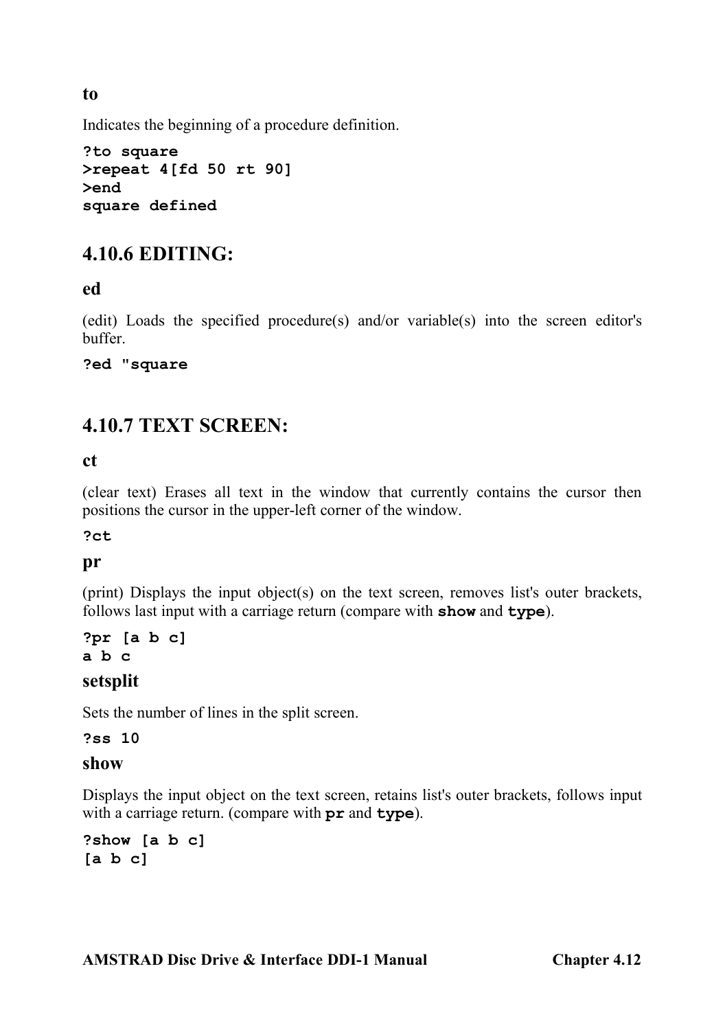**to**

Indicates the beginning of a procedure definition.

```
?to square
>repeat 4[fd 50 rt 90]
>end
square defined
```

## 4.10.6 EDITING:

### ed

(edit) Loads the specified procedure(s) and/or variable(s) into the screen editor's buffer.

```
?ed "square
```

## 4.10.7 TEXT SCREEN:

### ct

(clear text) Erases all text in the window that currently contains the cursor then positions the cursor in the upper-left corner of the window.

```
?ct
```

### pr

(print) Displays the input object(s) on the text screen, removes list's outer brackets, follows last input with a carriage return (compare with **show** and **type**).

```
?pr [a b c]
a b c
```

### setsplit

Sets the number of lines in the split screen.

```
?ss 10
```

### show

Displays the input object on the text screen, retains list's outer brackets, follows input with a carriage return. (compare with **pr** and **type**).

```
?show [a b c]
[a b c]
```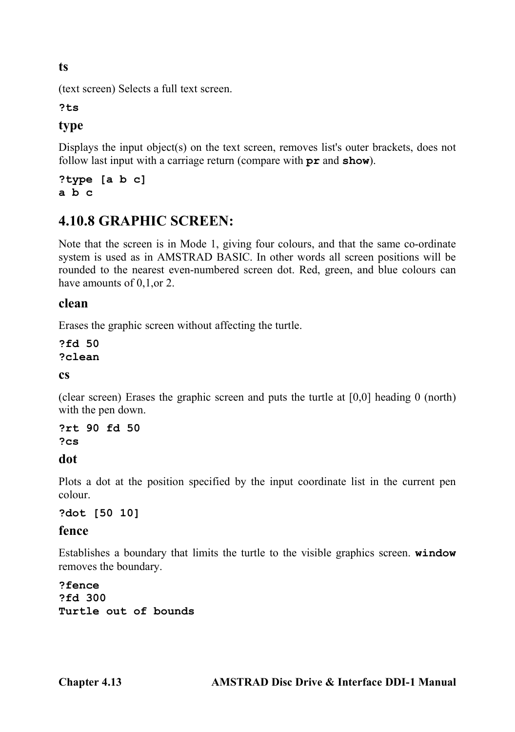### ts

(text screen) Selects a full text screen.

```
?ts
```

### type

Displays the input object(s) on the text screen, removes list's outer brackets, does not follow last input with a carriage return (compare with **pr** and **show**).

```
?type [a b c]
a b c
```

## 4.10.8 GRAPHIC SCREEN:

Note that the screen is in Mode 1, giving four colours, and that the same co-ordinate system is used as in AMSTRAD BASIC. In other words all screen positions will be rounded to the nearest even-numbered screen dot. Red, green, and blue colours can have amounts of 0,1,or 2.

### clean

Erases the graphic screen without affecting the turtle.

```
?fd 50
?clean
```

### cs

(clear screen) Erases the graphic screen and puts the turtle at [0,0] heading 0 (north) with the pen down.

```
?rt 90 fd 50
?cs
```

### dot

Plots a dot at the position specified by the input coordinate list in the current pen colour.

```
?dot [50 10]
```

### fence

Establishes a boundary that limits the turtle to the visible graphics screen. **window** removes the boundary.

```
?fence
?fd 300
Turtle out of bounds
```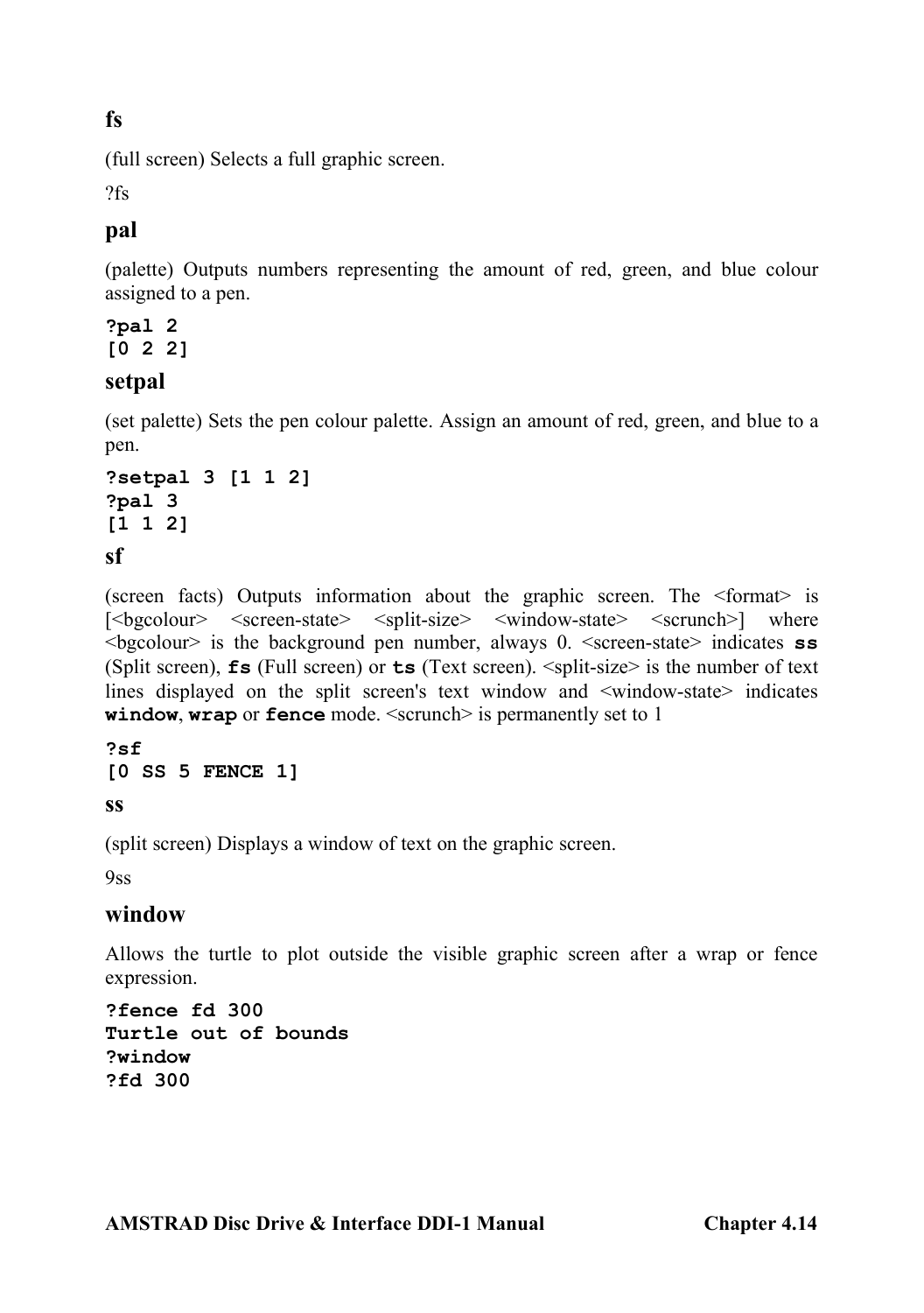## fs

(full screen) Selects a full graphic screen.

?fs

## pal

(palette) Outputs numbers representing the amount of red, green, and blue colour assigned to a pen.

```
?pal 2
[0 2 2]
```

## setpal

(set palette) Sets the pen colour palette. Assign an amount of red, green, and blue to a pen.

```
?setpal 3 [1 1 2]
?pal 3
[1 1 2]
```

## sf

(screen facts) Outputs information about the graphic screen. The <format> is [<bgcolour> <screen-state> <split-size> <window-state> <scrunch>] where <bgcolour> is the background pen number, always 0. <screen-state> indicates **ss** (Split screen), **fs** (Full screen) or **ts** (Text screen). <split-size> is the number of text lines displayed on the split screen's text window and <window-state> indicates **window**, **wrap** or **fence** mode. <scrunch> is permanently set to 1

```
?sf
[0 SS 5 FENCE 1]
```

## ss

(split screen) Displays a window of text on the graphic screen.

9ss

## window

Allows the turtle to plot outside the visible graphic screen after a wrap or fence expression.

```
?fence fd 300
Turtle out of bounds
?window
?fd 300
```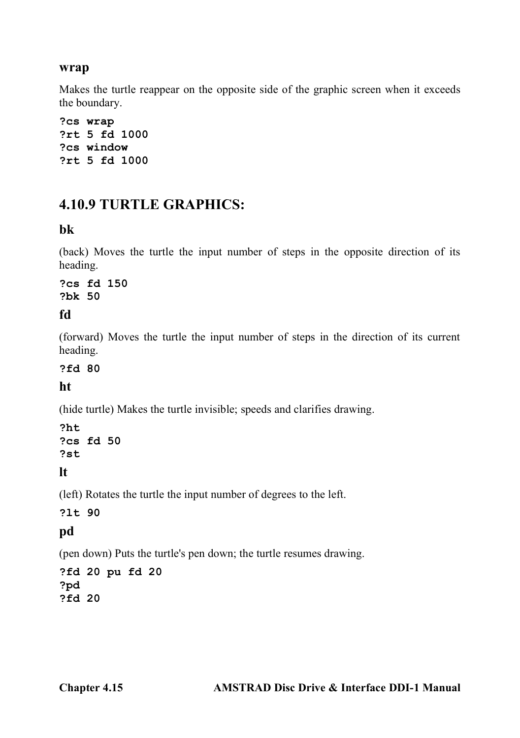### wrap

Makes the turtle reappear on the opposite side of the graphic screen when it exceeds the boundary.

```
?cs wrap
?rt 5 fd 1000
?cs window
?rt 5 fd 1000
```

## 4.10.9 TURTLE GRAPHICS:

### bk

(back) Moves the turtle the input number of steps in the opposite direction of its heading.

```
?cs fd 150
?bk 50
```

### fd

(forward) Moves the turtle the input number of steps in the direction of its current heading.

```
?fd 80
```

### ht

(hide turtle) Makes the turtle invisible; speeds and clarifies drawing.

```
?ht
?cs fd 50
?st
```

### lt

(left) Rotates the turtle the input number of degrees to the left.

```
?lt 90
```

### pd

(pen down) Puts the turtle's pen down; the turtle resumes drawing.

```
?fd 20 pu fd 20
?pd
?fd 20
```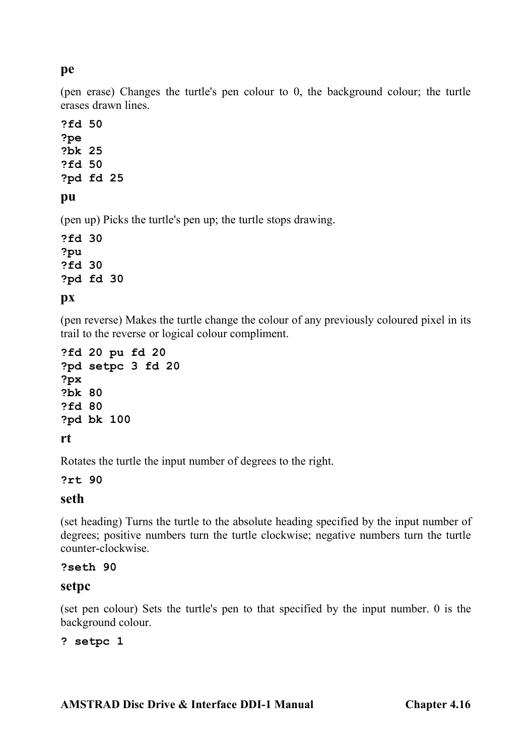## pe

(pen erase) Changes the turtle's pen colour to 0, the background colour; the turtle erases drawn lines.

```
?fd 50
?pe
?bk 25
?fd 50
?pd fd 25
```

## pu

(pen up) Picks the turtle's pen up; the turtle stops drawing.

```
?fd 30
?pu
?fd 30
?pd fd 30
```

## px

(pen reverse) Makes the turtle change the colour of any previously coloured pixel in its trail to the reverse or logical colour compliment.

```
?fd 20 pu fd 20
?pd setpc 3 fd 20
?px
?bk 80
?fd 80
?pd bk 100
```

## rt

Rotates the turtle the input number of degrees to the right.

```
?rt 90
```

## seth

(set heading) Turns the turtle to the absolute heading specified by the input number of degrees; positive numbers turn the turtle clockwise; negative numbers turn the turtle counter-clockwise.

```
?seth 90
```

## setpc

(set pen colour) Sets the turtle's pen to that specified by the input number. 0 is the background colour.

```
? setpc 1
```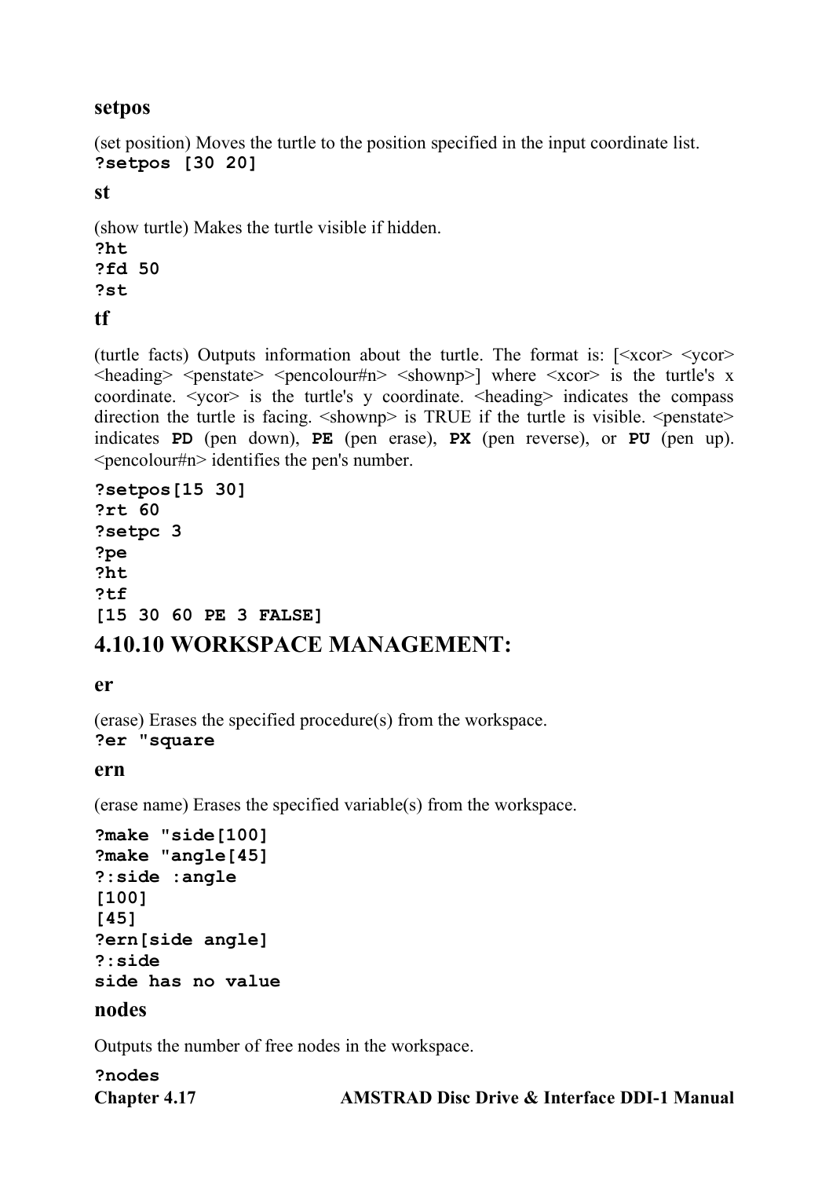### setpos

(set position) Moves the turtle to the position specified in the input coordinate list.

```
?setpos [30 20]
```

### st

(show turtle) Makes the turtle visible if hidden.

```
?ht
?fd 50
?st
```

### tf

(turtle facts) Outputs information about the turtle. The format is: [<xcor> <ycor> <heading> <penstate> <pencolour#n> <shownp>] where <xcor> is the turtle's x coordinate. <ycor> is the turtle's y coordinate. <heading> indicates the compass direction the turtle is facing. <shownp> is TRUE if the turtle is visible. <penstate> indicates **PD** (pen down), **PE** (pen erase), **PX** (pen reverse), or **PU** (pen up). <pencolour#n> identifies the pen's number.

```
?setpos[15 30]
?rt 60
?setpc 3
?pe
?ht
?tf
[15 30 60 PE 3 FALSE]
```

## 4.10.10 WORKSPACE MANAGEMENT:

### er

(erase) Erases the specified procedure(s) from the workspace.

```
?er "square
```

### ern

(erase name) Erases the specified variable(s) from the workspace.

```
?make "side[100]
?make "angle[45]
?:side :angle
[100]
[45]
?ern[side angle]
?:side
side has no value
```

### nodes

Outputs the number of free nodes in the workspace.

```
?nodes
```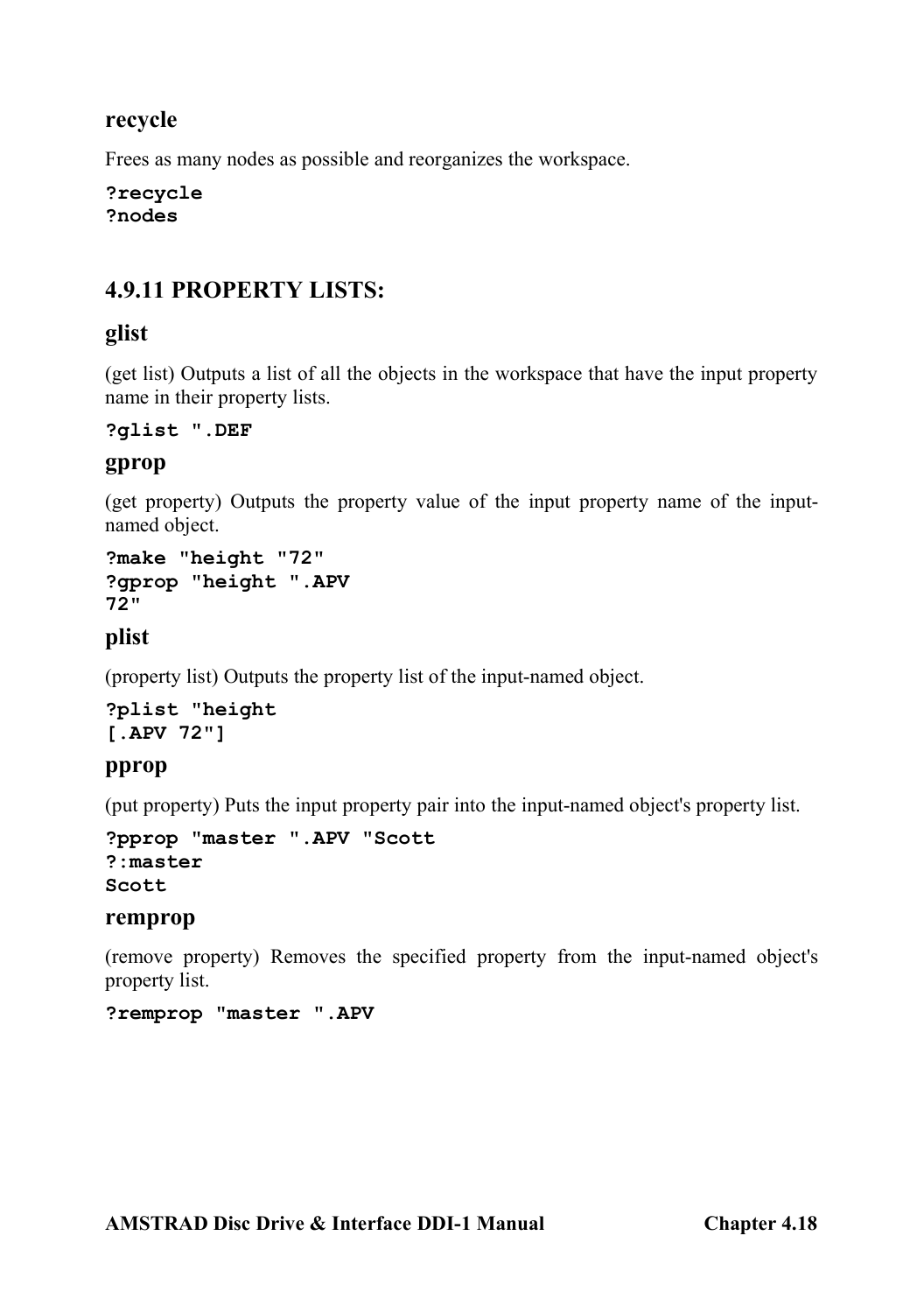### recycle

Frees as many nodes as possible and reorganizes the workspace.

```
?recycle
?nodes
```

## 4.9.11 PROPERTY LISTS:

### glist

(get list) Outputs a list of all the objects in the workspace that have the input property name in their property lists.

```
?glist ".DEF
```

### gprop

(get property) Outputs the property value of the input property name of the input-named object.

```
?make "height "72"
?gprop "height ".APV
72"
```

### plist

(property list) Outputs the property list of the input-named object.

```
?plist "height
[.APV 72"]
```

### pprop

(put property) Puts the input property pair into the input-named object's property list.

```
?pprop "master ".APV "Scott
?:master
Scott
```

### remprop

(remove property) Removes the specified property from the input-named object's property list.

```
?remprop "master ".APV
```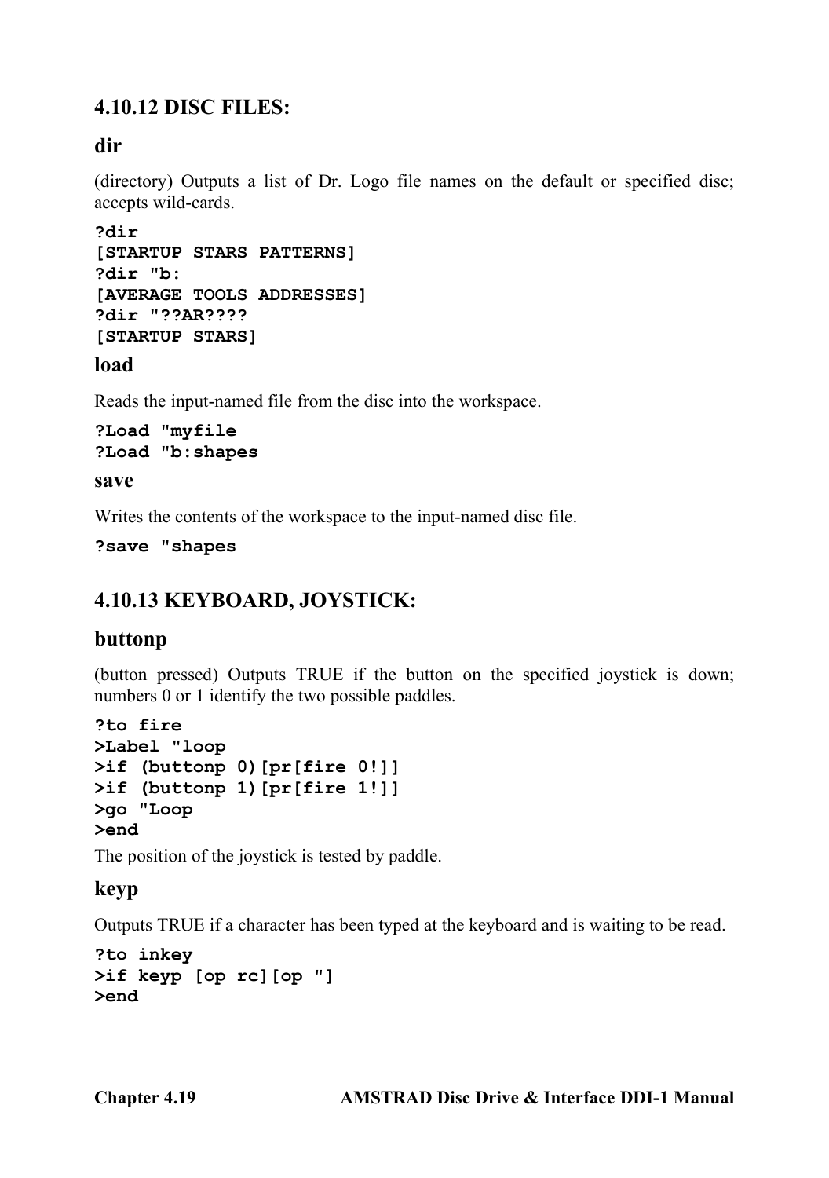### 4.10.12 DISC FILES:

#### dir

(directory) Outputs a list of Dr. Logo file names on the default or specified disc; accepts wild-cards.

```
?dir
[STARTUP STARS PATTERNS]
?dir "b:
[AVERAGE TOOLS ADDRESSES]
?dir "??AR????
[STARTUP STARS]
```

#### load

Reads the input-named file from the disc into the workspace.

```
?Load "myfile
?Load "b:shapes
```

#### save

Writes the contents of the workspace to the input-named disc file.

```
?save "shapes
```

### 4.10.13 KEYBOARD, JOYSTICK:

#### buttonp

(button pressed) Outputs TRUE if the button on the specified joystick is down; numbers 0 or 1 identify the two possible paddles.

```
?to fire
>Label "loop
>if (buttonp 0)[pr[fire 0!]]
>if (buttonp 1)[pr[fire 1!]]
>go "Loop
>end
```

The position of the joystick is tested by paddle.

#### keyp

Outputs TRUE if a character has been typed at the keyboard and is waiting to be read.

```
?to inkey
>if keyp [op rc][op "]
>end
```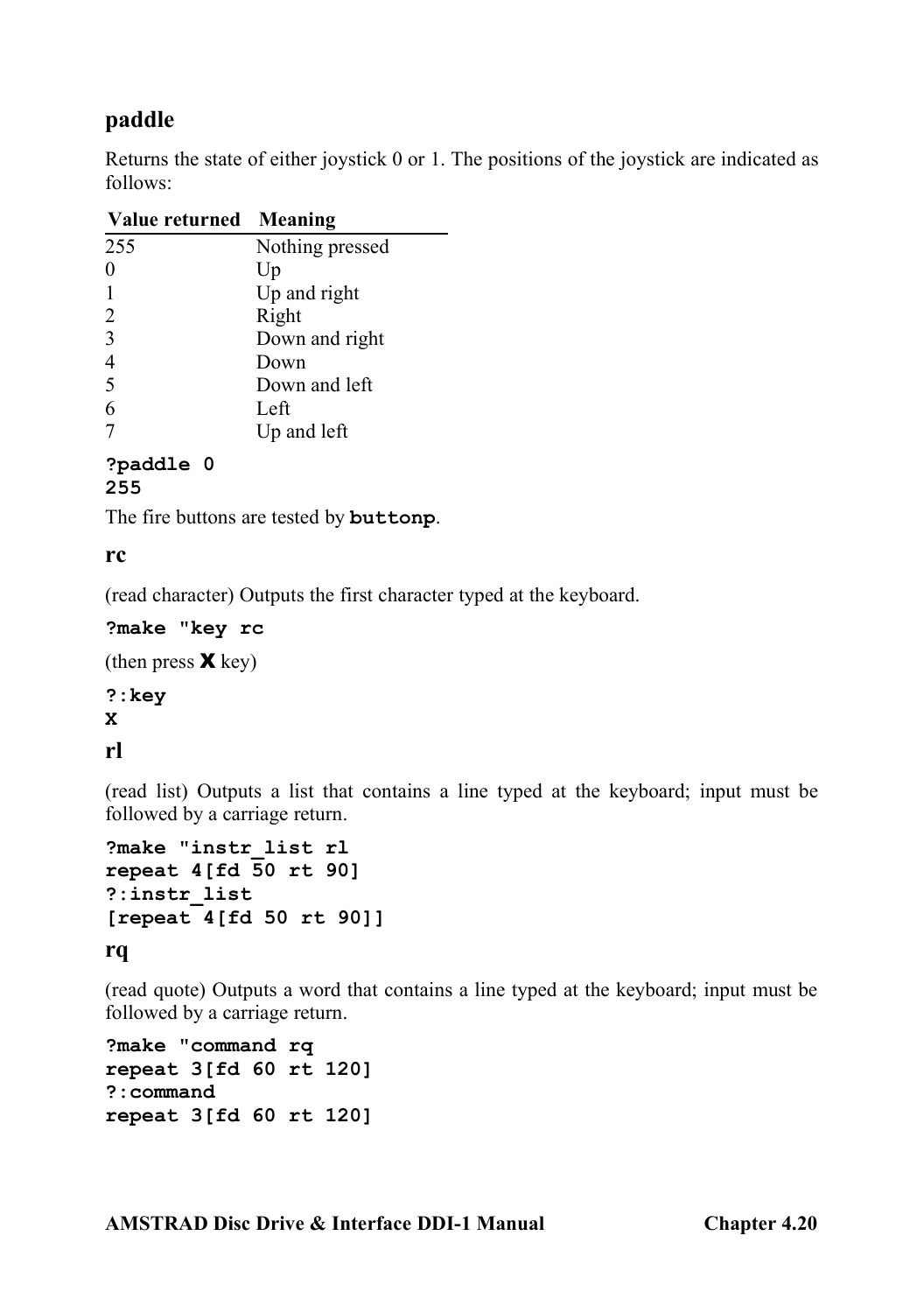## paddle

Returns the state of either joystick 0 or 1. The positions of the joystick are indicated as follows:

| Value returned | Meaning |
|---|---|
| 255 | Nothing pressed |
| 0 | Up |
| 1 | Up and right |
| 2 | Right |
| 3 | Down and right |
| 4 | Down |
| 5 | Down and left |
| 6 | Left |
| 7 | Up and left |

```
?paddle 0
255
```

The fire buttons are tested by **buttonp**.

## rc

(read character) Outputs the first character typed at the keyboard.

```
?make "key rc
```

(then press **X** key)

```
?:key
X
```

## rl

(read list) Outputs a list that contains a line typed at the keyboard; input must be followed by a carriage return.

```
?make "instr_list rl
repeat 4[fd 50 rt 90]
?:instr_list
[repeat 4[fd 50 rt 90]]
```

## rq

(read quote) Outputs a word that contains a line typed at the keyboard; input must be followed by a carriage return.

```
?make "command rq
repeat 3[fd 60 rt 120]
?:command
repeat 3[fd 60 rt 120]
```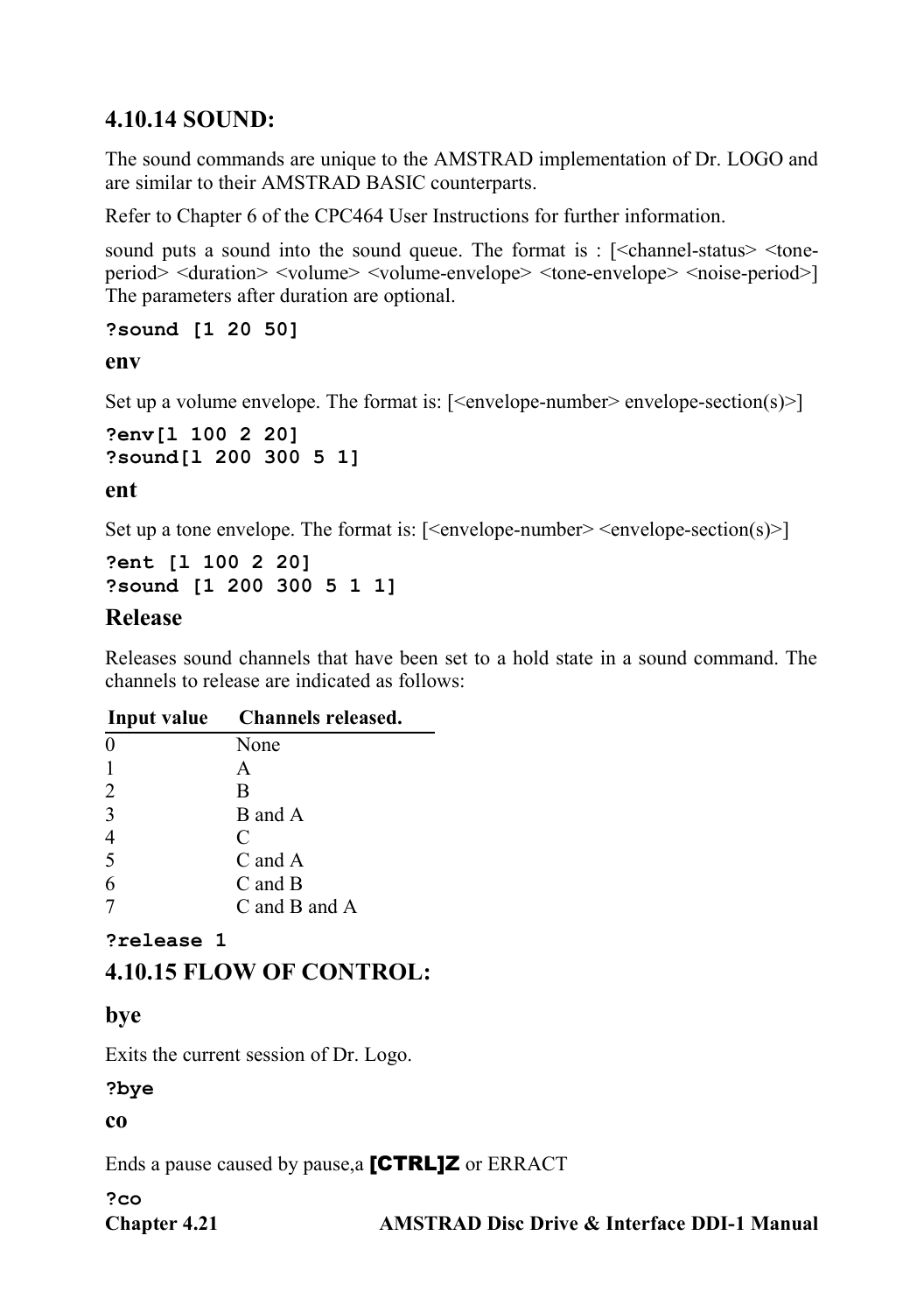## 4.10.14 SOUND:

The sound commands are unique to the AMSTRAD implementation of Dr. LOGO and are similar to their AMSTRAD BASIC counterparts.

Refer to Chapter 6 of the CPC464 User Instructions for further information.

sound puts a sound into the sound queue. The format is : [<channel-status> <tone-period> <duration> <volume> <volume-envelope> <tone-envelope> <noise-period>] The parameters after duration are optional.

```
?sound [1 20 50]
```

### env

Set up a volume envelope. The format is: [<envelope-number> envelope-section(s)>]

```
?env[l 100 2 20]
?sound[l 200 300 5 1]
```

### ent

Set up a tone envelope. The format is: [<envelope-number> <envelope-section(s)>]

```
?ent [l 100 2 20]
?sound [1 200 300 5 1 1]
```

### Release

Releases sound channels that have been set to a hold state in a sound command. The channels to release are indicated as follows:

| Input value | Channels released. |
|---|---|
| 0 | None |
| 1 | A |
| 2 | B |
| 3 | B and A |
| 4 | C |
| 5 | C and A |
| 6 | C and B |
| 7 | C and B and A |

```
?release 1
```

## 4.10.15 FLOW OF CONTROL:

### bye

Exits the current session of Dr. Logo.

```
?bye
```

### co

Ends a pause caused by pause,a **[CTRL]Z** or ERRACT

```
?co
```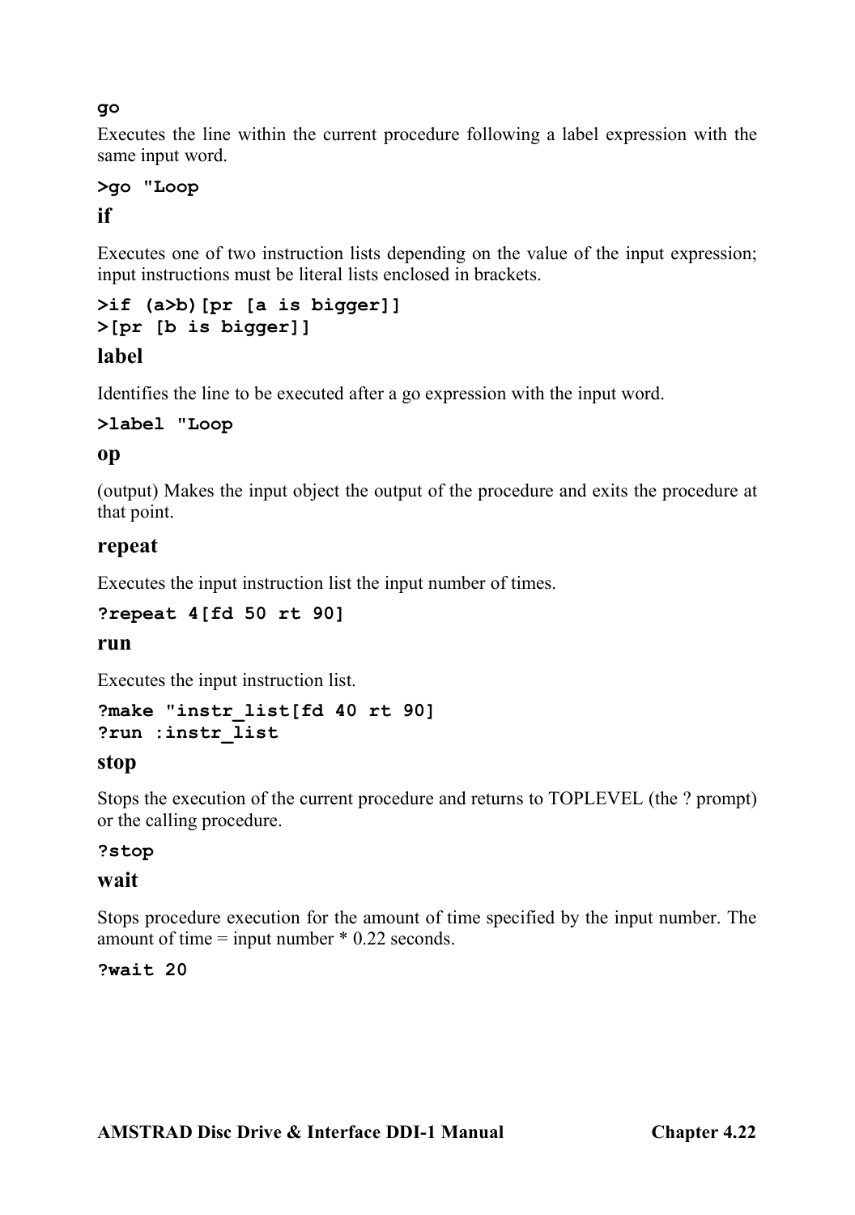### go

Executes the line within the current procedure following a label expression with the same input word.

```
>go "Loop
```

### if

Executes one of two instruction lists depending on the value of the input expression; input instructions must be literal lists enclosed in brackets.

```
>if (a>b)[pr [a is bigger]]
>[pr [b is bigger]]
```

### label

Identifies the line to be executed after a go expression with the input word.

```
>label "Loop
```

### op

(output) Makes the input object the output of the procedure and exits the procedure at that point.

### repeat

Executes the input instruction list the input number of times.

```
?repeat 4[fd 50 rt 90]
```

### run

Executes the input instruction list.

```
?make "instr_list[fd 40 rt 90]
?run :instr_list
```

### stop

Stops the execution of the current procedure and returns to TOPLEVEL (the ? prompt) or the calling procedure.

```
?stop
```

### wait

Stops procedure execution for the amount of time specified by the input number. The amount of time = input number * 0.22 seconds.

```
?wait 20
```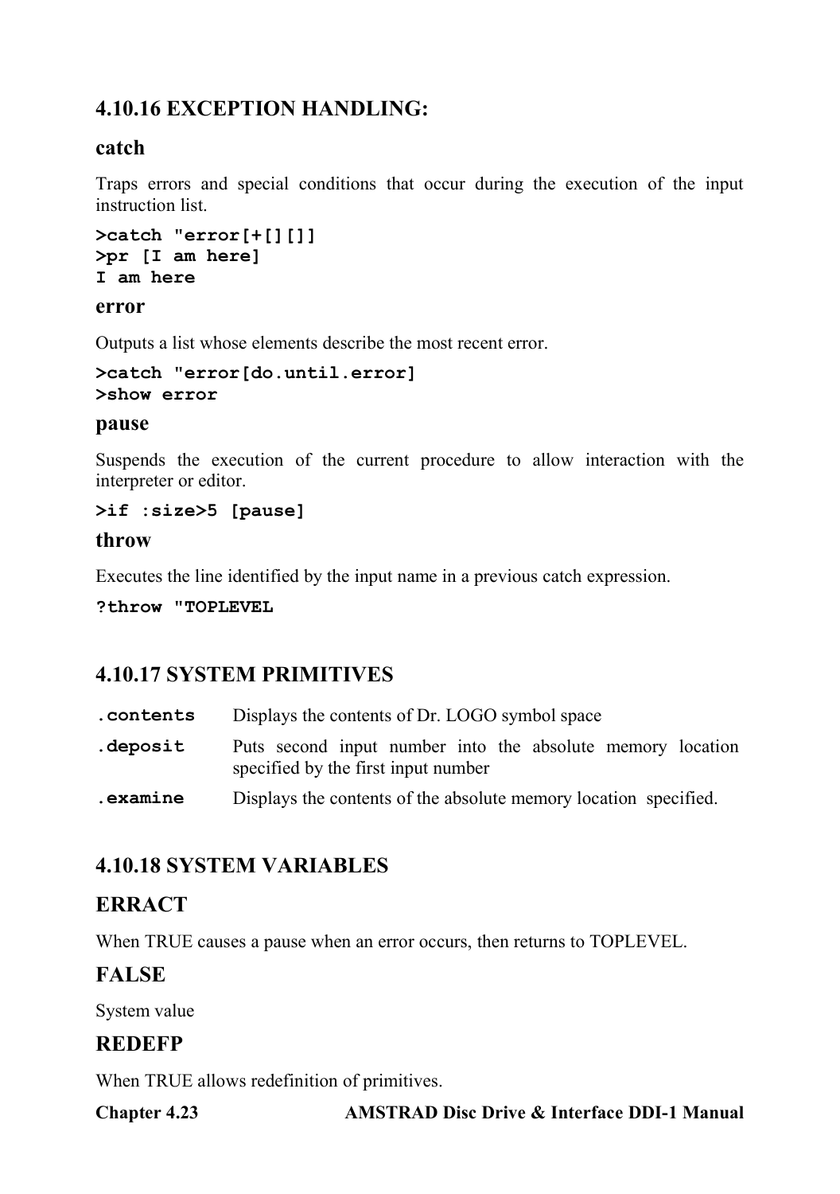## 4.10.16 EXCEPTION HANDLING:

### catch

Traps errors and special conditions that occur during the execution of the input instruction list.

```
>catch "error[+[][]]
>pr [I am here]
I am here
```

### error

Outputs a list whose elements describe the most recent error.

```
>catch "error[do.until.error]
>show error
```

### pause

Suspends the execution of the current procedure to allow interaction with the interpreter or editor.

```
>if :size>5 [pause]
```

### throw

Executes the line identified by the input name in a previous catch expression.

```
?throw "TOPLEVEL
```

## 4.10.17 SYSTEM PRIMITIVES

| | |
|---|---|
| `.contents` | Displays the contents of Dr. LOGO symbol space |
| `.deposit` | Puts second input number into the absolute memory location specified by the first input number |
| `.examine` | Displays the contents of the absolute memory location specified. |

## 4.10.18 SYSTEM VARIABLES

### ERRACT

When TRUE causes a pause when an error occurs, then returns to TOPLEVEL.

### FALSE

System value

### REDEFP

When TRUE allows redefinition of primitives.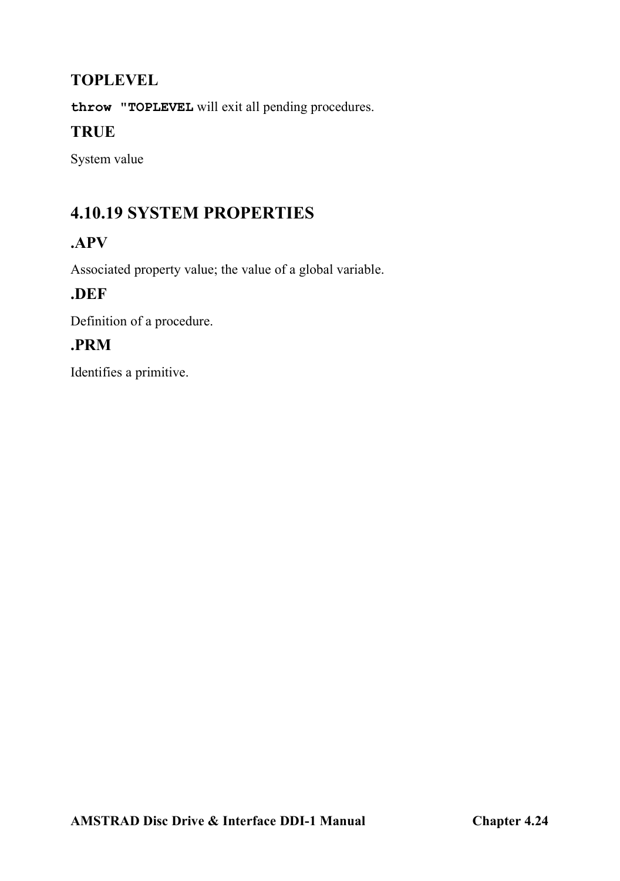### TOPLEVEL

`throw "TOPLEVEL` will exit all pending procedures.

### TRUE

System value

## 4.10.19 SYSTEM PROPERTIES

### .APV

Associated property value; the value of a global variable.

### .DEF

Definition of a procedure.

### .PRM

Identifies a primitive.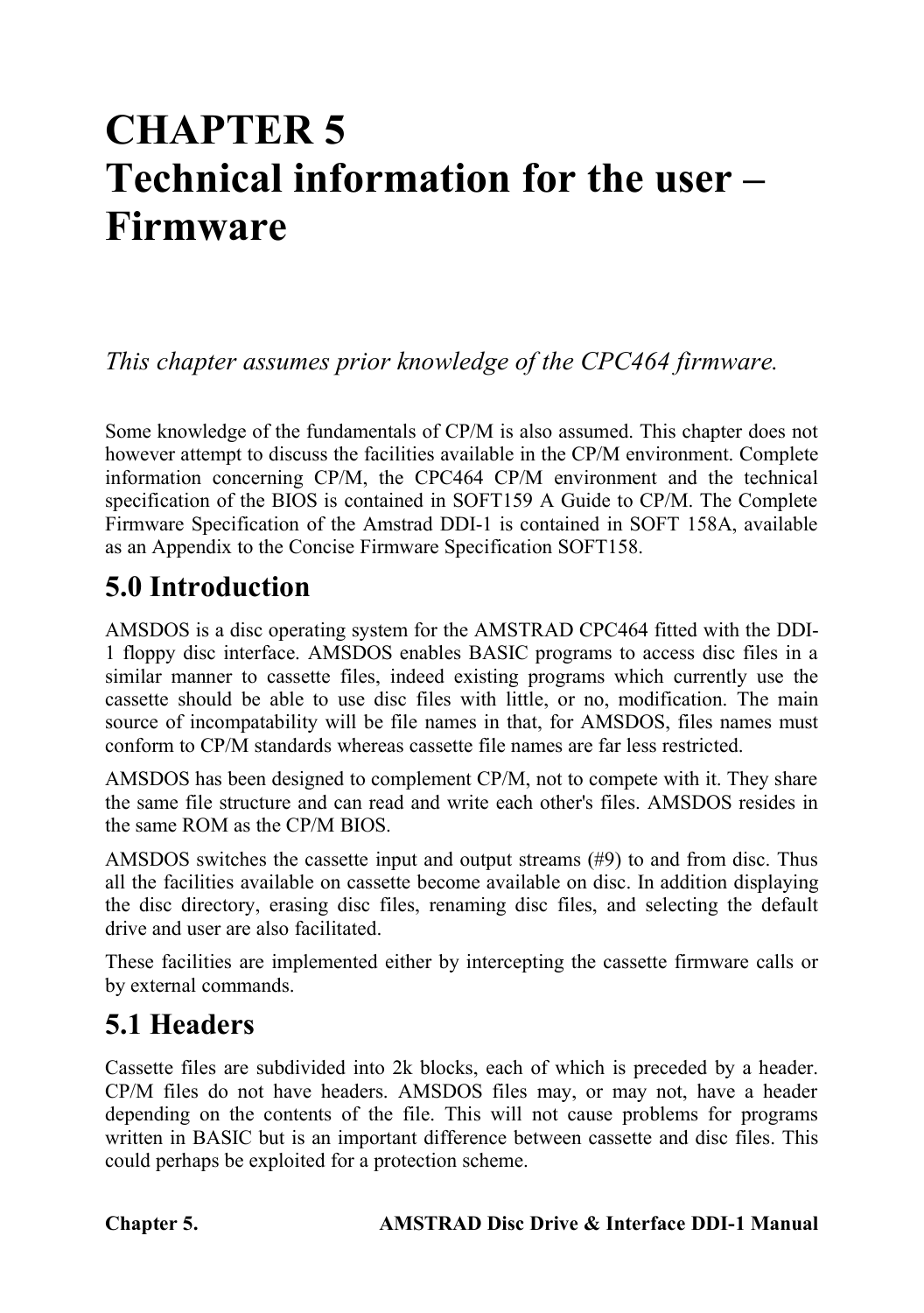# CHAPTER 5 Technical information for the user – Firmware

*This chapter assumes prior knowledge of the CPC464 firmware.*

Some knowledge of the fundamentals of CP/M is also assumed. This chapter does not however attempt to discuss the facilities available in the CP/M environment. Complete information concerning CP/M, the CPC464 CP/M environment and the technical specification of the BIOS is contained in SOFT159 A Guide to CP/M. The Complete Firmware Specification of the Amstrad DDI-1 is contained in SOFT 158A, available as an Appendix to the Concise Firmware Specification SOFT158.

## 5.0 Introduction

AMSDOS is a disc operating system for the AMSTRAD CPC464 fitted with the DDI-1 floppy disc interface. AMSDOS enables BASIC programs to access disc files in a similar manner to cassette files, indeed existing programs which currently use the cassette should be able to use disc files with little, or no, modification. The main source of incompatability will be file names in that, for AMSDOS, files names must conform to CP/M standards whereas cassette file names are far less restricted.

AMSDOS has been designed to complement CP/M, not to compete with it. They share the same file structure and can read and write each other's files. AMSDOS resides in the same ROM as the CP/M BIOS.

AMSDOS switches the cassette input and output streams (#9) to and from disc. Thus all the facilities available on cassette become available on disc. In addition displaying the disc directory, erasing disc files, renaming disc files, and selecting the default drive and user are also facilitated.

These facilities are implemented either by intercepting the cassette firmware calls or by external commands.

## 5.1 Headers

Cassette files are subdivided into 2k blocks, each of which is preceded by a header. CP/M files do not have headers. AMSDOS files may, or may not, have a header depending on the contents of the file. This will not cause problems for programs written in BASIC but is an important difference between cassette and disc files. This could perhaps be exploited for a protection scheme.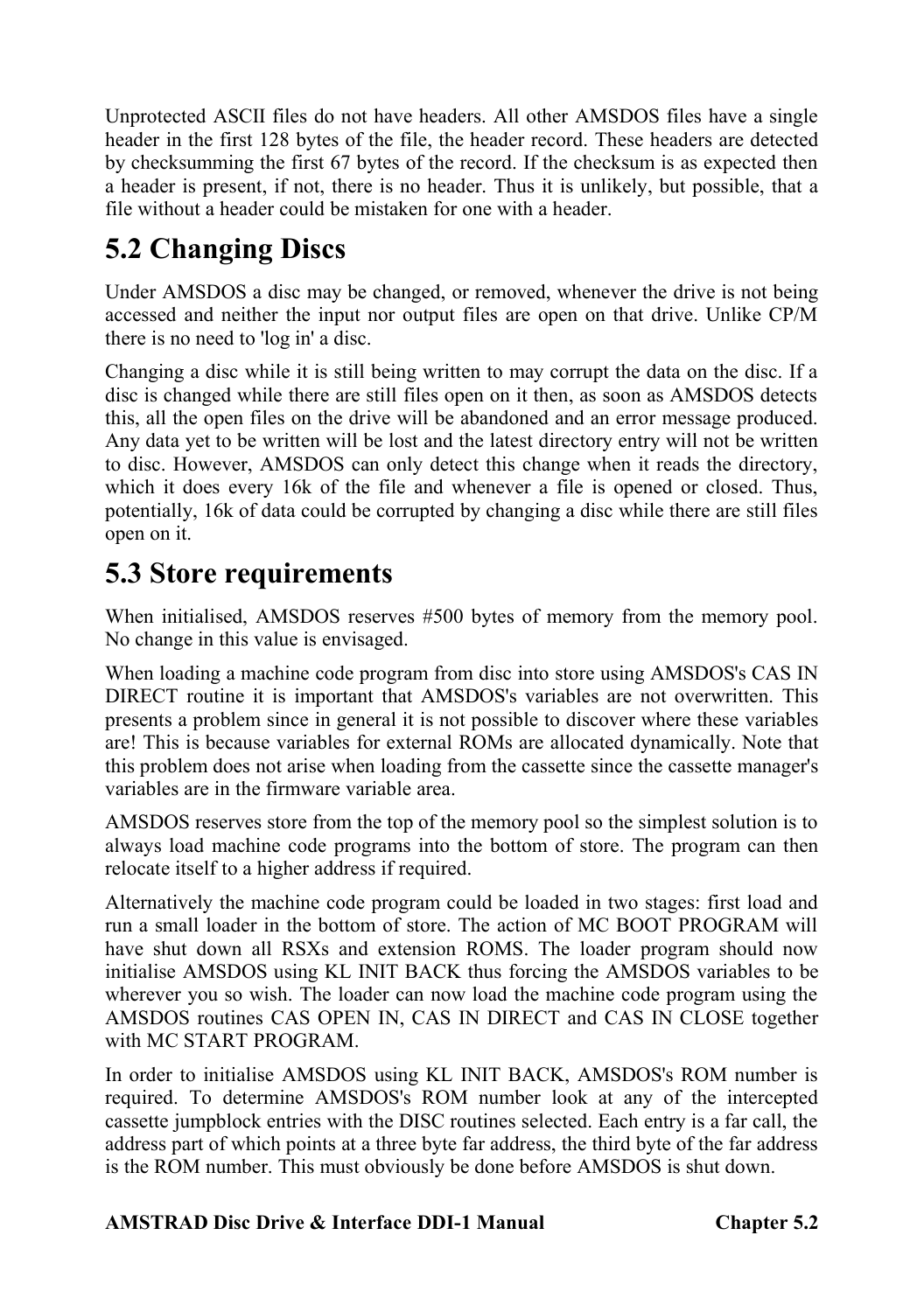Unprotected ASCII files do not have headers. All other AMSDOS files have a single header in the first 128 bytes of the file, the header record. These headers are detected by checksumming the first 67 bytes of the record. If the checksum is as expected then a header is present, if not, there is no header. Thus it is unlikely, but possible, that a file without a header could be mistaken for one with a header.

## 5.2 Changing Discs

Under AMSDOS a disc may be changed, or removed, whenever the drive is not being accessed and neither the input nor output files are open on that drive. Unlike CP/M there is no need to 'log in' a disc.

Changing a disc while it is still being written to may corrupt the data on the disc. If a disc is changed while there are still files open on it then, as soon as AMSDOS detects this, all the open files on the drive will be abandoned and an error message produced. Any data yet to be written will be lost and the latest directory entry will not be written to disc. However, AMSDOS can only detect this change when it reads the directory, which it does every 16k of the file and whenever a file is opened or closed. Thus, potentially, 16k of data could be corrupted by changing a disc while there are still files open on it.

## 5.3 Store requirements

When initialised, AMSDOS reserves #500 bytes of memory from the memory pool. No change in this value is envisaged.

When loading a machine code program from disc into store using AMSDOS's CAS IN DIRECT routine it is important that AMSDOS's variables are not overwritten. This presents a problem since in general it is not possible to discover where these variables are! This is because variables for external ROMs are allocated dynamically. Note that this problem does not arise when loading from the cassette since the cassette manager's variables are in the firmware variable area.

AMSDOS reserves store from the top of the memory pool so the simplest solution is to always load machine code programs into the bottom of store. The program can then relocate itself to a higher address if required.

Alternatively the machine code program could be loaded in two stages: first load and run a small loader in the bottom of store. The action of MC BOOT PROGRAM will have shut down all RSXs and extension ROMS. The loader program should now initialise AMSDOS using KL INIT BACK thus forcing the AMSDOS variables to be wherever you so wish. The loader can now load the machine code program using the AMSDOS routines CAS OPEN IN, CAS IN DIRECT and CAS IN CLOSE together with MC START PROGRAM.

In order to initialise AMSDOS using KL INIT BACK, AMSDOS's ROM number is required. To determine AMSDOS's ROM number look at any of the intercepted cassette jumpblock entries with the DISC routines selected. Each entry is a far call, the address part of which points at a three byte far address, the third byte of the far address is the ROM number. This must obviously be done before AMSDOS is shut down.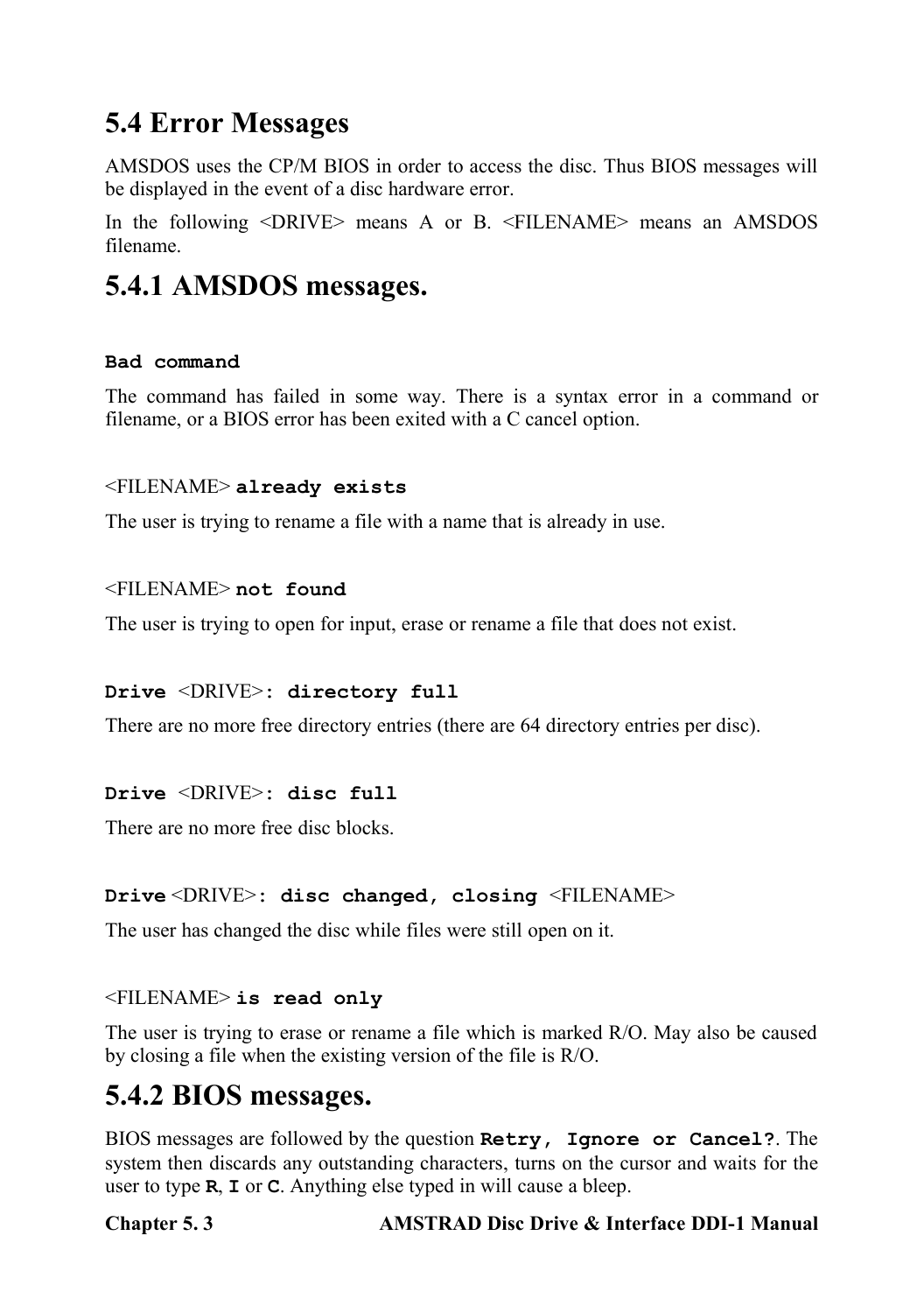# 5.4 Error Messages

AMSDOS uses the CP/M BIOS in order to access the disc. Thus BIOS messages will be displayed in the event of a disc hardware error.

In the following <DRIVE> means A or B. <FILENAME> means an AMSDOS filename.

## 5.4.1 AMSDOS messages.

**`Bad command`**

The command has failed in some way. There is a syntax error in a command or filename, or a BIOS error has been exited with a C cancel option.

<FILENAME> **`already exists`**

The user is trying to rename a file with a name that is already in use.

<FILENAME> **`not found`**

The user is trying to open for input, erase or rename a file that does not exist.

**`Drive`** <DRIVE>**`: directory full`**

There are no more free directory entries (there are 64 directory entries per disc).

**`Drive`** <DRIVE>**`: disc full`**

There are no more free disc blocks.

**`Drive`** <DRIVE>**`: disc changed, closing`** <FILENAME>

The user has changed the disc while files were still open on it.

<FILENAME> **`is read only`**

The user is trying to erase or rename a file which is marked R/O. May also be caused by closing a file when the existing version of the file is R/O.

## 5.4.2 BIOS messages.

BIOS messages are followed by the question **`Retry, Ignore or Cancel?`**. The system then discards any outstanding characters, turns on the cursor and waits for the user to type **`R`**, **`I`** or **`C`**. Anything else typed in will cause a bleep.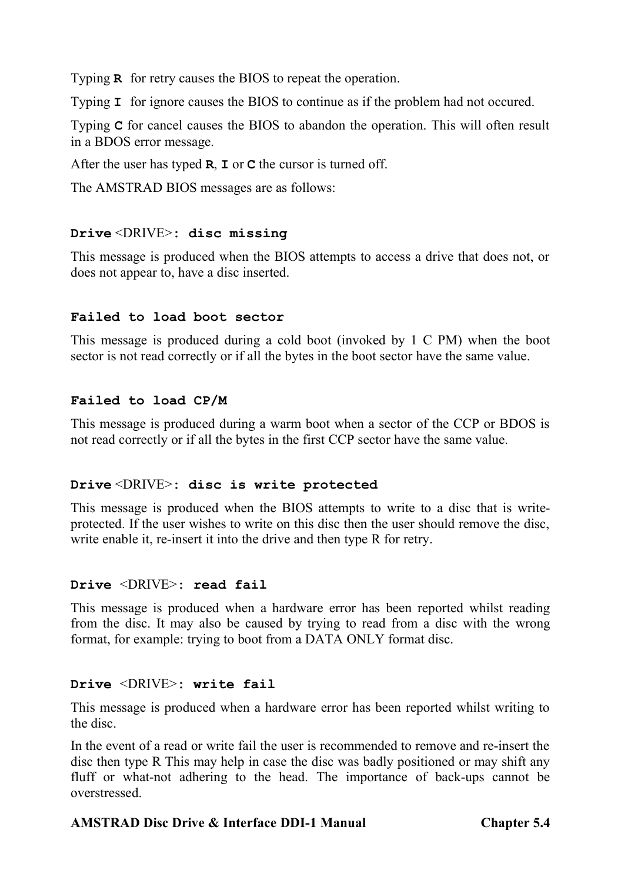Typing **R** for retry causes the BIOS to repeat the operation.

Typing **I** for ignore causes the BIOS to continue as if the problem had not occured.

Typing **C** for cancel causes the BIOS to abandon the operation. This will often result in a BDOS error message.

After the user has typed **R**, **I** or **C** the cursor is turned off.

The AMSTRAD BIOS messages are as follows:

**Drive** <DRIVE>**: disc missing**

This message is produced when the BIOS attempts to access a drive that does not, or does not appear to, have a disc inserted.

**Failed to load boot sector**

This message is produced during a cold boot (invoked by 1 C PM) when the boot sector is not read correctly or if all the bytes in the boot sector have the same value.

**Failed to load CP/M**

This message is produced during a warm boot when a sector of the CCP or BDOS is not read correctly or if all the bytes in the first CCP sector have the same value.

**Drive** <DRIVE>**: disc is write protected**

This message is produced when the BIOS attempts to write to a disc that is write-protected. If the user wishes to write on this disc then the user should remove the disc, write enable it, re-insert it into the drive and then type R for retry.

**Drive** <DRIVE>**: read fail**

This message is produced when a hardware error has been reported whilst reading from the disc. It may also be caused by trying to read from a disc with the wrong format, for example: trying to boot from a DATA ONLY format disc.

**Drive** <DRIVE>**: write fail**

This message is produced when a hardware error has been reported whilst writing to the disc.

In the event of a read or write fail the user is recommended to remove and re-insert the disc then type R This may help in case the disc was badly positioned or may shift any fluff or what-not adhering to the head. The importance of back-ups cannot be overstressed.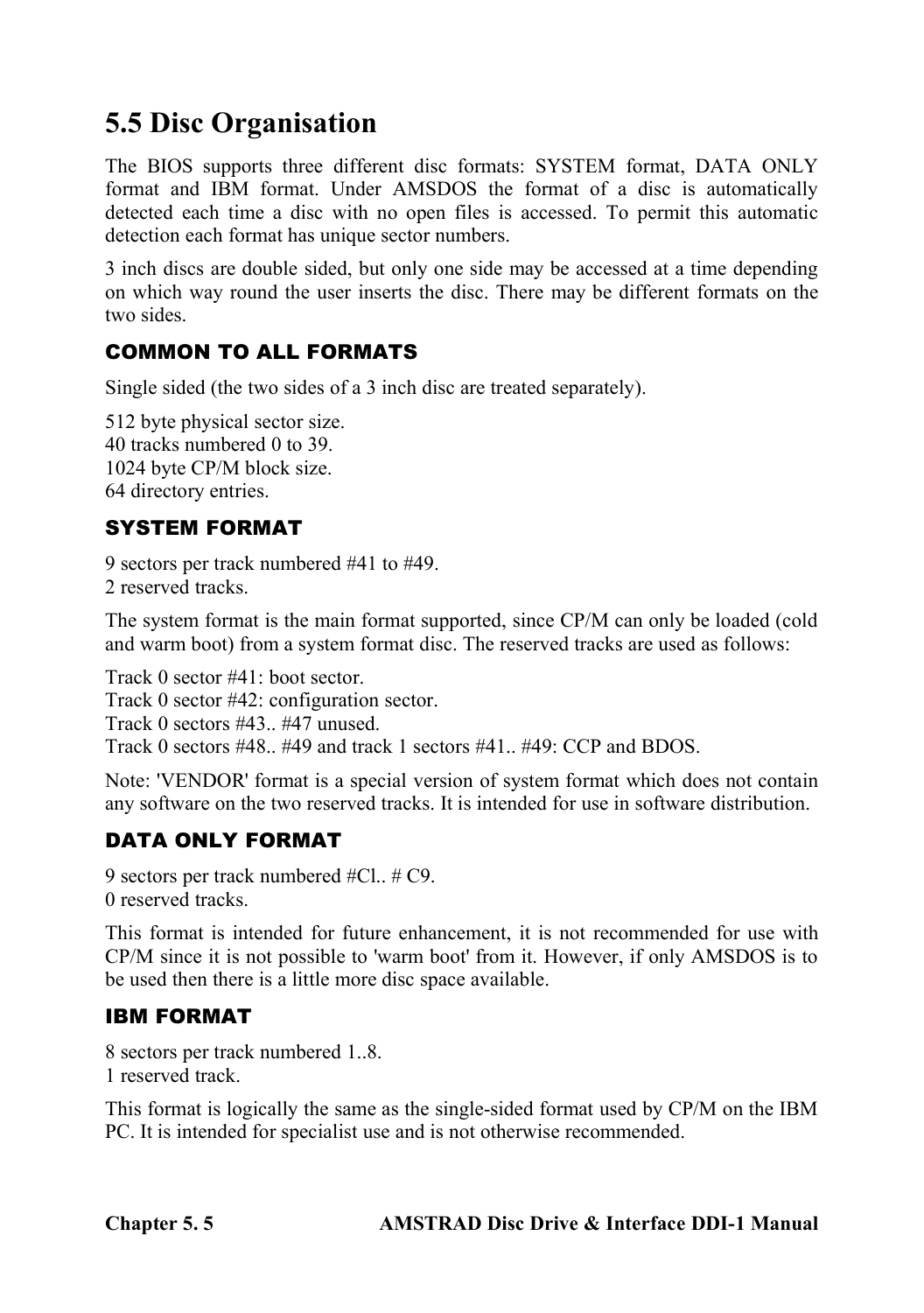# 5.5 Disc Organisation

The BIOS supports three different disc formats: SYSTEM format, DATA ONLY format and IBM format. Under AMSDOS the format of a disc is automatically detected each time a disc with no open files is accessed. To permit this automatic detection each format has unique sector numbers.

3 inch discs are double sided, but only one side may be accessed at a time depending on which way round the user inserts the disc. There may be different formats on the two sides.

### COMMON TO ALL FORMATS

Single sided (the two sides of a 3 inch disc are treated separately).

512 byte physical sector size.
40 tracks numbered 0 to 39.
1024 byte CP/M block size.
64 directory entries.

### SYSTEM FORMAT

9 sectors per track numbered #41 to #49.
2 reserved tracks.

The system format is the main format supported, since CP/M can only be loaded (cold and warm boot) from a system format disc. The reserved tracks are used as follows:

Track 0 sector #41: boot sector.
Track 0 sector #42: configuration sector.
Track 0 sectors #43.. #47 unused.
Track 0 sectors #48.. #49 and track 1 sectors #41.. #49: CCP and BDOS.

Note: 'VENDOR' format is a special version of system format which does not contain any software on the two reserved tracks. It is intended for use in software distribution.

### DATA ONLY FORMAT

9 sectors per track numbered #Cl.. # C9.
0 reserved tracks.

This format is intended for future enhancement, it is not recommended for use with CP/M since it is not possible to 'warm boot' from it. However, if only AMSDOS is to be used then there is a little more disc space available.

### IBM FORMAT

8 sectors per track numbered 1..8.
1 reserved track.

This format is logically the same as the single-sided format used by CP/M on the IBM PC. It is intended for specialist use and is not otherwise recommended.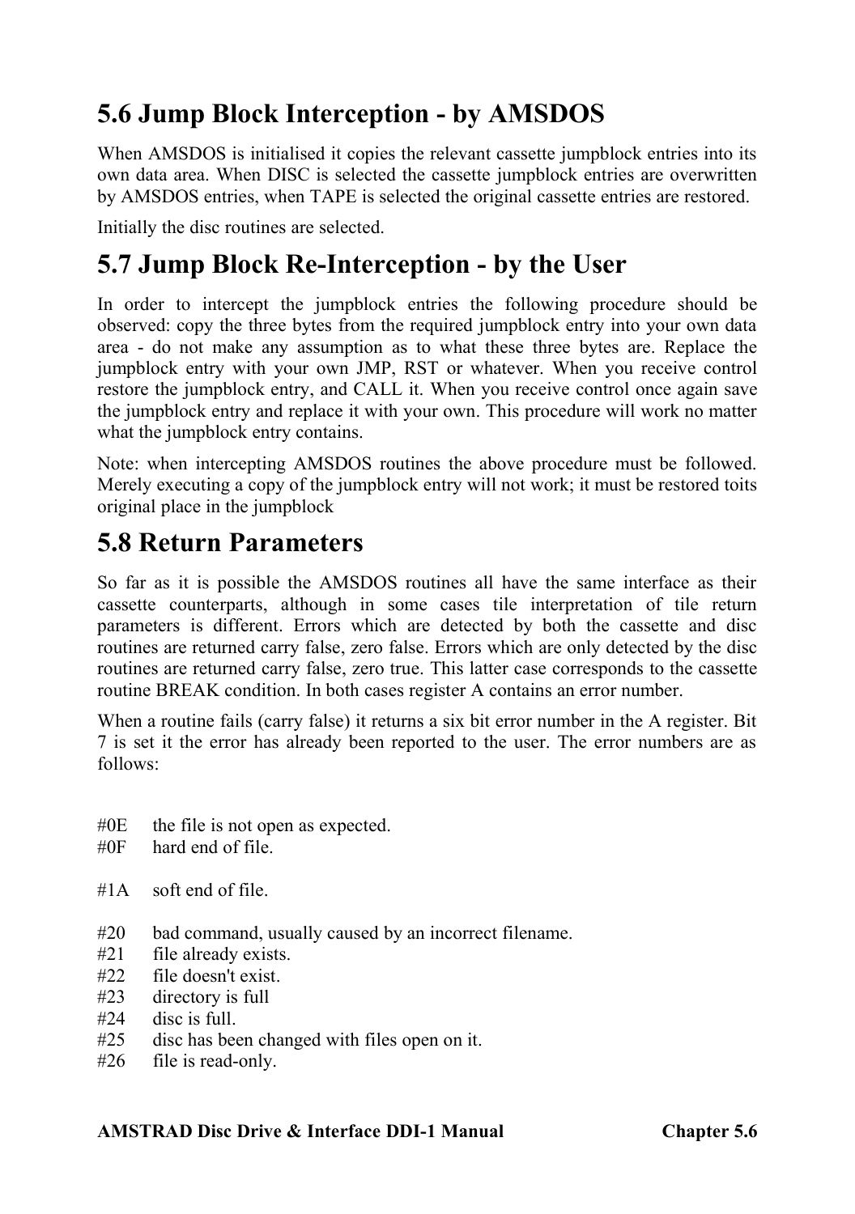## 5.6 Jump Block Interception - by AMSDOS

When AMSDOS is initialised it copies the relevant cassette jumpblock entries into its own data area. When DISC is selected the cassette jumpblock entries are overwritten by AMSDOS entries, when TAPE is selected the original cassette entries are restored.

Initially the disc routines are selected.

## 5.7 Jump Block Re-Interception - by the User

In order to intercept the jumpblock entries the following procedure should be observed: copy the three bytes from the required jumpblock entry into your own data area - do not make any assumption as to what these three bytes are. Replace the jumpblock entry with your own JMP, RST or whatever. When you receive control restore the jumpblock entry, and CALL it. When you receive control once again save the jumpblock entry and replace it with your own. This procedure will work no matter what the jumpblock entry contains.

Note: when intercepting AMSDOS routines the above procedure must be followed. Merely executing a copy of the jumpblock entry will not work; it must be restored toits original place in the jumpblock

## 5.8 Return Parameters

So far as it is possible the AMSDOS routines all have the same interface as their cassette counterparts, although in some cases tile interpretation of tile return parameters is different. Errors which are detected by both the cassette and disc routines are returned carry false, zero false. Errors which are only detected by the disc routines are returned carry false, zero true. This latter case corresponds to the cassette routine BREAK condition. In both cases register A contains an error number.

When a routine fails (carry false) it returns a six bit error number in the A register. Bit 7 is set it the error has already been reported to the user. The error numbers are as follows:

#0E the file is not open as expected.
#0F hard end of file.

#1A soft end of file.

#20 bad command, usually caused by an incorrect filename.
#21 file already exists.
#22 file doesn't exist.
#23 directory is full
#24 disc is full.
#25 disc has been changed with files open on it.
#26 file is read-only.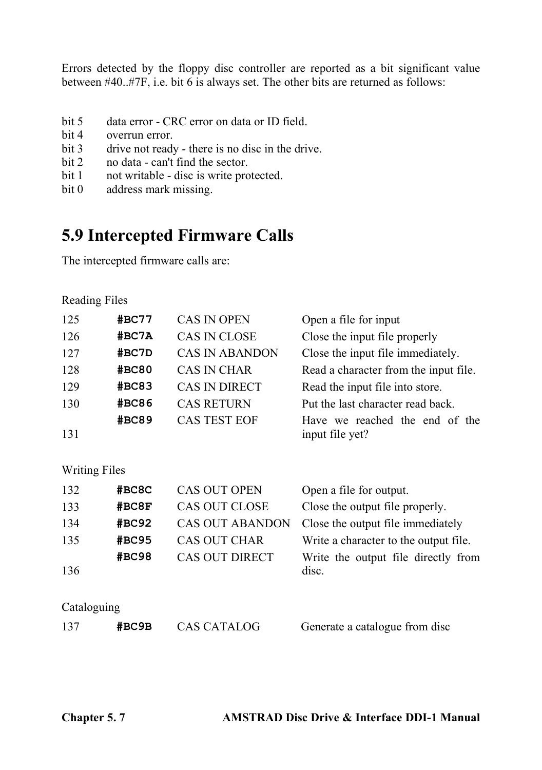Errors detected by the floppy disc controller are reported as a bit significant value between #40..#7F, i.e. bit 6 is always set. The other bits are returned as follows:

| | |
|---|---|
| bit 5 | data error - CRC error on data or ID field. |
| bit 4 | overrun error. |
| bit 3 | drive not ready - there is no disc in the drive. |
| bit 2 | no data - can't find the sector. |
| bit 1 | not writable - disc is write protected. |
| bit 0 | address mark missing. |

## 5.9 Intercepted Firmware Calls

The intercepted firmware calls are:

Reading Files

| | | | |
|---|---|---|---|
| 125 | **#BC77** | CAS IN OPEN | Open a file for input |
| 126 | **#BC7A** | CAS IN CLOSE | Close the input file properly |
| 127 | **#BC7D** | CAS IN ABANDON | Close the input file immediately. |
| 128 | **#BC80** | CAS IN CHAR | Read a character from the input file. |
| 129 | **#BC83** | CAS IN DIRECT | Read the input file into store. |
| 130 | **#BC86** | CAS RETURN | Put the last character read back. |
| 131 | **#BC89** | CAS TEST EOF | Have we reached the end of the input file yet? |

Writing Files

| | | | |
|---|---|---|---|
| 132 | **#BC8C** | CAS OUT OPEN | Open a file for output. |
| 133 | **#BC8F** | CAS OUT CLOSE | Close the output file properly. |
| 134 | **#BC92** | CAS OUT ABANDON | Close the output file immediately |
| 135 | **#BC95** | CAS OUT CHAR | Write a character to the output file. |
| 136 | **#BC98** | CAS OUT DIRECT | Write the output file directly from disc. |

Cataloguing

| | | | |
|---|---|---|---|
| 137 | **#BC9B** | CAS CATALOG | Generate a catalogue from disc |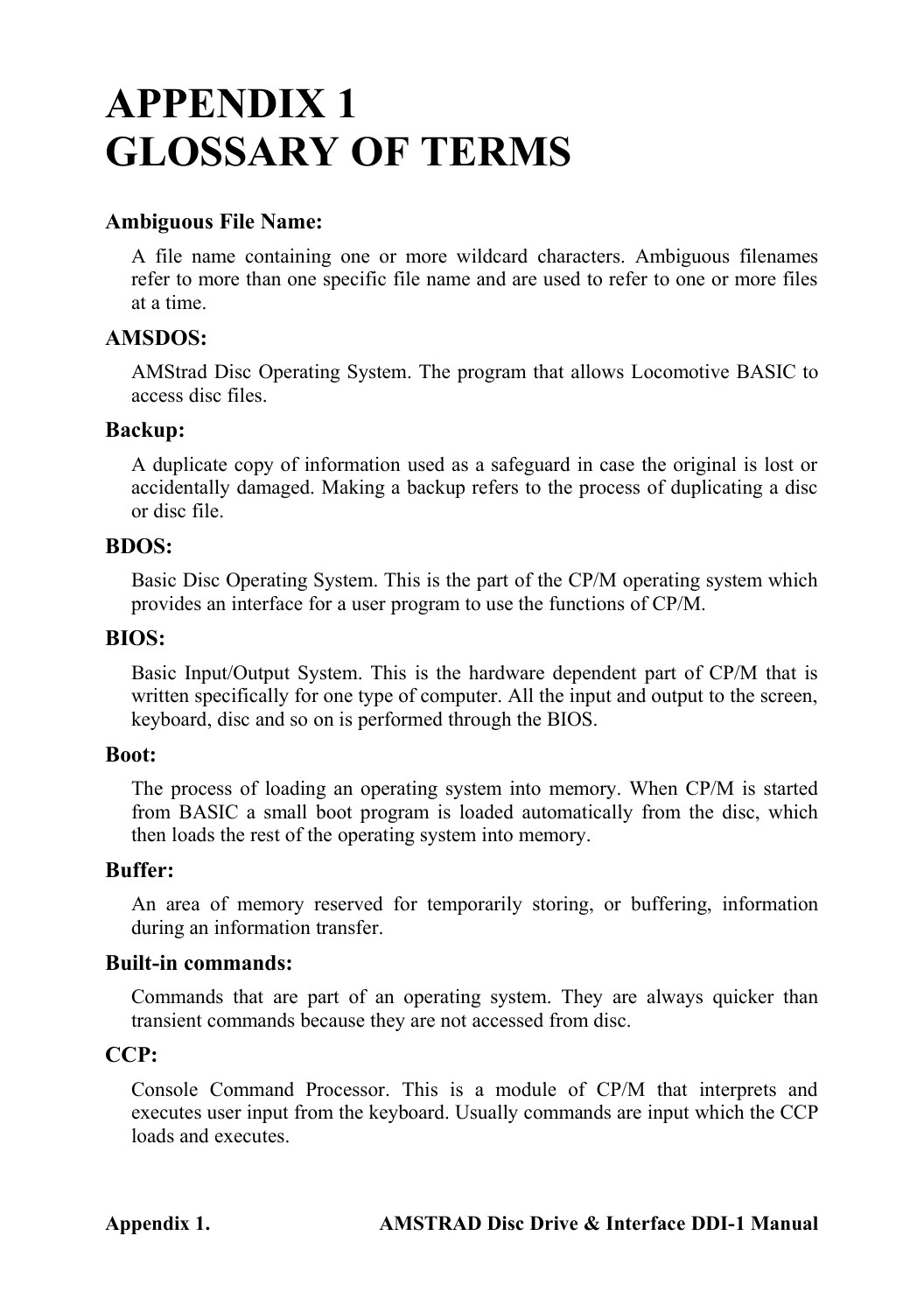# APPENDIX 1
# GLOSSARY OF TERMS

**Ambiguous File Name:**

A file name containing one or more wildcard characters. Ambiguous filenames refer to more than one specific file name and are used to refer to one or more files at a time.

**AMSDOS:**

AMStrad Disc Operating System. The program that allows Locomotive BASIC to access disc files.

**Backup:**

A duplicate copy of information used as a safeguard in case the original is lost or accidentally damaged. Making a backup refers to the process of duplicating a disc or disc file.

**BDOS:**

Basic Disc Operating System. This is the part of the CP/M operating system which provides an interface for a user program to use the functions of CP/M.

**BIOS:**

Basic Input/Output System. This is the hardware dependent part of CP/M that is written specifically for one type of computer. All the input and output to the screen, keyboard, disc and so on is performed through the BIOS.

**Boot:**

The process of loading an operating system into memory. When CP/M is started from BASIC a small boot program is loaded automatically from the disc, which then loads the rest of the operating system into memory.

**Buffer:**

An area of memory reserved for temporarily storing, or buffering, information during an information transfer.

**Built-in commands:**

Commands that are part of an operating system. They are always quicker than transient commands because they are not accessed from disc.

**CCP:**

Console Command Processor. This is a module of CP/M that interprets and executes user input from the keyboard. Usually commands are input which the CCP loads and executes.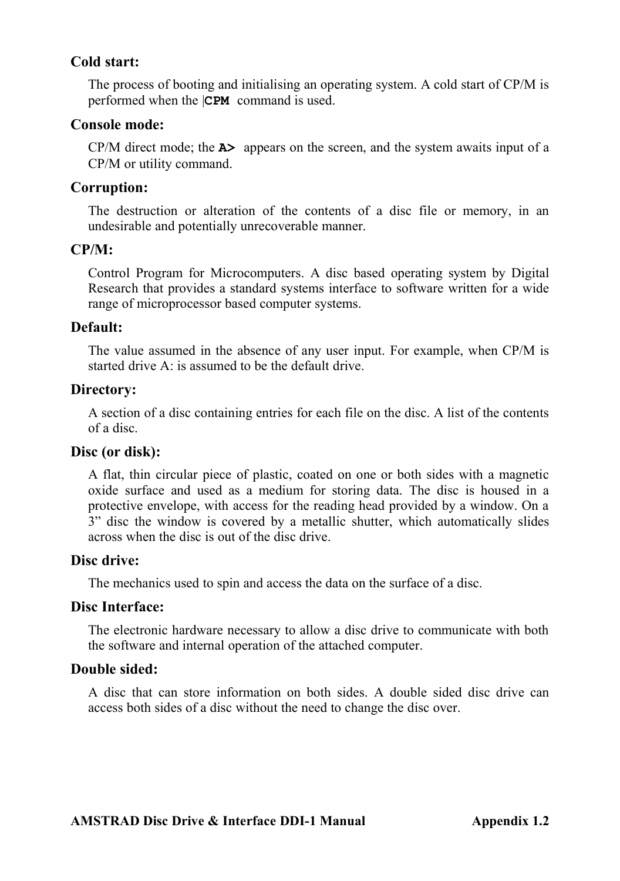**Cold start:**

The process of booting and initialising an operating system. A cold start of CP/M is performed when the |**`CPM`** command is used.

**Console mode:**

CP/M direct mode; the **`A>`** appears on the screen, and the system awaits input of a CP/M or utility command.

**Corruption:**

The destruction or alteration of the contents of a disc file or memory, in an undesirable and potentially unrecoverable manner.

**CP/M:**

Control Program for Microcomputers. A disc based operating system by Digital Research that provides a standard systems interface to software written for a wide range of microprocessor based computer systems.

**Default:**

The value assumed in the absence of any user input. For example, when CP/M is started drive A: is assumed to be the default drive.

**Directory:**

A section of a disc containing entries for each file on the disc. A list of the contents of a disc.

**Disc (or disk):**

A flat, thin circular piece of plastic, coated on one or both sides with a magnetic oxide surface and used as a medium for storing data. The disc is housed in a protective envelope, with access for the reading head provided by a window. On a 3” disc the window is covered by a metallic shutter, which automatically slides across when the disc is out of the disc drive.

**Disc drive:**

The mechanics used to spin and access the data on the surface of a disc.

**Disc Interface:**

The electronic hardware necessary to allow a disc drive to communicate with both the software and internal operation of the attached computer.

**Double sided:**

A disc that can store information on both sides. A double sided disc drive can access both sides of a disc without the need to change the disc over.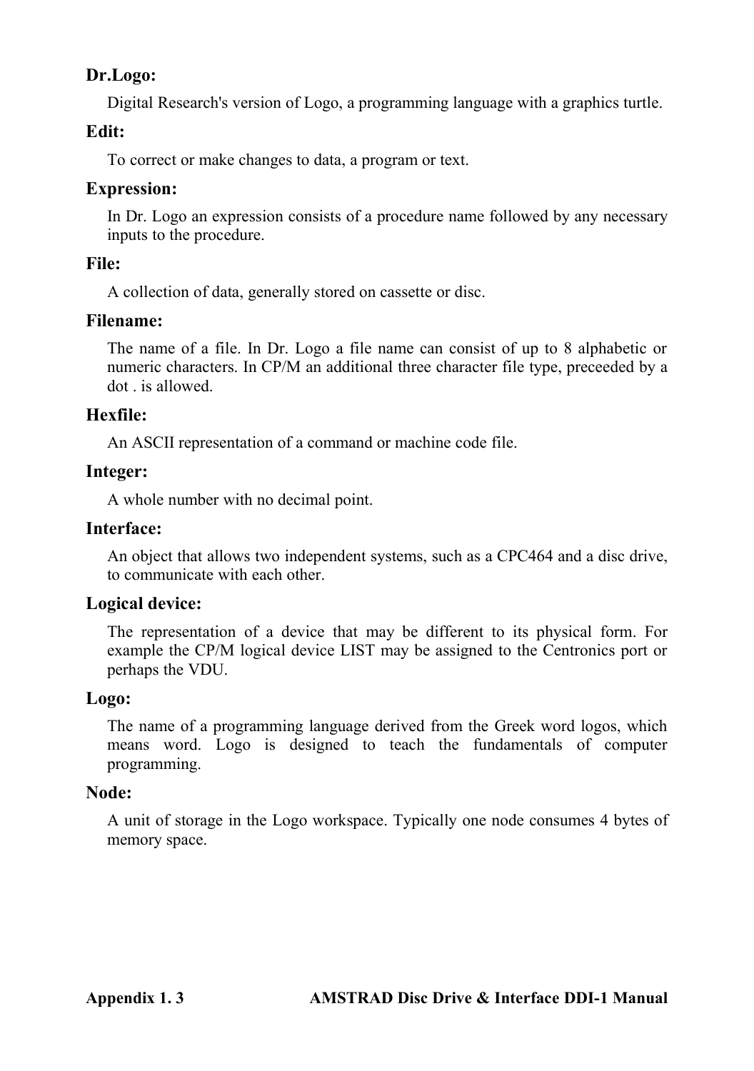**Dr.Logo:**

Digital Research's version of Logo, a programming language with a graphics turtle.

**Edit:**

To correct or make changes to data, a program or text.

**Expression:**

In Dr. Logo an expression consists of a procedure name followed by any necessary inputs to the procedure.

**File:**

A collection of data, generally stored on cassette or disc.

**Filename:**

The name of a file. In Dr. Logo a file name can consist of up to 8 alphabetic or numeric characters. In CP/M an additional three character file type, preceeded by a dot . is allowed.

**Hexfile:**

An ASCII representation of a command or machine code file.

**Integer:**

A whole number with no decimal point.

**Interface:**

An object that allows two independent systems, such as a CPC464 and a disc drive, to communicate with each other.

**Logical device:**

The representation of a device that may be different to its physical form. For example the CP/M logical device LIST may be assigned to the Centronics port or perhaps the VDU.

**Logo:**

The name of a programming language derived from the Greek word logos, which means word. Logo is designed to teach the fundamentals of computer programming.

**Node:**

A unit of storage in the Logo workspace. Typically one node consumes 4 bytes of memory space.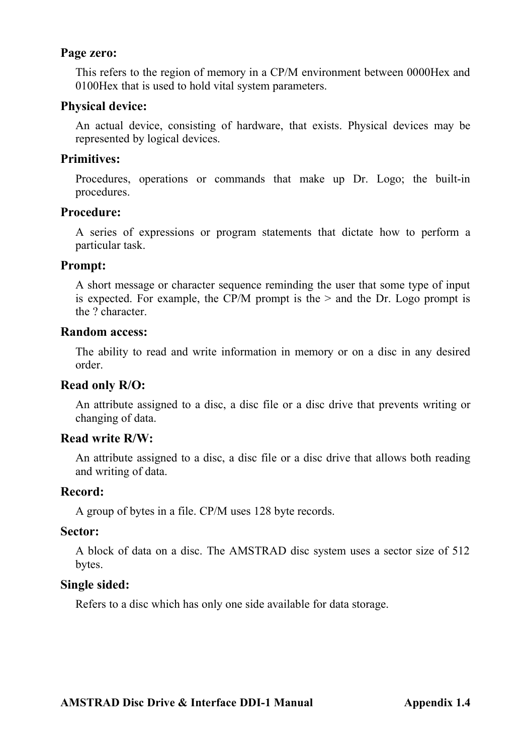**Page zero:**

This refers to the region of memory in a CP/M environment between 0000Hex and 0100Hex that is used to hold vital system parameters.

**Physical device:**

An actual device, consisting of hardware, that exists. Physical devices may be represented by logical devices.

**Primitives:**

Procedures, operations or commands that make up Dr. Logo; the built-in procedures.

**Procedure:**

A series of expressions or program statements that dictate how to perform a particular task.

**Prompt:**

A short message or character sequence reminding the user that some type of input is expected. For example, the CP/M prompt is the > and the Dr. Logo prompt is the ? character.

**Random access:**

The ability to read and write information in memory or on a disc in any desired order.

**Read only R/O:**

An attribute assigned to a disc, a disc file or a disc drive that prevents writing or changing of data.

**Read write R/W:**

An attribute assigned to a disc, a disc file or a disc drive that allows both reading and writing of data.

**Record:**

A group of bytes in a file. CP/M uses 128 byte records.

**Sector:**

A block of data on a disc. The AMSTRAD disc system uses a sector size of 512 bytes.

**Single sided:**

Refers to a disc which has only one side available for data storage.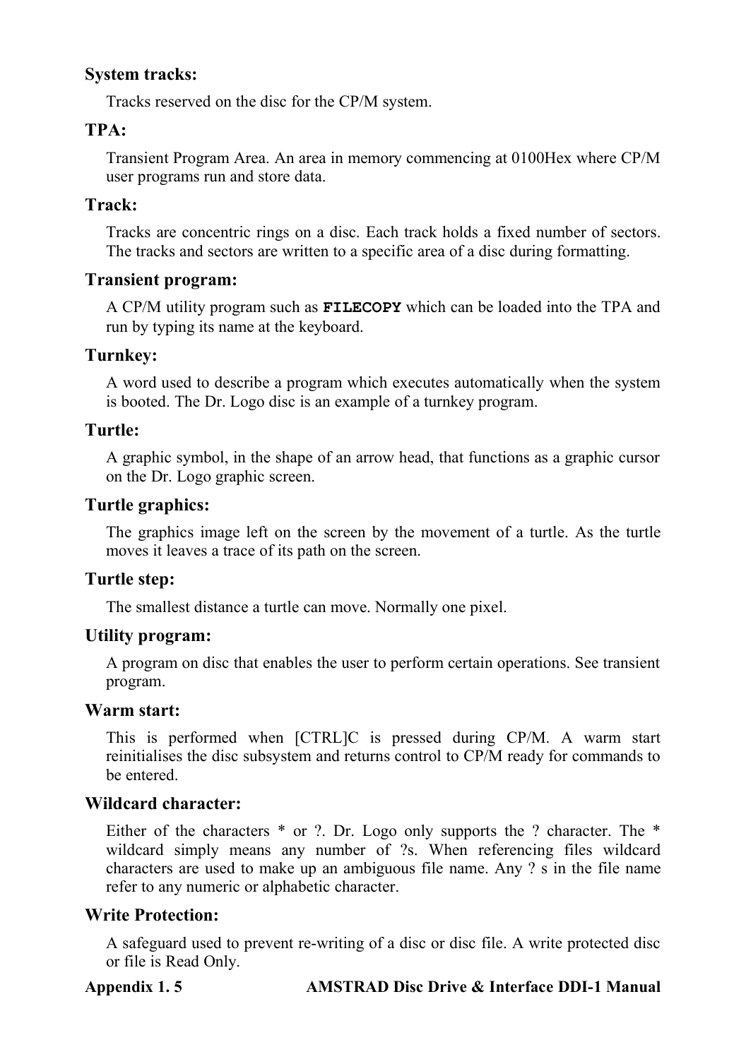**System tracks:**

Tracks reserved on the disc for the CP/M system.

**TPA:**

Transient Program Area. An area in memory commencing at 0100Hex where CP/M user programs run and store data.

**Track:**

Tracks are concentric rings on a disc. Each track holds a fixed number of sectors. The tracks and sectors are written to a specific area of a disc during formatting.

**Transient program:**

A CP/M utility program such as **`FILECOPY`** which can be loaded into the TPA and run by typing its name at the keyboard.

**Turnkey:**

A word used to describe a program which executes automatically when the system is booted. The Dr. Logo disc is an example of a turnkey program.

**Turtle:**

A graphic symbol, in the shape of an arrow head, that functions as a graphic cursor on the Dr. Logo graphic screen.

**Turtle graphics:**

The graphics image left on the screen by the movement of a turtle. As the turtle moves it leaves a trace of its path on the screen.

**Turtle step:**

The smallest distance a turtle can move. Normally one pixel.

**Utility program:**

A program on disc that enables the user to perform certain operations. See transient program.

**Warm start:**

This is performed when [CTRL]C is pressed during CP/M. A warm start reinitialises the disc subsystem and returns control to CP/M ready for commands to be entered.

**Wildcard character:**

Either of the characters * or ?. Dr. Logo only supports the ? character. The * wildcard simply means any number of ?s. When referencing files wildcard characters are used to make up an ambiguous file name. Any ? s in the file name refer to any numeric or alphabetic character.

**Write Protection:**

A safeguard used to prevent re-writing of a disc or disc file. A write protected disc or file is Read Only.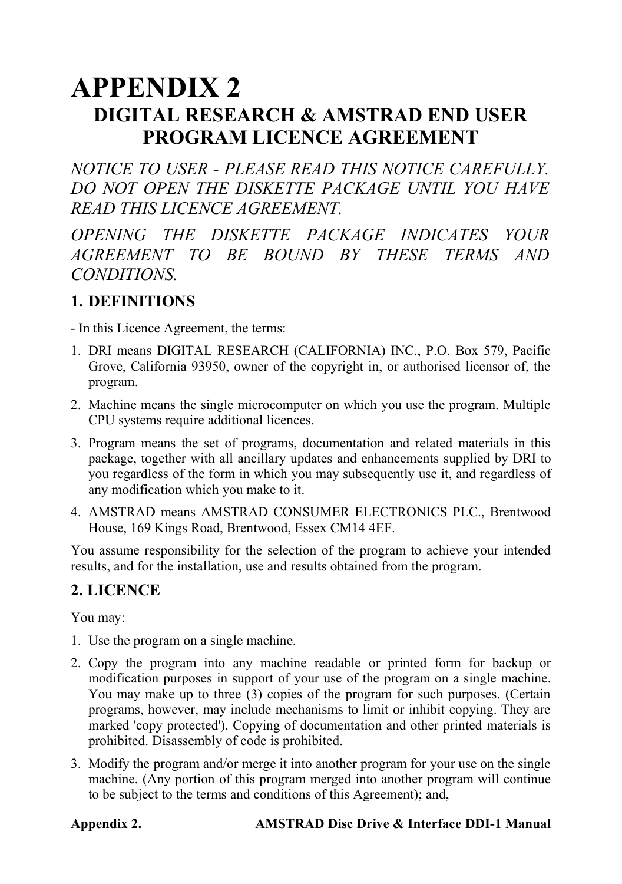# APPENDIX 2

## DIGITAL RESEARCH & AMSTRAD END USER PROGRAM LICENCE AGREEMENT

*NOTICE TO USER - PLEASE READ THIS NOTICE CAREFULLY. DO NOT OPEN THE DISKETTE PACKAGE UNTIL YOU HAVE READ THIS LICENCE AGREEMENT.*

*OPENING THE DISKETTE PACKAGE INDICATES YOUR AGREEMENT TO BE BOUND BY THESE TERMS AND CONDITIONS.*

### 1. DEFINITIONS

- In this Licence Agreement, the terms:

1. DRI means DIGITAL RESEARCH (CALIFORNIA) INC., P.O. Box 579, Pacific Grove, California 93950, owner of the copyright in, or authorised licensor of, the program.
2. Machine means the single microcomputer on which you use the program. Multiple CPU systems require additional licences.
3. Program means the set of programs, documentation and related materials in this package, together with all ancillary updates and enhancements supplied by DRI to you regardless of the form in which you may subsequently use it, and regardless of any modification which you make to it.
4. AMSTRAD means AMSTRAD CONSUMER ELECTRONICS PLC., Brentwood House, 169 Kings Road, Brentwood, Essex CM14 4EF.

You assume responsibility for the selection of the program to achieve your intended results, and for the installation, use and results obtained from the program.

### 2. LICENCE

You may:

1. Use the program on a single machine.
2. Copy the program into any machine readable or printed form for backup or modification purposes in support of your use of the program on a single machine. You may make up to three (3) copies of the program for such purposes. (Certain programs, however, may include mechanisms to limit or inhibit copying. They are marked 'copy protected'). Copying of documentation and other printed materials is prohibited. Disassembly of code is prohibited.
3. Modify the program and/or merge it into another program for your use on the single machine. (Any portion of this program merged into another program will continue to be subject to the terms and conditions of this Agreement); and,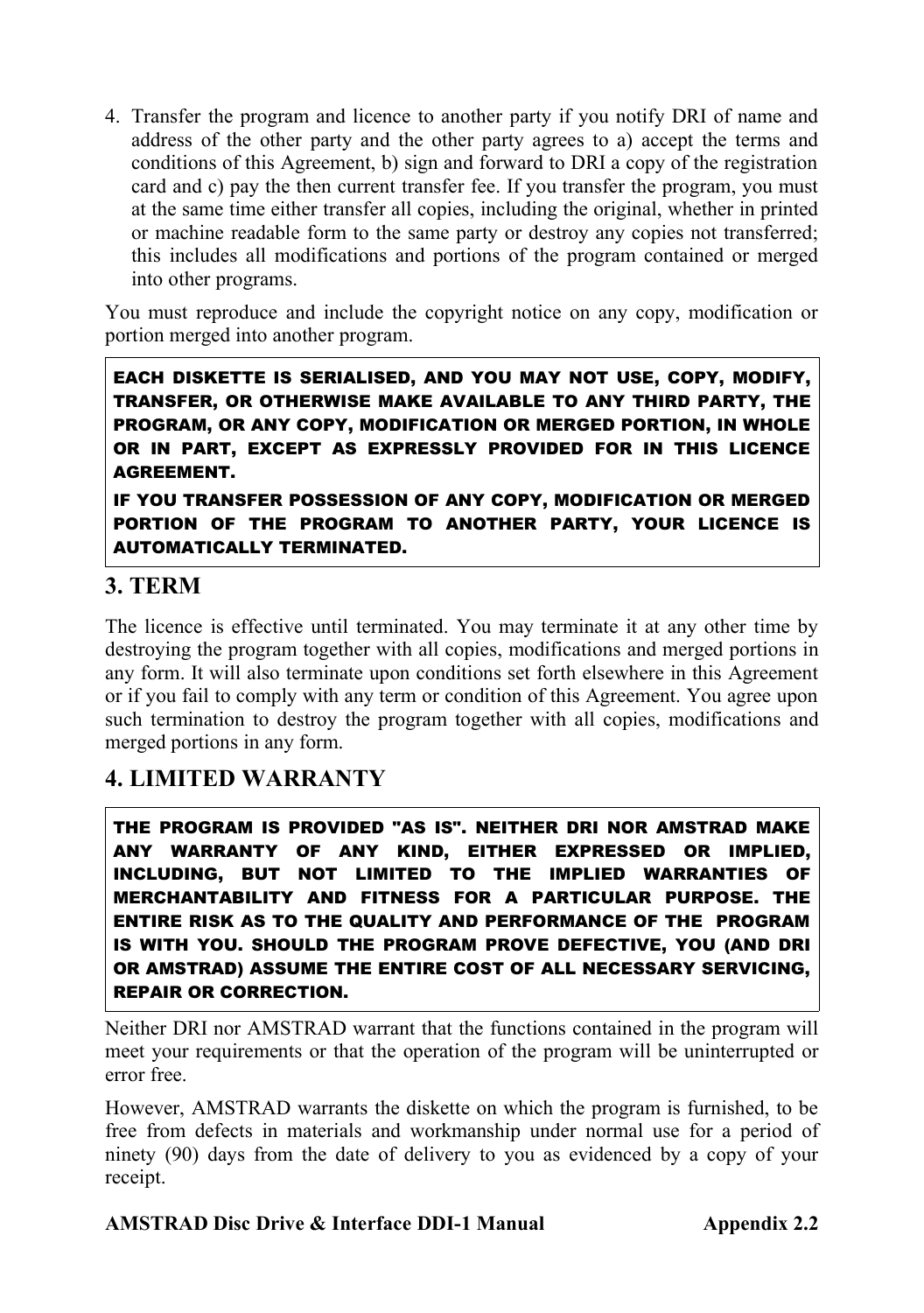4. Transfer the program and licence to another party if you notify DRI of name and address of the other party and the other party agrees to a) accept the terms and conditions of this Agreement, b) sign and forward to DRI a copy of the registration card and c) pay the then current transfer fee. If you transfer the program, you must at the same time either transfer all copies, including the original, whether in printed or machine readable form to the same party or destroy any copies not transferred; this includes all modifications and portions of the program contained or merged into other programs.

You must reproduce and include the copyright notice on any copy, modification or portion merged into another program.

**EACH DISKETTE IS SERIALISED, AND YOU MAY NOT USE, COPY, MODIFY, TRANSFER, OR OTHERWISE MAKE AVAILABLE TO ANY THIRD PARTY, THE PROGRAM, OR ANY COPY, MODIFICATION OR MERGED PORTION, IN WHOLE OR IN PART, EXCEPT AS EXPRESSLY PROVIDED FOR IN THIS LICENCE AGREEMENT.**

**IF YOU TRANSFER POSSESSION OF ANY COPY, MODIFICATION OR MERGED PORTION OF THE PROGRAM TO ANOTHER PARTY, YOUR LICENCE IS AUTOMATICALLY TERMINATED.**

## 3. TERM

The licence is effective until terminated. You may terminate it at any other time by destroying the program together with all copies, modifications and merged portions in any form. It will also terminate upon conditions set forth elsewhere in this Agreement or if you fail to comply with any term or condition of this Agreement. You agree upon such termination to destroy the program together with all copies, modifications and merged portions in any form.

## 4. LIMITED WARRANTY

**THE PROGRAM IS PROVIDED "AS IS". NEITHER DRI NOR AMSTRAD MAKE ANY WARRANTY OF ANY KIND, EITHER EXPRESSED OR IMPLIED, INCLUDING, BUT NOT LIMITED TO THE IMPLIED WARRANTIES OF MERCHANTABILITY AND FITNESS FOR A PARTICULAR PURPOSE. THE ENTIRE RISK AS TO THE QUALITY AND PERFORMANCE OF THE PROGRAM IS WITH YOU. SHOULD THE PROGRAM PROVE DEFECTIVE, YOU (AND DRI OR AMSTRAD) ASSUME THE ENTIRE COST OF ALL NECESSARY SERVICING, REPAIR OR CORRECTION.**

Neither DRI nor AMSTRAD warrant that the functions contained in the program will meet your requirements or that the operation of the program will be uninterrupted or error free.

However, AMSTRAD warrants the diskette on which the program is furnished, to be free from defects in materials and workmanship under normal use for a period of ninety (90) days from the date of delivery to you as evidenced by a copy of your receipt.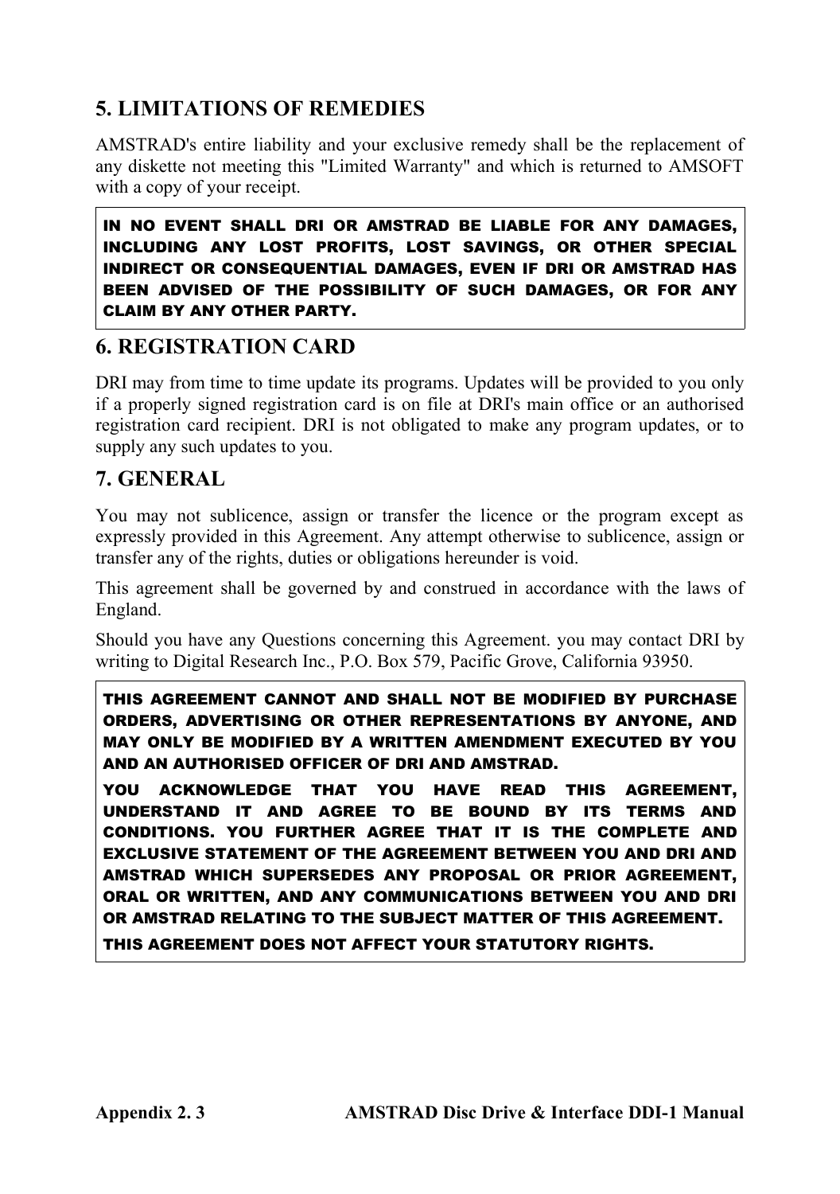## 5. LIMITATIONS OF REMEDIES

AMSTRAD's entire liability and your exclusive remedy shall be the replacement of any diskette not meeting this "Limited Warranty" and which is returned to AMSOFT with a copy of your receipt.

**IN NO EVENT SHALL DRI OR AMSTRAD BE LIABLE FOR ANY DAMAGES, INCLUDING ANY LOST PROFITS, LOST SAVINGS, OR OTHER SPECIAL INDIRECT OR CONSEQUENTIAL DAMAGES, EVEN IF DRI OR AMSTRAD HAS BEEN ADVISED OF THE POSSIBILITY OF SUCH DAMAGES, OR FOR ANY CLAIM BY ANY OTHER PARTY.**

## 6. REGISTRATION CARD

DRI may from time to time update its programs. Updates will be provided to you only if a properly signed registration card is on file at DRI's main office or an authorised registration card recipient. DRI is not obligated to make any program updates, or to supply any such updates to you.

## 7. GENERAL

You may not sublicence, assign or transfer the licence or the program except as expressly provided in this Agreement. Any attempt otherwise to sublicence, assign or transfer any of the rights, duties or obligations hereunder is void.

This agreement shall be governed by and construed in accordance with the laws of England.

Should you have any Questions concerning this Agreement. you may contact DRI by writing to Digital Research Inc., P.O. Box 579, Pacific Grove, California 93950.

**THIS AGREEMENT CANNOT AND SHALL NOT BE MODIFIED BY PURCHASE ORDERS, ADVERTISING OR OTHER REPRESENTATIONS BY ANYONE, AND MAY ONLY BE MODIFIED BY A WRITTEN AMENDMENT EXECUTED BY YOU AND AN AUTHORISED OFFICER OF DRI AND AMSTRAD.**

**YOU ACKNOWLEDGE THAT YOU HAVE READ THIS AGREEMENT, UNDERSTAND IT AND AGREE TO BE BOUND BY ITS TERMS AND CONDITIONS. YOU FURTHER AGREE THAT IT IS THE COMPLETE AND EXCLUSIVE STATEMENT OF THE AGREEMENT BETWEEN YOU AND DRI AND AMSTRAD WHICH SUPERSEDES ANY PROPOSAL OR PRIOR AGREEMENT, ORAL OR WRITTEN, AND ANY COMMUNICATIONS BETWEEN YOU AND DRI OR AMSTRAD RELATING TO THE SUBJECT MATTER OF THIS AGREEMENT.**

**THIS AGREEMENT DOES NOT AFFECT YOUR STATUTORY RIGHTS.**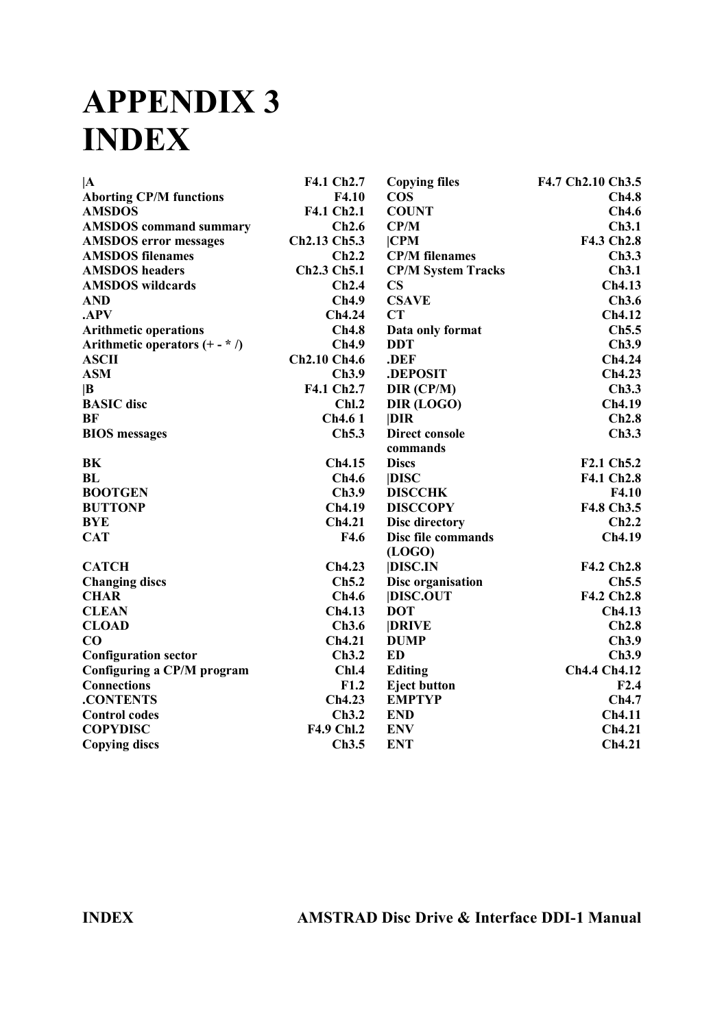# APPENDIX 3
# INDEX

| | |
|---|---|
| **\|A** | **F4.1 Ch2.7** |
| **Aborting CP/M functions** | **F4.10** |
| **AMSDOS** | **F4.1 Ch2.1** |
| **AMSDOS command summary** | **Ch2.6** |
| **AMSDOS error messages** | **Ch2.13 Ch5.3** |
| **AMSDOS filenames** | **Ch2.2** |
| **AMSDOS headers** | **Ch2.3 Ch5.1** |
| **AMSDOS wildcards** | **Ch2.4** |
| **AND** | **Ch4.9** |
| **.APV** | **Ch4.24** |
| **Arithmetic operations** | **Ch4.8** |
| **Arithmetic operators (+ - * /)** | **Ch4.9** |
| **ASCII** | **Ch2.10 Ch4.6** |
| **ASM** | **Ch3.9** |
| **\|B** | **F4.1 Ch2.7** |
| **BASIC disc** | **Chl.2** |
| **BF** | **Ch4.6 1** |
| **BIOS messages** | **Ch5.3** |
| **BK** | **Ch4.15** |
| **BL** | **Ch4.6** |
| **BOOTGEN** | **Ch3.9** |
| **BUTTONP** | **Ch4.19** |
| **BYE** | **Ch4.21** |
| **CAT** | **F4.6** |
| **CATCH** | **Ch4.23** |
| **Changing discs** | **Ch5.2** |
| **CHAR** | **Ch4.6** |
| **CLEAN** | **Ch4.13** |
| **CLOAD** | **Ch3.6** |
| **CO** | **Ch4.21** |
| **Configuration sector** | **Ch3.2** |
| **Configuring a CP/M program** | **Chl.4** |
| **Connections** | **F1.2** |
| **.CONTENTS** | **Ch4.23** |
| **Control codes** | **Ch3.2** |
| **COPYDISC** | **F4.9 Chl.2** |
| **Copying discs** | **Ch3.5** |
| **Copying files** | **F4.7 Ch2.10 Ch3.5** |
| **COS** | **Ch4.8** |
| **COUNT** | **Ch4.6** |
| **CP/M** | **Ch3.1** |
| **\|CPM** | **F4.3 Ch2.8** |
| **CP/M filenames** | **Ch3.3** |
| **CP/M System Tracks** | **Ch3.1** |
| **CS** | **Ch4.13** |
| **CSAVE** | **Ch3.6** |
| **CT** | **Ch4.12** |
| **Data only format** | **Ch5.5** |
| **DDT** | **Ch3.9** |
| **.DEF** | **Ch4.24** |
| **.DEPOSIT** | **Ch4.23** |
| **DIR (CP/M)** | **Ch3.3** |
| **DIR (LOGO)** | **Ch4.19** |
| **\|DIR** | **Ch2.8** |
| **Direct console commands** | **Ch3.3** |
| **Discs** | **F2.1 Ch5.2** |
| **\|DISC** | **F4.1 Ch2.8** |
| **DISCCHK** | **F4.10** |
| **DISCCOPY** | **F4.8 Ch3.5** |
| **Disc directory** | **Ch2.2** |
| **Disc file commands (LOGO)** | **Ch4.19** |
| **\|DISC.IN** | **F4.2 Ch2.8** |
| **Disc organisation** | **Ch5.5** |
| **\|DISC.OUT** | **F4.2 Ch2.8** |
| **DOT** | **Ch4.13** |
| **\|DRIVE** | **Ch2.8** |
| **DUMP** | **Ch3.9** |
| **ED** | **Ch3.9** |
| **Editing** | **Ch4.4 Ch4.12** |
| **Eject button** | **F2.4** |
| **EMPTYP** | **Ch4.7** |
| **END** | **Ch4.11** |
| **ENV** | **Ch4.21** |
| **ENT** | **Ch4.21** |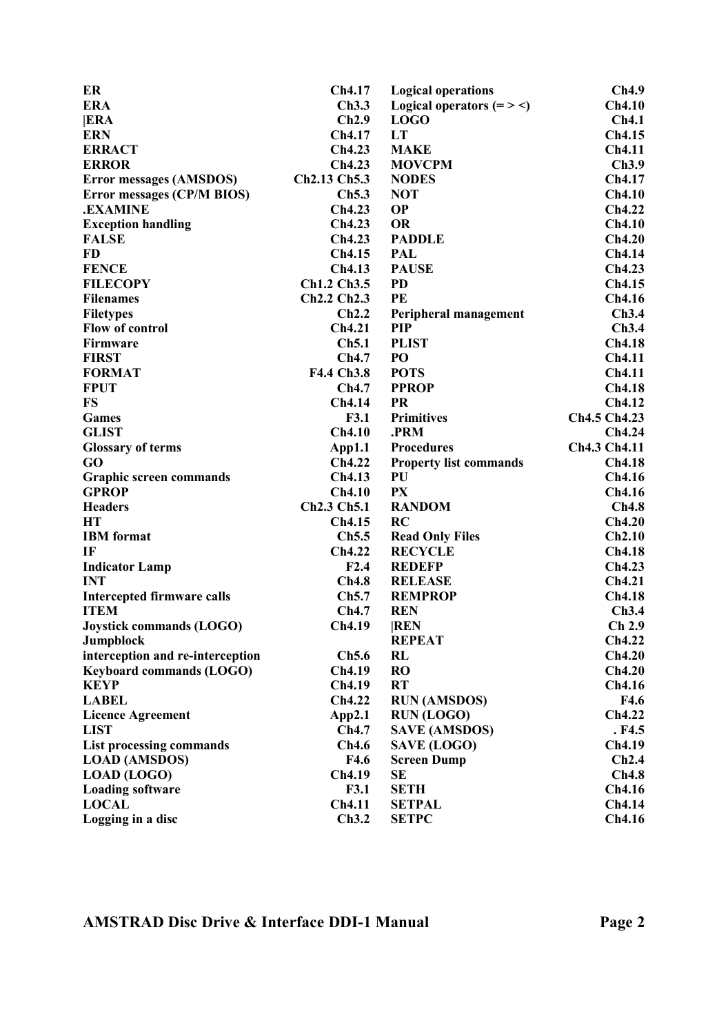| | |
|---|---|
| **ER** | **Ch4.17** |
| **ERA** | **Ch3.3** |
| **\|ERA** | **Ch2.9** |
| **ERN** | **Ch4.17** |
| **ERRACT** | **Ch4.23** |
| **ERROR** | **Ch4.23** |
| **Error messages (AMSDOS)** | **Ch2.13 Ch5.3** |
| **Error messages (CP/M BIOS)** | **Ch5.3** |
| **.EXAMINE** | **Ch4.23** |
| **Exception handling** | **Ch4.23** |
| **FALSE** | **Ch4.23** |
| **FD** | **Ch4.15** |
| **FENCE** | **Ch4.13** |
| **FILECOPY** | **Ch1.2 Ch3.5** |
| **Filenames** | **Ch2.2 Ch2.3** |
| **Filetypes** | **Ch2.2** |
| **Flow of control** | **Ch4.21** |
| **Firmware** | **Ch5.1** |
| **FIRST** | **Ch4.7** |
| **FORMAT** | **F4.4 Ch3.8** |
| **FPUT** | **Ch4.7** |
| **FS** | **Ch4.14** |
| **Games** | **F3.1** |
| **GLIST** | **Ch4.10** |
| **Glossary of terms** | **App1.1** |
| **GO** | **Ch4.22** |
| **Graphic screen commands** | **Ch4.13** |
| **GPROP** | **Ch4.10** |
| **Headers** | **Ch2.3 Ch5.1** |
| **HT** | **Ch4.15** |
| **IBM format** | **Ch5.5** |
| **IF** | **Ch4.22** |
| **Indicator Lamp** | **F2.4** |
| **INT** | **Ch4.8** |
| **Intercepted firmware calls** | **Ch5.7** |
| **ITEM** | **Ch4.7** |
| **Joystick commands (LOGO)** | **Ch4.19** |
| **Jumpblock interception and re-interception** | **Ch5.6** |
| **Keyboard commands (LOGO)** | **Ch4.19** |
| **KEYP** | **Ch4.19** |
| **LABEL** | **Ch4.22** |
| **Licence Agreement** | **App2.1** |
| **LIST** | **Ch4.7** |
| **List processing commands** | **Ch4.6** |
| **LOAD (AMSDOS)** | **F4.6** |
| **LOAD (LOGO)** | **Ch4.19** |
| **Loading software** | **F3.1** |
| **LOCAL** | **Ch4.11** |
| **Logging in a disc** | **Ch3.2** |
| **Logical operations** | **Ch4.9** |
| **Logical operators (= > <)** | **Ch4.10** |
| **LOGO** | **Ch4.1** |
| **LT** | **Ch4.15** |
| **MAKE** | **Ch4.11** |
| **MOVCPM** | **Ch3.9** |
| **NODES** | **Ch4.17** |
| **NOT** | **Ch4.10** |
| **OP** | **Ch4.22** |
| **OR** | **Ch4.10** |
| **PADDLE** | **Ch4.20** |
| **PAL** | **Ch4.14** |
| **PAUSE** | **Ch4.23** |
| **PD** | **Ch4.15** |
| **PE** | **Ch4.16** |
| **Peripheral management** | **Ch3.4** |
| **PIP** | **Ch3.4** |
| **PLIST** | **Ch4.18** |
| **PO** | **Ch4.11** |
| **POTS** | **Ch4.11** |
| **PPROP** | **Ch4.18** |
| **PR** | **Ch4.12** |
| **Primitives** | **Ch4.5 Ch4.23** |
| **.PRM** | **Ch4.24** |
| **Procedures** | **Ch4.3 Ch4.11** |
| **Property list commands** | **Ch4.18** |
| **PU** | **Ch4.16** |
| **PX** | **Ch4.16** |
| **RANDOM** | **Ch4.8** |
| **RC** | **Ch4.20** |
| **Read Only Files** | **Ch2.10** |
| **RECYCLE** | **Ch4.18** |
| **REDEFP** | **Ch4.23** |
| **RELEASE** | **Ch4.21** |
| **REMPROP** | **Ch4.18** |
| **REN** | **Ch3.4** |
| **\|REN** | **Ch 2.9** |
| **REPEAT** | **Ch4.22** |
| **RL** | **Ch4.20** |
| **RO** | **Ch4.20** |
| **RT** | **Ch4.16** |
| **RUN (AMSDOS)** | **F4.6** |
| **RUN (LOGO)** | **Ch4.22** |
| **SAVE (AMSDOS)** | **. F4.5** |
| **SAVE (LOGO)** | **Ch4.19** |
| **Screen Dump** | **Ch2.4** |
| **SE** | **Ch4.8** |
| **SETH** | **Ch4.16** |
| **SETPAL** | **Ch4.14** |
| **SETPC** | **Ch4.16** |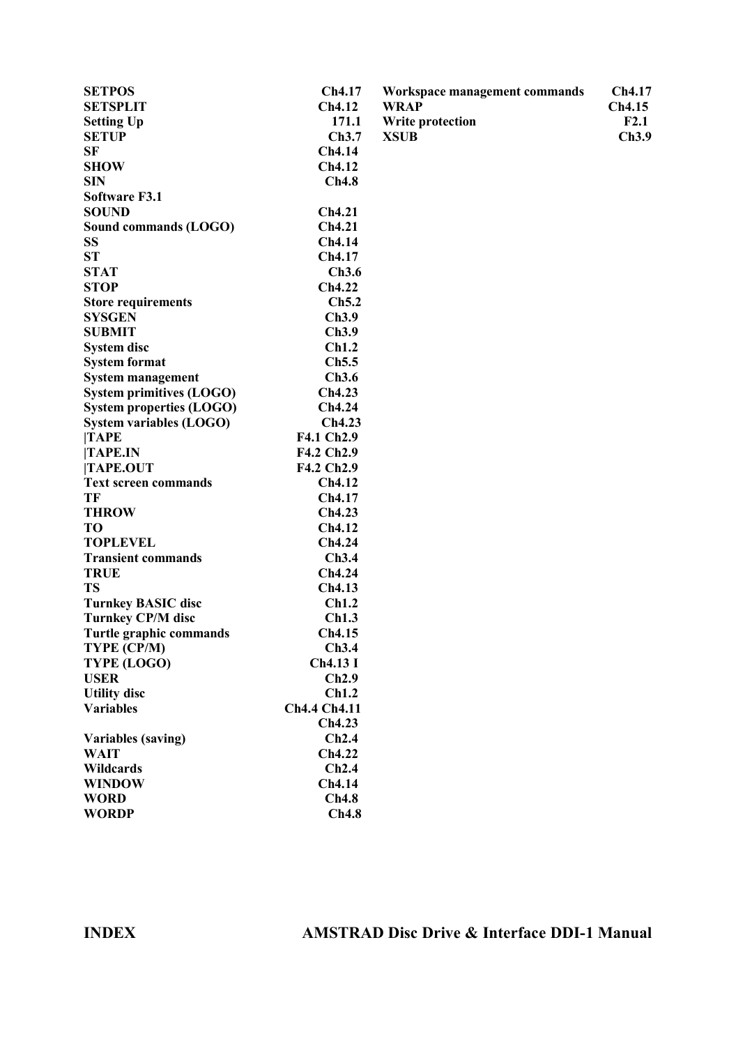| | |
|---|---|
| **SETPOS** | **Ch4.17** |
| **SETSPLIT** | **Ch4.12** |
| **Setting Up** | **171.1** |
| **SETUP** | **Ch3.7** |
| **SF** | **Ch4.14** |
| **SHOW** | **Ch4.12** |
| **SIN** | **Ch4.8** |
| **Software F3.1** | |
| **SOUND** | **Ch4.21** |
| **Sound commands (LOGO)** | **Ch4.21** |
| **SS** | **Ch4.14** |
| **ST** | **Ch4.17** |
| **STAT** | **Ch3.6** |
| **STOP** | **Ch4.22** |
| **Store requirements** | **Ch5.2** |
| **SYSGEN** | **Ch3.9** |
| **SUBMIT** | **Ch3.9** |
| **System disc** | **Ch1.2** |
| **System format** | **Ch5.5** |
| **System management** | **Ch3.6** |
| **System primitives (LOGO)** | **Ch4.23** |
| **System properties (LOGO)** | **Ch4.24** |
| **System variables (LOGO)** | **Ch4.23** |
| **\|TAPE** | **F4.1 Ch2.9** |
| **\|TAPE.IN** | **F4.2 Ch2.9** |
| **\|TAPE.OUT** | **F4.2 Ch2.9** |
| **Text screen commands** | **Ch4.12** |
| **TF** | **Ch4.17** |
| **THROW** | **Ch4.23** |
| **TO** | **Ch4.12** |
| **TOPLEVEL** | **Ch4.24** |
| **Transient commands** | **Ch3.4** |
| **TRUE** | **Ch4.24** |
| **TS** | **Ch4.13** |
| **Turnkey BASIC disc** | **Ch1.2** |
| **Turnkey CP/M disc** | **Ch1.3** |
| **Turtle graphic commands** | **Ch4.15** |
| **TYPE (CP/M)** | **Ch3.4** |
| **TYPE (LOGO)** | **Ch4.13 I** |
| **USER** | **Ch2.9** |
| **Utility disc** | **Ch1.2** |
| **Variables** | **Ch4.4 Ch4.11 Ch4.23** |
| **Variables (saving)** | **Ch2.4** |
| **WAIT** | **Ch4.22** |
| **Wildcards** | **Ch2.4** |
| **WINDOW** | **Ch4.14** |
| **WORD** | **Ch4.8** |
| **WORDP** | **Ch4.8** |
| **Workspace management commands** | **Ch4.17** |
| **WRAP** | **Ch4.15** |
| **Write protection** | **F2.1** |
| **XSUB** | **Ch3.9** |